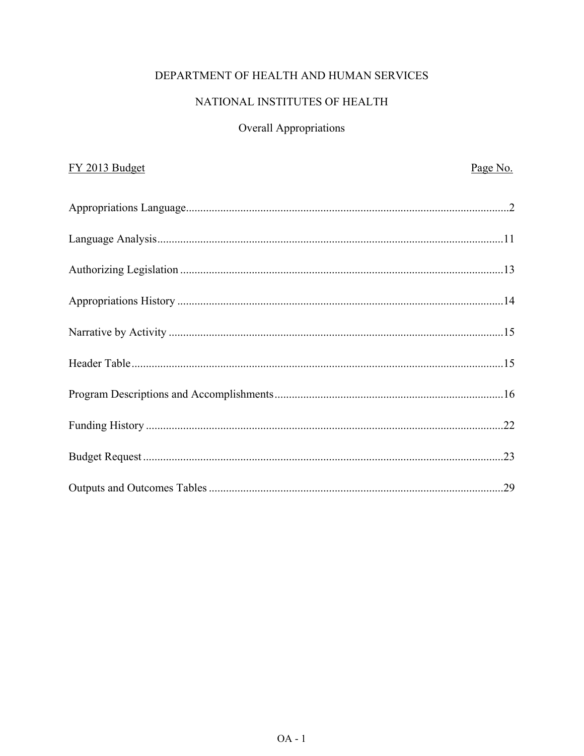# DEPARTMENT OF HEALTH AND HUMAN SERVICES

## NATIONAL INSTITUTES OF HEALTH

### Overall Appropriations

| FY 2013 Budget | Page No. |
|---|---|
| Appropriations Language | 2 |
| Language Analysis | 11 |
| Authorizing Legislation | 13 |
| Appropriations History | 14 |
| Narrative by Activity | 15 |
| Header Table | 15 |
| Program Descriptions and Accomplishments | 16 |
| Funding History | 22 |
| Budget Request | 23 |
| Outputs and Outcomes Tables | 29 |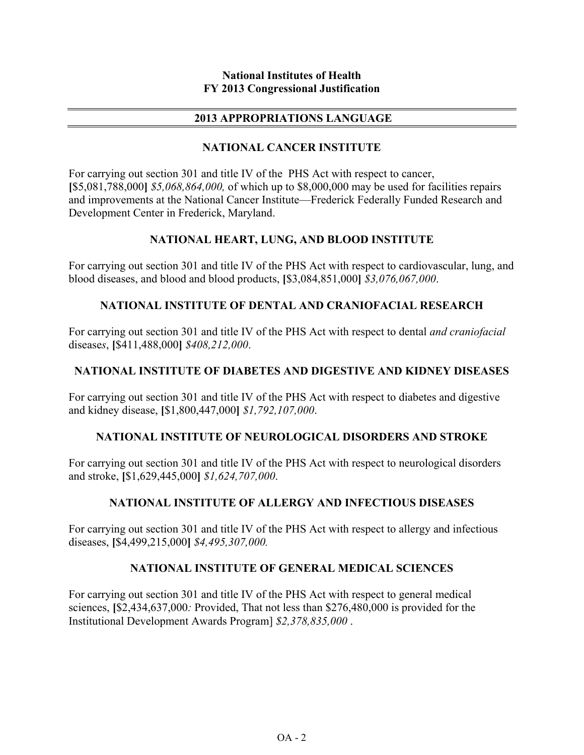**National Institutes of Health**
**FY 2013 Congressional Justification**

## 2013 APPROPRIATIONS LANGUAGE

### NATIONAL CANCER INSTITUTE

For carrying out section 301 and title IV of the PHS Act with respect to cancer, **[**$5,081,788,000**]** *$5,068,864,000,* of which up to $8,000,000 may be used for facilities repairs and improvements at the National Cancer Institute—Frederick Federally Funded Research and Development Center in Frederick, Maryland.

### NATIONAL HEART, LUNG, AND BLOOD INSTITUTE

For carrying out section 301 and title IV of the PHS Act with respect to cardiovascular, lung, and blood diseases, and blood and blood products, **[**$3,084,851,000**]** *$3,076,067,000*.

### NATIONAL INSTITUTE OF DENTAL AND CRANIOFACIAL RESEARCH

For carrying out section 301 and title IV of the PHS Act with respect to dental *and craniofacial* disease*s*, **[**$411,488,000**]** *$408,212,000*.

### NATIONAL INSTITUTE OF DIABETES AND DIGESTIVE AND KIDNEY DISEASES

For carrying out section 301 and title IV of the PHS Act with respect to diabetes and digestive and kidney disease, **[**$1,800,447,000**]** *$1,792,107,000*.

### NATIONAL INSTITUTE OF NEUROLOGICAL DISORDERS AND STROKE

For carrying out section 301 and title IV of the PHS Act with respect to neurological disorders and stroke, **[**$1,629,445,000**]** *$1,624,707,000*.

### NATIONAL INSTITUTE OF ALLERGY AND INFECTIOUS DISEASES

For carrying out section 301 and title IV of the PHS Act with respect to allergy and infectious diseases, **[**$4,499,215,000**]** *$4,495,307,000.*

### NATIONAL INSTITUTE OF GENERAL MEDICAL SCIENCES

For carrying out section 301 and title IV of the PHS Act with respect to general medical sciences, **[**$2,434,637,000*:* Provided, That not less than $276,480,000 is provided for the Institutional Development Awards Program] *$2,378,835,000* .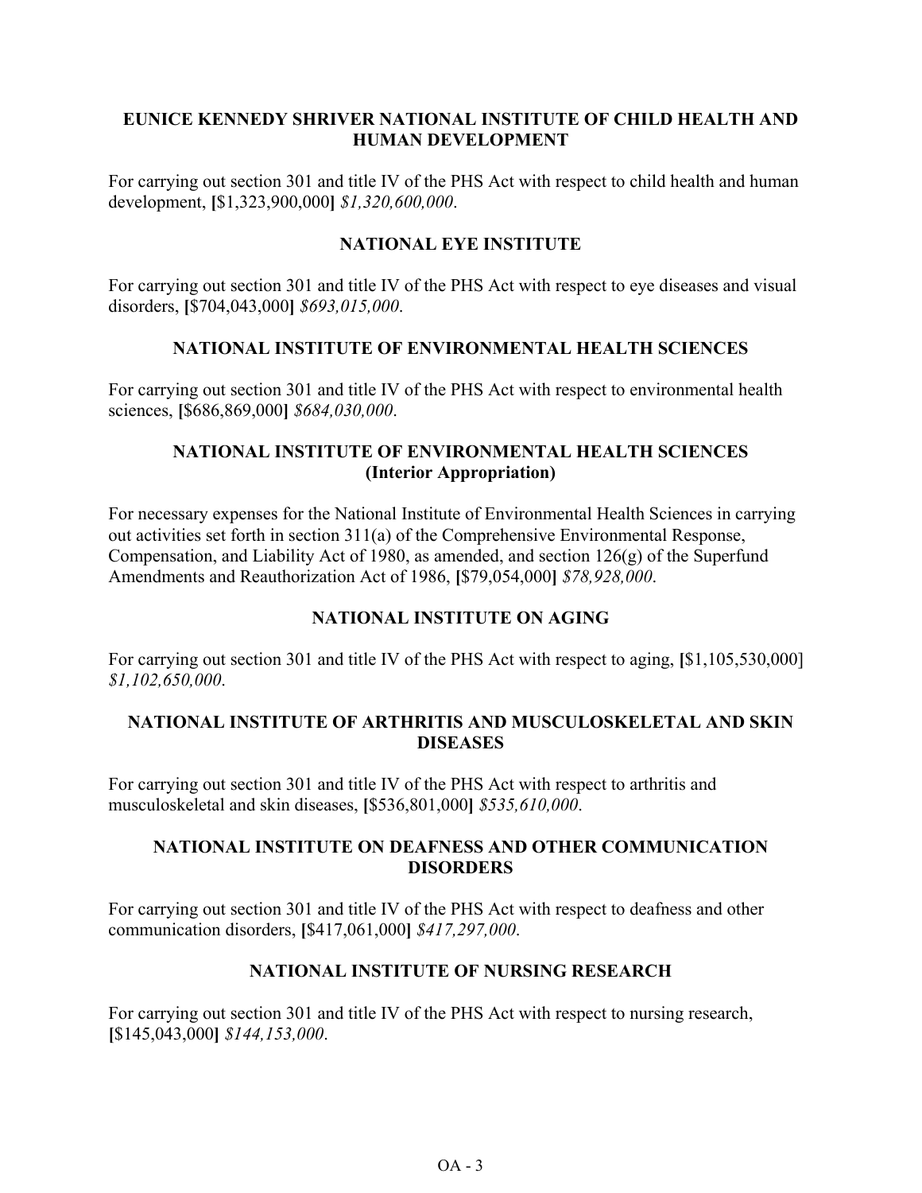## EUNICE KENNEDY SHRIVER NATIONAL INSTITUTE OF CHILD HEALTH AND HUMAN DEVELOPMENT

For carrying out section 301 and title IV of the PHS Act with respect to child health and human development, **[**$1,323,900,000**]** *$1,320,600,000*.

## NATIONAL EYE INSTITUTE

For carrying out section 301 and title IV of the PHS Act with respect to eye diseases and visual disorders, **[**$704,043,000**]** *$693,015,000*.

## NATIONAL INSTITUTE OF ENVIRONMENTAL HEALTH SCIENCES

For carrying out section 301 and title IV of the PHS Act with respect to environmental health sciences, **[**$686,869,000**]** *$684,030,000*.

## NATIONAL INSTITUTE OF ENVIRONMENTAL HEALTH SCIENCES (Interior Appropriation)

For necessary expenses for the National Institute of Environmental Health Sciences in carrying out activities set forth in section 311(a) of the Comprehensive Environmental Response, Compensation, and Liability Act of 1980, as amended, and section 126(g) of the Superfund Amendments and Reauthorization Act of 1986, **[**$79,054,000**]** *$78,928,000*.

## NATIONAL INSTITUTE ON AGING

For carrying out section 301 and title IV of the PHS Act with respect to aging, **[**$1,105,530,000] *$1,102,650,000*.

## NATIONAL INSTITUTE OF ARTHRITIS AND MUSCULOSKELETAL AND SKIN DISEASES

For carrying out section 301 and title IV of the PHS Act with respect to arthritis and musculoskeletal and skin diseases, **[**$536,801,000**]** *$535,610,000*.

## NATIONAL INSTITUTE ON DEAFNESS AND OTHER COMMUNICATION DISORDERS

For carrying out section 301 and title IV of the PHS Act with respect to deafness and other communication disorders, **[**$417,061,000**]** *$417,297,000*.

## NATIONAL INSTITUTE OF NURSING RESEARCH

For carrying out section 301 and title IV of the PHS Act with respect to nursing research, **[**$145,043,000**]** *$144,153,000*.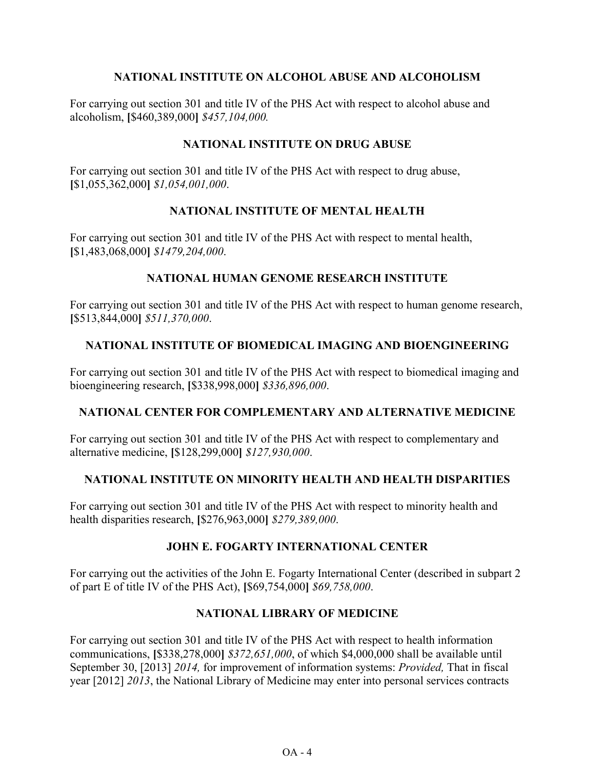## NATIONAL INSTITUTE ON ALCOHOL ABUSE AND ALCOHOLISM

For carrying out section 301 and title IV of the PHS Act with respect to alcohol abuse and alcoholism, **[**$460,389,000**]** *$457,104,000.*

## NATIONAL INSTITUTE ON DRUG ABUSE

For carrying out section 301 and title IV of the PHS Act with respect to drug abuse, **[**$1,055,362,000**]** *$1,054,001,000*.

## NATIONAL INSTITUTE OF MENTAL HEALTH

For carrying out section 301 and title IV of the PHS Act with respect to mental health, **[**$1,483,068,000**]** *$1479,204,000*.

## NATIONAL HUMAN GENOME RESEARCH INSTITUTE

For carrying out section 301 and title IV of the PHS Act with respect to human genome research, **[**$513,844,000**]** *$511,370,000*.

## NATIONAL INSTITUTE OF BIOMEDICAL IMAGING AND BIOENGINEERING

For carrying out section 301 and title IV of the PHS Act with respect to biomedical imaging and bioengineering research, **[**$338,998,000**]** *$336,896,000*.

## NATIONAL CENTER FOR COMPLEMENTARY AND ALTERNATIVE MEDICINE

For carrying out section 301 and title IV of the PHS Act with respect to complementary and alternative medicine, **[**$128,299,000**]** *$127,930,000*.

## NATIONAL INSTITUTE ON MINORITY HEALTH AND HEALTH DISPARITIES

For carrying out section 301 and title IV of the PHS Act with respect to minority health and health disparities research, **[**$276,963,000**]** *$279,389,000*.

## JOHN E. FOGARTY INTERNATIONAL CENTER

For carrying out the activities of the John E. Fogarty International Center (described in subpart 2 of part E of title IV of the PHS Act), **[**$69,754,000**]** *$69,758,000*.

## NATIONAL LIBRARY OF MEDICINE

For carrying out section 301 and title IV of the PHS Act with respect to health information communications, **[**$338,278,000**]** *$372,651,000*, of which $4,000,000 shall be available until September 30, [2013] *2014,* for improvement of information systems: *Provided,* That in fiscal year [2012] *2013*, the National Library of Medicine may enter into personal services contracts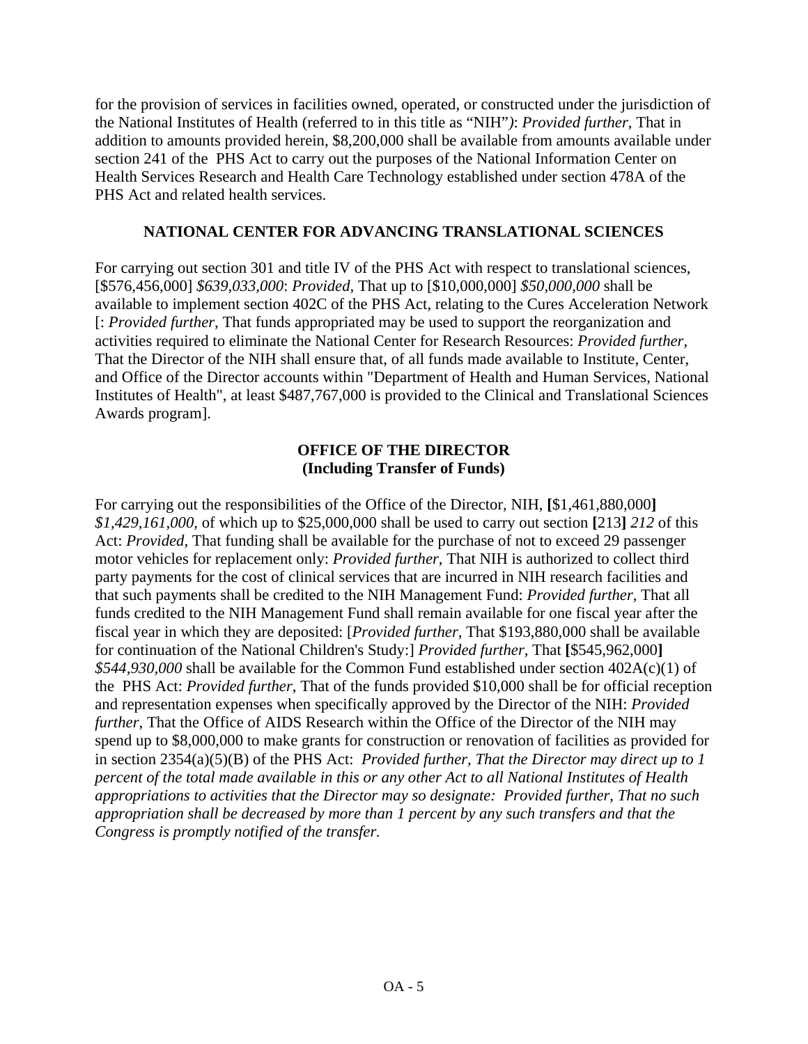for the provision of services in facilities owned, operated, or constructed under the jurisdiction of the National Institutes of Health (referred to in this title as "NIH"*)*: *Provided further*, That in addition to amounts provided herein, $8,200,000 shall be available from amounts available under section 241 of the PHS Act to carry out the purposes of the National Information Center on Health Services Research and Health Care Technology established under section 478A of the PHS Act and related health services.

## NATIONAL CENTER FOR ADVANCING TRANSLATIONAL SCIENCES

For carrying out section 301 and title IV of the PHS Act with respect to translational sciences, [$576,456,000] *$639,033,000*: *Provided*, That up to [$10,000,000] *$50,000,000* shall be available to implement section 402C of the PHS Act, relating to the Cures Acceleration Network [: *Provided further*, That funds appropriated may be used to support the reorganization and activities required to eliminate the National Center for Research Resources: *Provided further*, That the Director of the NIH shall ensure that, of all funds made available to Institute, Center, and Office of the Director accounts within "Department of Health and Human Services, National Institutes of Health", at least $487,767,000 is provided to the Clinical and Translational Sciences Awards program].

## OFFICE OF THE DIRECTOR
## (Including Transfer of Funds)

For carrying out the responsibilities of the Office of the Director, NIH, **[**$1,461,880,000**]** *$1,429,161,000,* of which up to $25,000,000 shall be used to carry out section **[**213**]** *212* of this Act: *Provided*, That funding shall be available for the purchase of not to exceed 29 passenger motor vehicles for replacement only: *Provided further*, That NIH is authorized to collect third party payments for the cost of clinical services that are incurred in NIH research facilities and that such payments shall be credited to the NIH Management Fund: *Provided further*, That all funds credited to the NIH Management Fund shall remain available for one fiscal year after the fiscal year in which they are deposited: [*Provided further*, That $193,880,000 shall be available for continuation of the National Children's Study:] *Provided further*, That **[**$545,962,000**]** *$544,930,000* shall be available for the Common Fund established under section 402A(c)(1) of the PHS Act: *Provided further*, That of the funds provided $10,000 shall be for official reception and representation expenses when specifically approved by the Director of the NIH: *Provided further*, That the Office of AIDS Research within the Office of the Director of the NIH may spend up to $8,000,000 to make grants for construction or renovation of facilities as provided for in section 2354(a)(5)(B) of the PHS Act: *Provided further, That the Director may direct up to 1 percent of the total made available in this or any other Act to all National Institutes of Health appropriations to activities that the Director may so designate: Provided further, That no such appropriation shall be decreased by more than 1 percent by any such transfers and that the Congress is promptly notified of the transfer.*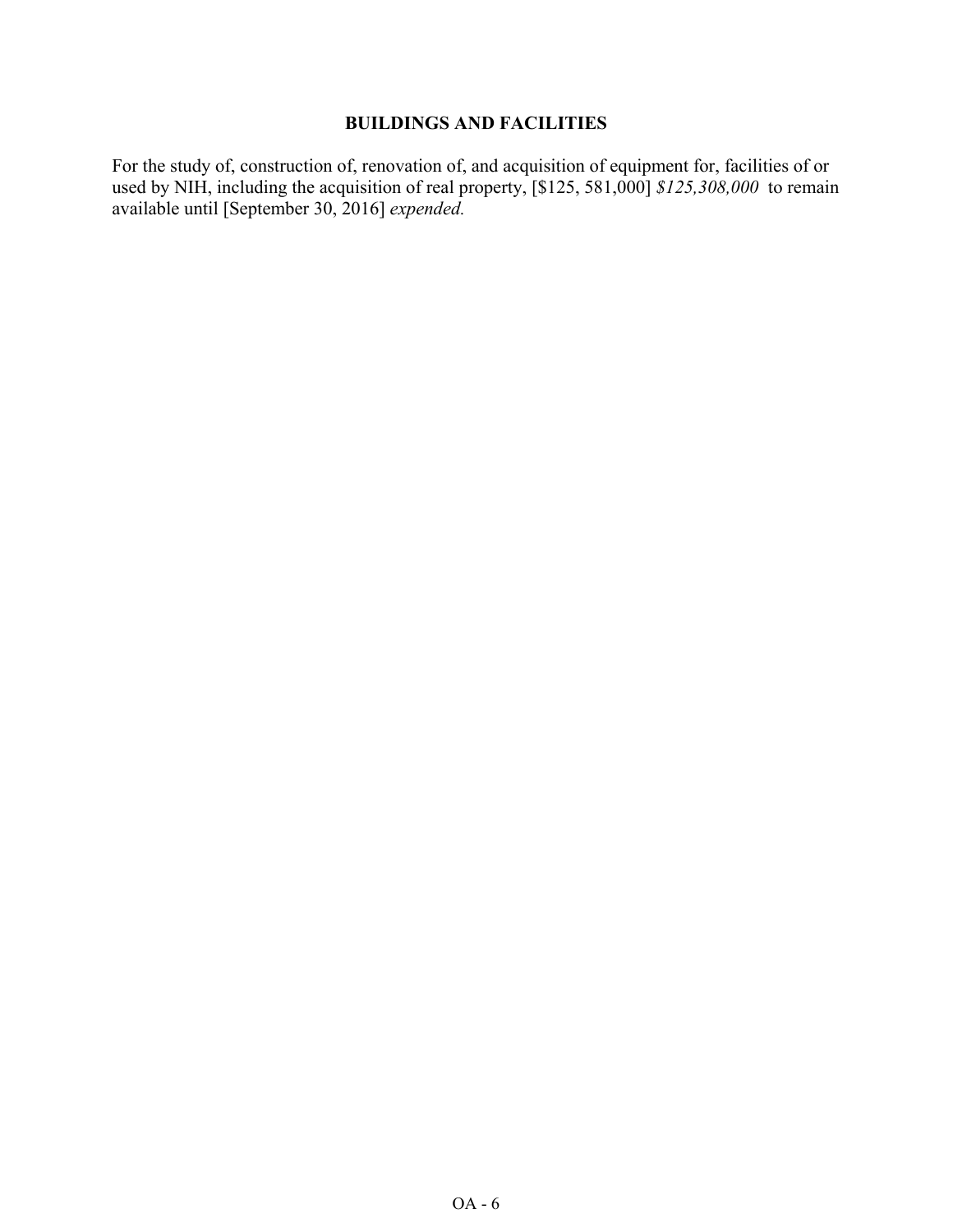## BUILDINGS AND FACILITIES

For the study of, construction of, renovation of, and acquisition of equipment for, facilities of or used by NIH, including the acquisition of real property, [$125, 581,000] *$125,308,000* to remain available until [September 30, 2016] *expended.*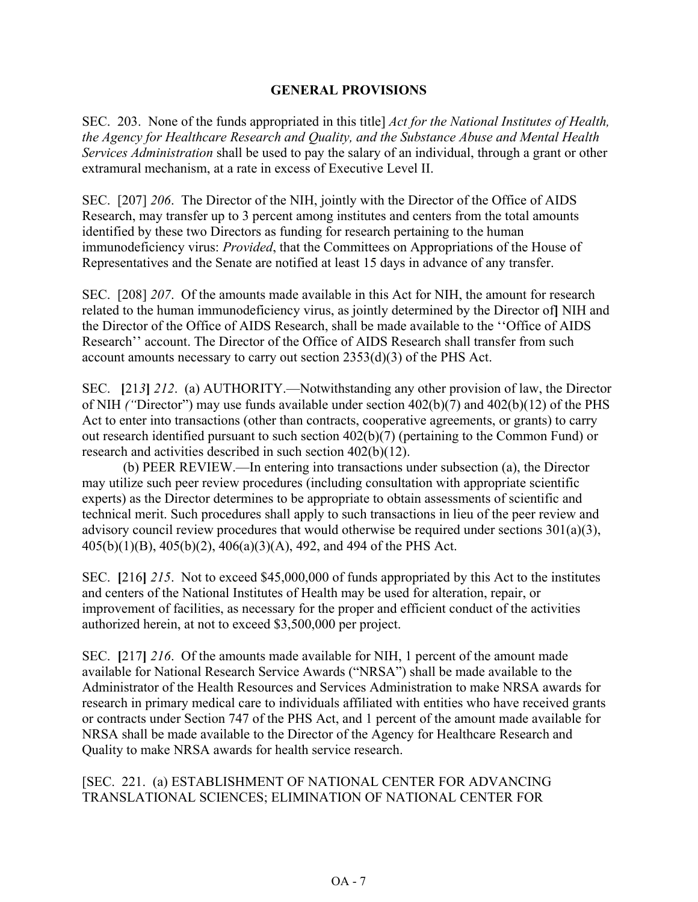## GENERAL PROVISIONS

SEC. 203. None of the funds appropriated in this title] *Act for the National Institutes of Health, the Agency for Healthcare Research and Quality, and the Substance Abuse and Mental Health Services Administration* shall be used to pay the salary of an individual, through a grant or other extramural mechanism, at a rate in excess of Executive Level II.

SEC. [207] *206*. The Director of the NIH, jointly with the Director of the Office of AIDS Research, may transfer up to 3 percent among institutes and centers from the total amounts identified by these two Directors as funding for research pertaining to the human immunodeficiency virus: *Provided*, that the Committees on Appropriations of the House of Representatives and the Senate are notified at least 15 days in advance of any transfer.

SEC. [208] *207*. Of the amounts made available in this Act for NIH, the amount for research related to the human immunodeficiency virus, as jointly determined by the Director of**]** NIH and the Director of the Office of AIDS Research, shall be made available to the ''Office of AIDS Research'' account. The Director of the Office of AIDS Research shall transfer from such account amounts necessary to carry out section 2353(d)(3) of the PHS Act.

SEC. **[**21*3***]** *212*. (a) AUTHORITY.—Notwithstanding any other provision of law, the Director of NIH *("*Director") may use funds available under section 402(b)(7) and 402(b)(12) of the PHS Act to enter into transactions (other than contracts, cooperative agreements, or grants) to carry out research identified pursuant to such section 402(b)(7) (pertaining to the Common Fund) or research and activities described in such section 402(b)(12).

(b) PEER REVIEW.—In entering into transactions under subsection (a), the Director may utilize such peer review procedures (including consultation with appropriate scientific experts) as the Director determines to be appropriate to obtain assessments of scientific and technical merit. Such procedures shall apply to such transactions in lieu of the peer review and advisory council review procedures that would otherwise be required under sections 301(a)(3), 405(b)(1)(B), 405(b)(2), 406(a)(3)(A), 492, and 494 of the PHS Act.

SEC. **[**216**]** *215*. Not to exceed $45,000,000 of funds appropriated by this Act to the institutes and centers of the National Institutes of Health may be used for alteration, repair, or improvement of facilities, as necessary for the proper and efficient conduct of the activities authorized herein, at not to exceed $3,500,000 per project.

SEC. **[**217**]** *216*. Of the amounts made available for NIH, 1 percent of the amount made available for National Research Service Awards ("NRSA") shall be made available to the Administrator of the Health Resources and Services Administration to make NRSA awards for research in primary medical care to individuals affiliated with entities who have received grants or contracts under Section 747 of the PHS Act, and 1 percent of the amount made available for NRSA shall be made available to the Director of the Agency for Healthcare Research and Quality to make NRSA awards for health service research.

[SEC. 221. (a) ESTABLISHMENT OF NATIONAL CENTER FOR ADVANCING TRANSLATIONAL SCIENCES; ELIMINATION OF NATIONAL CENTER FOR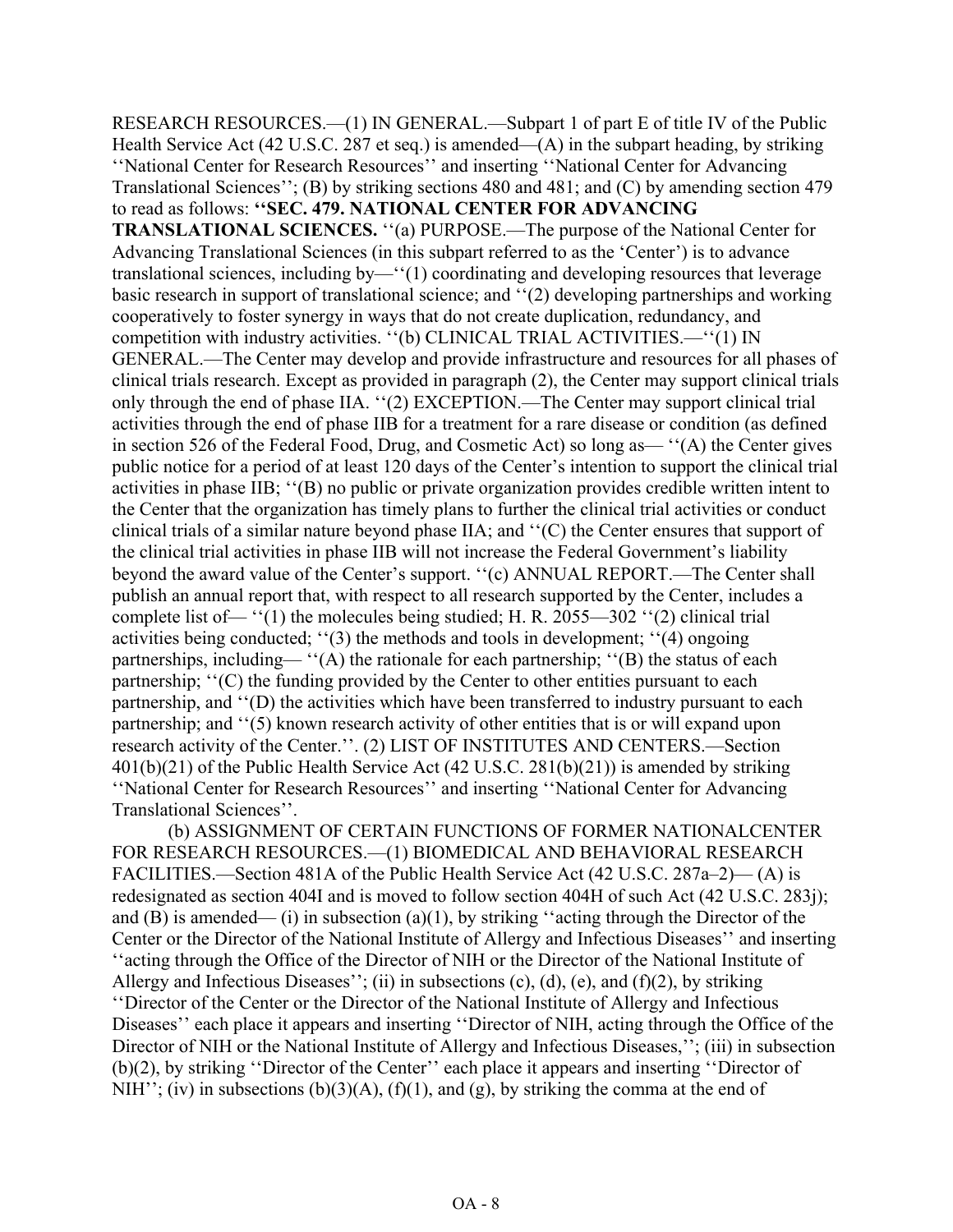RESEARCH RESOURCES.—(1) IN GENERAL.—Subpart 1 of part E of title IV of the Public Health Service Act (42 U.S.C. 287 et seq.) is amended—(A) in the subpart heading, by striking ''National Center for Research Resources'' and inserting ''National Center for Advancing Translational Sciences''; (B) by striking sections 480 and 481; and (C) by amending section 479 to read as follows: **''SEC. 479. NATIONAL CENTER FOR ADVANCING TRANSLATIONAL SCIENCES.** ''(a) PURPOSE.—The purpose of the National Center for Advancing Translational Sciences (in this subpart referred to as the 'Center') is to advance translational sciences, including by—''(1) coordinating and developing resources that leverage basic research in support of translational science; and ''(2) developing partnerships and working cooperatively to foster synergy in ways that do not create duplication, redundancy, and competition with industry activities. ''(b) CLINICAL TRIAL ACTIVITIES.—''(1) IN GENERAL.—The Center may develop and provide infrastructure and resources for all phases of clinical trials research. Except as provided in paragraph (2), the Center may support clinical trials only through the end of phase IIA. ''(2) EXCEPTION.—The Center may support clinical trial activities through the end of phase IIB for a treatment for a rare disease or condition (as defined in section 526 of the Federal Food, Drug, and Cosmetic Act) so long as— ''(A) the Center gives public notice for a period of at least 120 days of the Center's intention to support the clinical trial activities in phase IIB; ''(B) no public or private organization provides credible written intent to the Center that the organization has timely plans to further the clinical trial activities or conduct clinical trials of a similar nature beyond phase IIA; and ''(C) the Center ensures that support of the clinical trial activities in phase IIB will not increase the Federal Government's liability beyond the award value of the Center's support. ''(c) ANNUAL REPORT.—The Center shall publish an annual report that, with respect to all research supported by the Center, includes a complete list of— ''(1) the molecules being studied; H. R. 2055—302 ''(2) clinical trial activities being conducted; ''(3) the methods and tools in development; ''(4) ongoing partnerships, including— ''(A) the rationale for each partnership; ''(B) the status of each partnership; ''(C) the funding provided by the Center to other entities pursuant to each partnership, and ''(D) the activities which have been transferred to industry pursuant to each partnership; and ''(5) known research activity of other entities that is or will expand upon research activity of the Center.''. (2) LIST OF INSTITUTES AND CENTERS.—Section 401(b)(21) of the Public Health Service Act (42 U.S.C. 281(b)(21)) is amended by striking ''National Center for Research Resources'' and inserting ''National Center for Advancing Translational Sciences''.

(b) ASSIGNMENT OF CERTAIN FUNCTIONS OF FORMER NATIONALCENTER FOR RESEARCH RESOURCES.—(1) BIOMEDICAL AND BEHAVIORAL RESEARCH FACILITIES.—Section 481A of the Public Health Service Act (42 U.S.C. 287a–2)— (A) is redesignated as section 404I and is moved to follow section 404H of such Act (42 U.S.C. 283j); and (B) is amended— (i) in subsection (a)(1), by striking ''acting through the Director of the Center or the Director of the National Institute of Allergy and Infectious Diseases'' and inserting ''acting through the Office of the Director of NIH or the Director of the National Institute of Allergy and Infectious Diseases''; (ii) in subsections (c), (d), (e), and (f)(2), by striking ''Director of the Center or the Director of the National Institute of Allergy and Infectious Diseases'' each place it appears and inserting ''Director of NIH, acting through the Office of the Director of NIH or the National Institute of Allergy and Infectious Diseases,''; (iii) in subsection (b)(2), by striking ''Director of the Center'' each place it appears and inserting ''Director of NIH''; (iv) in subsections (b)(3)(A), (f)(1), and (g), by striking the comma at the end of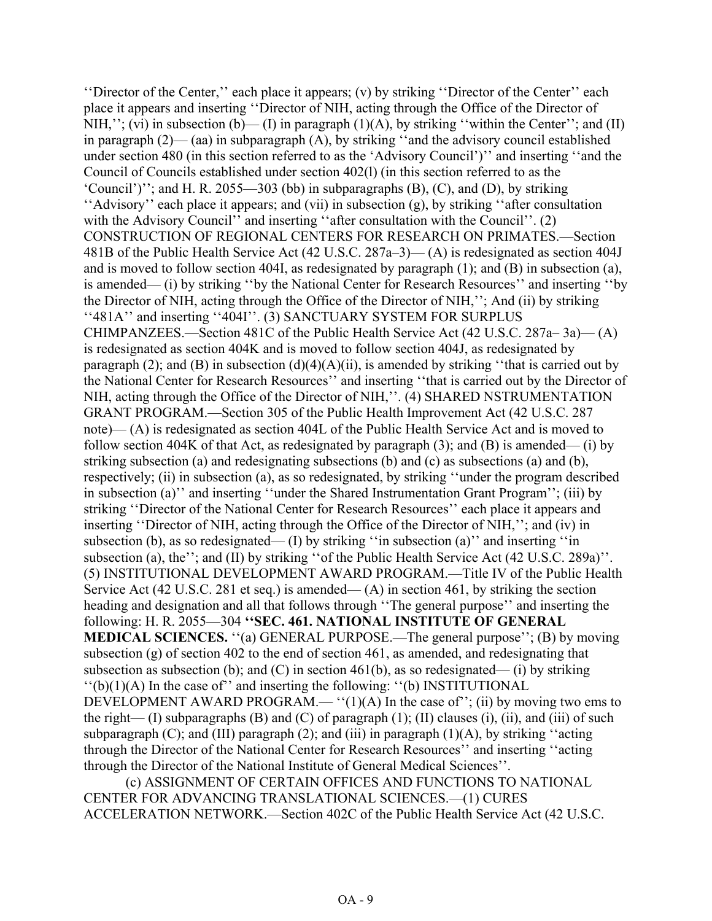''Director of the Center,'' each place it appears; (v) by striking ''Director of the Center'' each place it appears and inserting ''Director of NIH, acting through the Office of the Director of NIH,''; (vi) in subsection (b)— (I) in paragraph (1)(A), by striking ''within the Center''; and (II) in paragraph (2)— (aa) in subparagraph (A), by striking ''and the advisory council established under section 480 (in this section referred to as the 'Advisory Council')'' and inserting ''and the Council of Councils established under section 402(l) (in this section referred to as the 'Council')''; and H. R. 2055—303 (bb) in subparagraphs (B), (C), and (D), by striking ''Advisory'' each place it appears; and (vii) in subsection (g), by striking ''after consultation with the Advisory Council'' and inserting ''after consultation with the Council''. (2) CONSTRUCTION OF REGIONAL CENTERS FOR RESEARCH ON PRIMATES.—Section 481B of the Public Health Service Act (42 U.S.C. 287a–3)— (A) is redesignated as section 404J and is moved to follow section 404I, as redesignated by paragraph (1); and (B) in subsection (a), is amended— (i) by striking ''by the National Center for Research Resources'' and inserting ''by the Director of NIH, acting through the Office of the Director of NIH,''; And (ii) by striking ''481A'' and inserting ''404I''. (3) SANCTUARY SYSTEM FOR SURPLUS CHIMPANZEES.—Section 481C of the Public Health Service Act (42 U.S.C. 287a– 3a)— (A) is redesignated as section 404K and is moved to follow section 404J, as redesignated by paragraph (2); and (B) in subsection (d)(4)(A)(ii), is amended by striking ''that is carried out by the National Center for Research Resources'' and inserting ''that is carried out by the Director of NIH, acting through the Office of the Director of NIH,''. (4) SHARED NSTRUMENTATION GRANT PROGRAM.—Section 305 of the Public Health Improvement Act (42 U.S.C. 287 note)— (A) is redesignated as section 404L of the Public Health Service Act and is moved to follow section 404K of that Act, as redesignated by paragraph (3); and (B) is amended— (i) by striking subsection (a) and redesignating subsections (b) and (c) as subsections (a) and (b), respectively; (ii) in subsection (a), as so redesignated, by striking ''under the program described in subsection (a)'' and inserting ''under the Shared Instrumentation Grant Program''; (iii) by striking ''Director of the National Center for Research Resources'' each place it appears and inserting ''Director of NIH, acting through the Office of the Director of NIH,''; and (iv) in subsection (b), as so redesignated— (I) by striking ''in subsection (a)'' and inserting ''in subsection (a), the''; and (II) by striking ''of the Public Health Service Act (42 U.S.C. 289a)''. (5) INSTITUTIONAL DEVELOPMENT AWARD PROGRAM.—Title IV of the Public Health Service Act (42 U.S.C. 281 et seq.) is amended— (A) in section 461, by striking the section heading and designation and all that follows through ''The general purpose'' and inserting the following: H. R. 2055—304 **''SEC. 461. NATIONAL INSTITUTE OF GENERAL MEDICAL SCIENCES.** ''(a) GENERAL PURPOSE.—The general purpose''; (B) by moving subsection (g) of section 402 to the end of section 461, as amended, and redesignating that subsection as subsection (b); and (C) in section 461(b), as so redesignated— (i) by striking ''(b)(1)(A) In the case of'' and inserting the following: ''(b) INSTITUTIONAL DEVELOPMENT AWARD PROGRAM.— ''(1)(A) In the case of''; (ii) by moving two ems to the right— (I) subparagraphs (B) and (C) of paragraph (1); (II) clauses (i), (ii), and (iii) of such subparagraph (C); and (III) paragraph (2); and (iii) in paragraph (1)(A), by striking ''acting through the Director of the National Center for Research Resources'' and inserting ''acting through the Director of the National Institute of General Medical Sciences''.

(c) ASSIGNMENT OF CERTAIN OFFICES AND FUNCTIONS TO NATIONAL CENTER FOR ADVANCING TRANSLATIONAL SCIENCES.—(1) CURES ACCELERATION NETWORK.—Section 402C of the Public Health Service Act (42 U.S.C.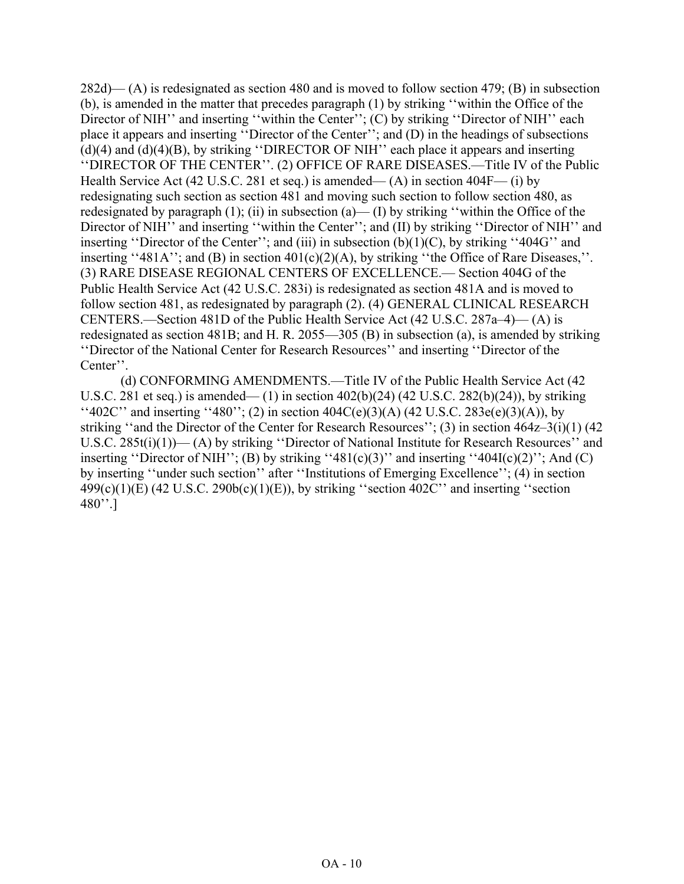282d)— (A) is redesignated as section 480 and is moved to follow section 479; (B) in subsection (b), is amended in the matter that precedes paragraph (1) by striking ''within the Office of the Director of NIH'' and inserting ''within the Center''; (C) by striking ''Director of NIH'' each place it appears and inserting ''Director of the Center''; and (D) in the headings of subsections (d)(4) and (d)(4)(B), by striking ''DIRECTOR OF NIH'' each place it appears and inserting ''DIRECTOR OF THE CENTER''. (2) OFFICE OF RARE DISEASES.—Title IV of the Public Health Service Act (42 U.S.C. 281 et seq.) is amended— (A) in section 404F— (i) by redesignating such section as section 481 and moving such section to follow section 480, as redesignated by paragraph (1); (ii) in subsection (a)— (I) by striking ''within the Office of the Director of NIH'' and inserting ''within the Center''; and (II) by striking ''Director of NIH'' and inserting ''Director of the Center''; and (iii) in subsection (b)(1)(C), by striking ''404G'' and inserting ''481A''; and (B) in section 401(c)(2)(A), by striking ''the Office of Rare Diseases,''. (3) RARE DISEASE REGIONAL CENTERS OF EXCELLENCE.— Section 404G of the Public Health Service Act (42 U.S.C. 283i) is redesignated as section 481A and is moved to follow section 481, as redesignated by paragraph (2). (4) GENERAL CLINICAL RESEARCH CENTERS.—Section 481D of the Public Health Service Act (42 U.S.C. 287a–4)— (A) is redesignated as section 481B; and H. R. 2055—305 (B) in subsection (a), is amended by striking ''Director of the National Center for Research Resources'' and inserting ''Director of the Center''.

(d) CONFORMING AMENDMENTS.—Title IV of the Public Health Service Act (42 U.S.C. 281 et seq.) is amended— (1) in section 402(b)(24) (42 U.S.C. 282(b)(24)), by striking ''402C'' and inserting ''480''; (2) in section 404C(e)(3)(A) (42 U.S.C. 283e(e)(3)(A)), by striking ''and the Director of the Center for Research Resources''; (3) in section 464z–3(i)(1) (42 U.S.C. 285t(i)(1))— (A) by striking ''Director of National Institute for Research Resources'' and inserting ''Director of NIH''; (B) by striking ''481(c)(3)'' and inserting ''404I(c)(2)''; And (C) by inserting ''under such section'' after ''Institutions of Emerging Excellence''; (4) in section 499(c)(1)(E) (42 U.S.C. 290b(c)(1)(E)), by striking ''section 402C'' and inserting ''section 480''.]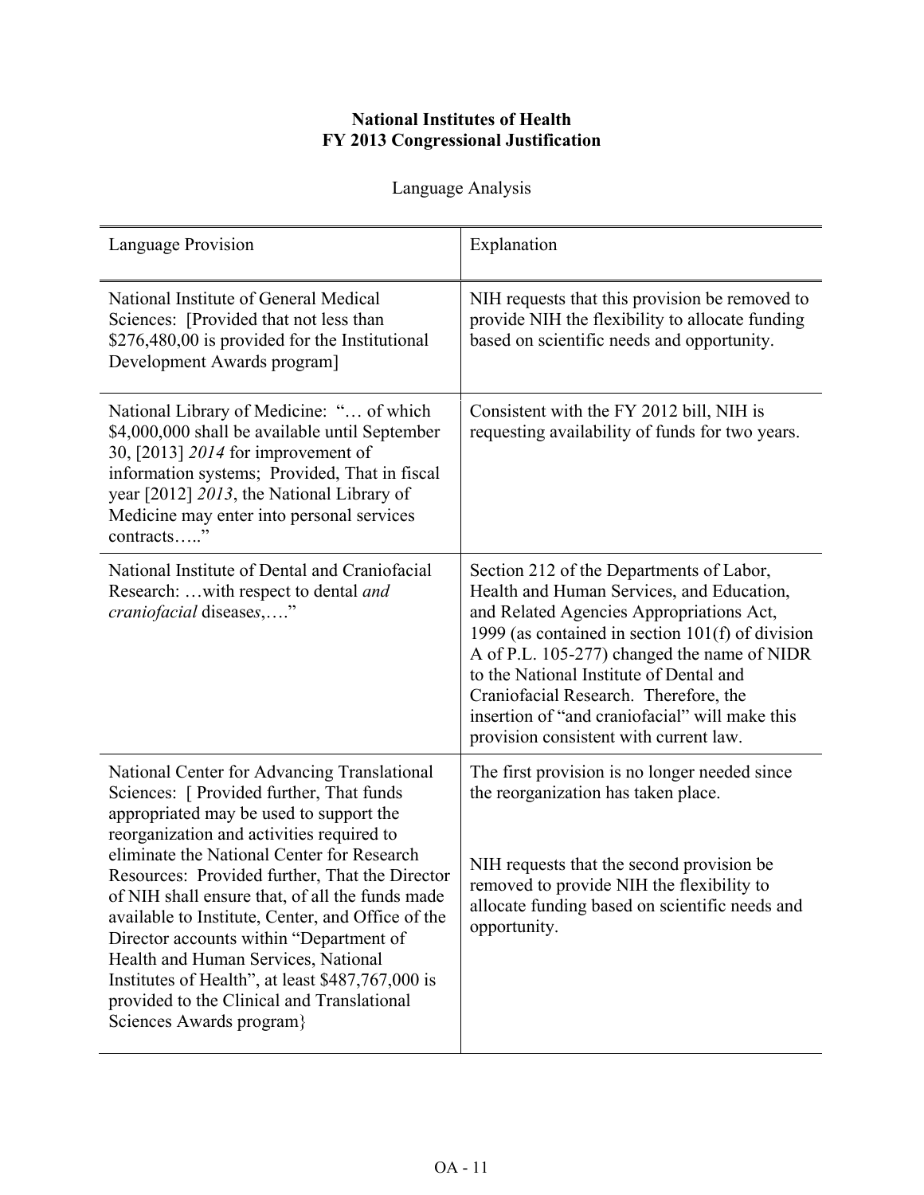**National Institutes of Health**
**FY 2013 Congressional Justification**

Language Analysis

| Language Provision | Explanation |
|---|---|
| National Institute of General Medical Sciences: [Provided that not less than $276,480,00 is provided for the Institutional Development Awards program] | NIH requests that this provision be removed to provide NIH the flexibility to allocate funding based on scientific needs and opportunity. |
| National Library of Medicine: "… of which $4,000,000 shall be available until September 30, [2013] *2014* for improvement of information systems; Provided, That in fiscal year [2012] *2013*, the National Library of Medicine may enter into personal services contracts….." | Consistent with the FY 2012 bill, NIH is requesting availability of funds for two years. |
| National Institute of Dental and Craniofacial Research: …with respect to dental *and craniofacial* disease*s*,…." | Section 212 of the Departments of Labor, Health and Human Services, and Education, and Related Agencies Appropriations Act, 1999 (as contained in section 101(f) of division A of P.L. 105-277) changed the name of NIDR to the National Institute of Dental and Craniofacial Research. Therefore, the insertion of "and craniofacial" will make this provision consistent with current law. |
| National Center for Advancing Translational Sciences: [ Provided further, That funds appropriated may be used to support the reorganization and activities required to eliminate the National Center for Research Resources: Provided further, That the Director of NIH shall ensure that, of all the funds made available to Institute, Center, and Office of the Director accounts within "Department of Health and Human Services, National Institutes of Health", at least $487,767,000 is provided to the Clinical and Translational Sciences Awards program} | The first provision is no longer needed since the reorganization has taken place.<br><br>NIH requests that the second provision be removed to provide NIH the flexibility to allocate funding based on scientific needs and opportunity. |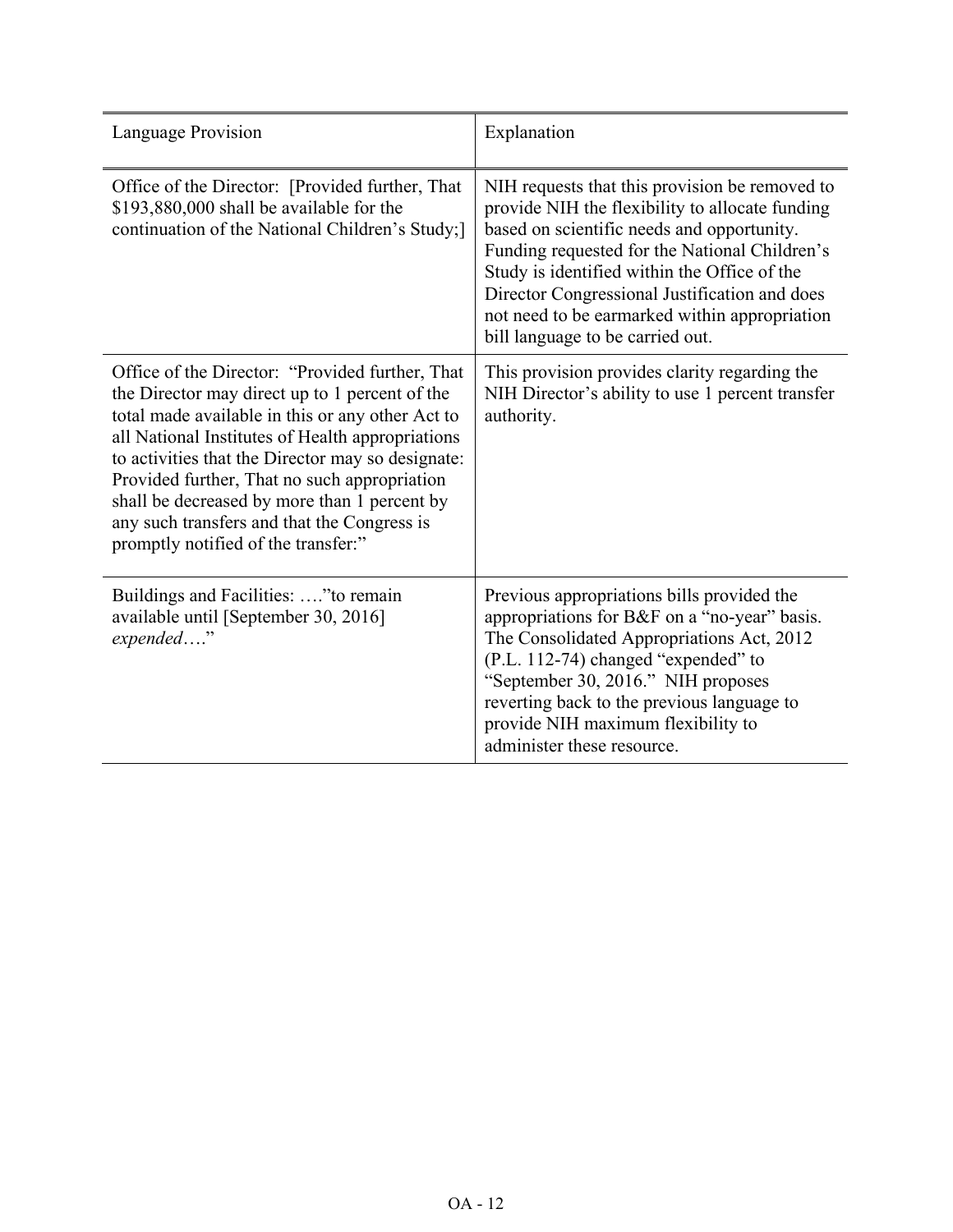| Language Provision | Explanation |
| --- | --- |
| Office of the Director: [Provided further, That $193,880,000 shall be available for the continuation of the National Children's Study;] | NIH requests that this provision be removed to provide NIH the flexibility to allocate funding based on scientific needs and opportunity. Funding requested for the National Children's Study is identified within the Office of the Director Congressional Justification and does not need to be earmarked within appropriation bill language to be carried out. |
| Office of the Director: "Provided further, That the Director may direct up to 1 percent of the total made available in this or any other Act to all National Institutes of Health appropriations to activities that the Director may so designate: Provided further, That no such appropriation shall be decreased by more than 1 percent by any such transfers and that the Congress is promptly notified of the transfer:" | This provision provides clarity regarding the NIH Director's ability to use 1 percent transfer authority. |
| Buildings and Facilities: …."to remain available until [September 30, 2016] *expended*…." | Previous appropriations bills provided the appropriations for B&F on a "no-year" basis. The Consolidated Appropriations Act, 2012 (P.L. 112-74) changed "expended" to "September 30, 2016." NIH proposes reverting back to the previous language to provide NIH maximum flexibility to administer these resource. |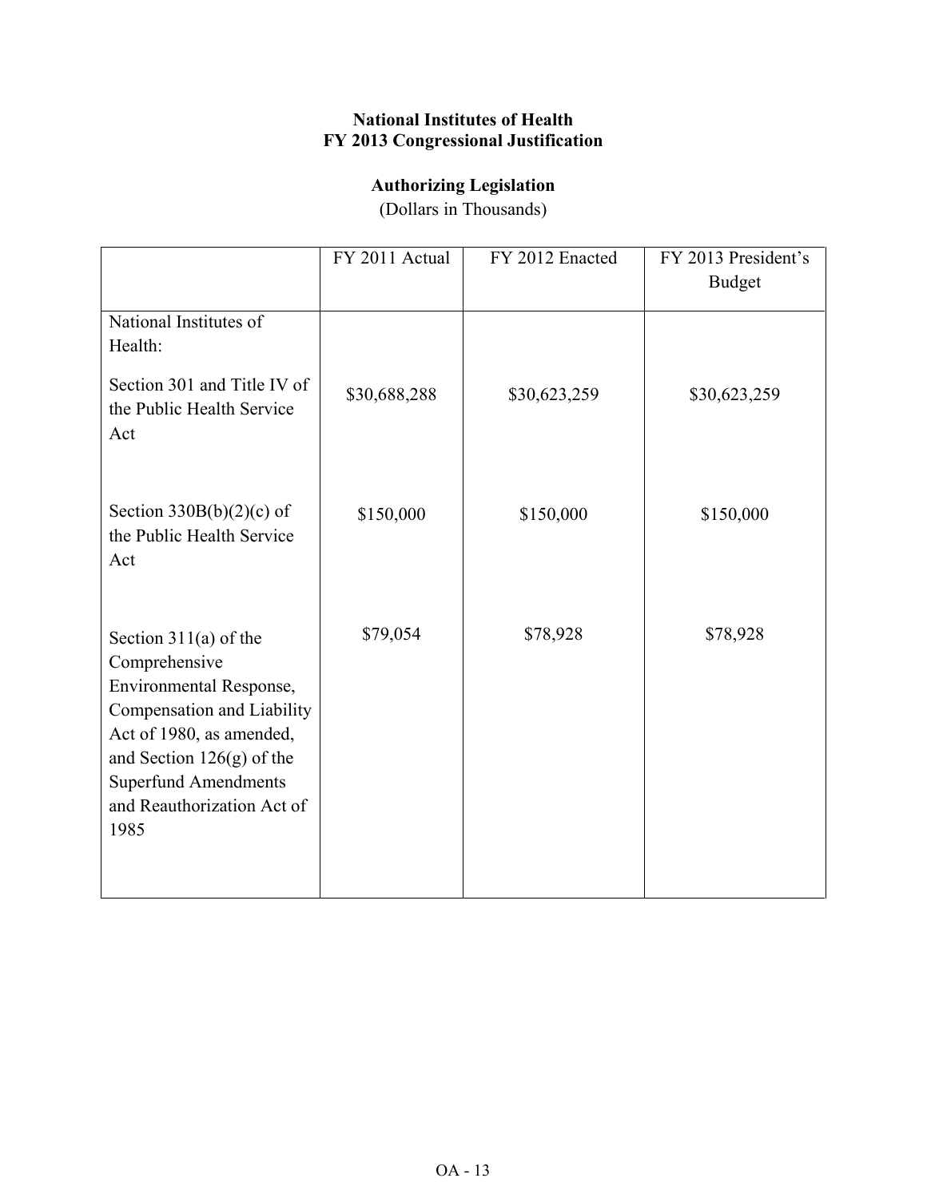**National Institutes of Health**
**FY 2013 Congressional Justification**

**Authorizing Legislation**
(Dollars in Thousands)

| | FY 2011 Actual | FY 2012 Enacted | FY 2013 President's Budget |
|---|---|---|---|
| National Institutes of Health: | | | |
| Section 301 and Title IV of the Public Health Service Act | $30,688,288 | $30,623,259 | $30,623,259 |
| Section 330B(b)(2)(c) of the Public Health Service Act | $150,000 | $150,000 | $150,000 |
| Section 311(a) of the Comprehensive Environmental Response, Compensation and Liability Act of 1980, as amended, and Section 126(g) of the Superfund Amendments and Reauthorization Act of 1985 | $79,054 | $78,928 | $78,928 |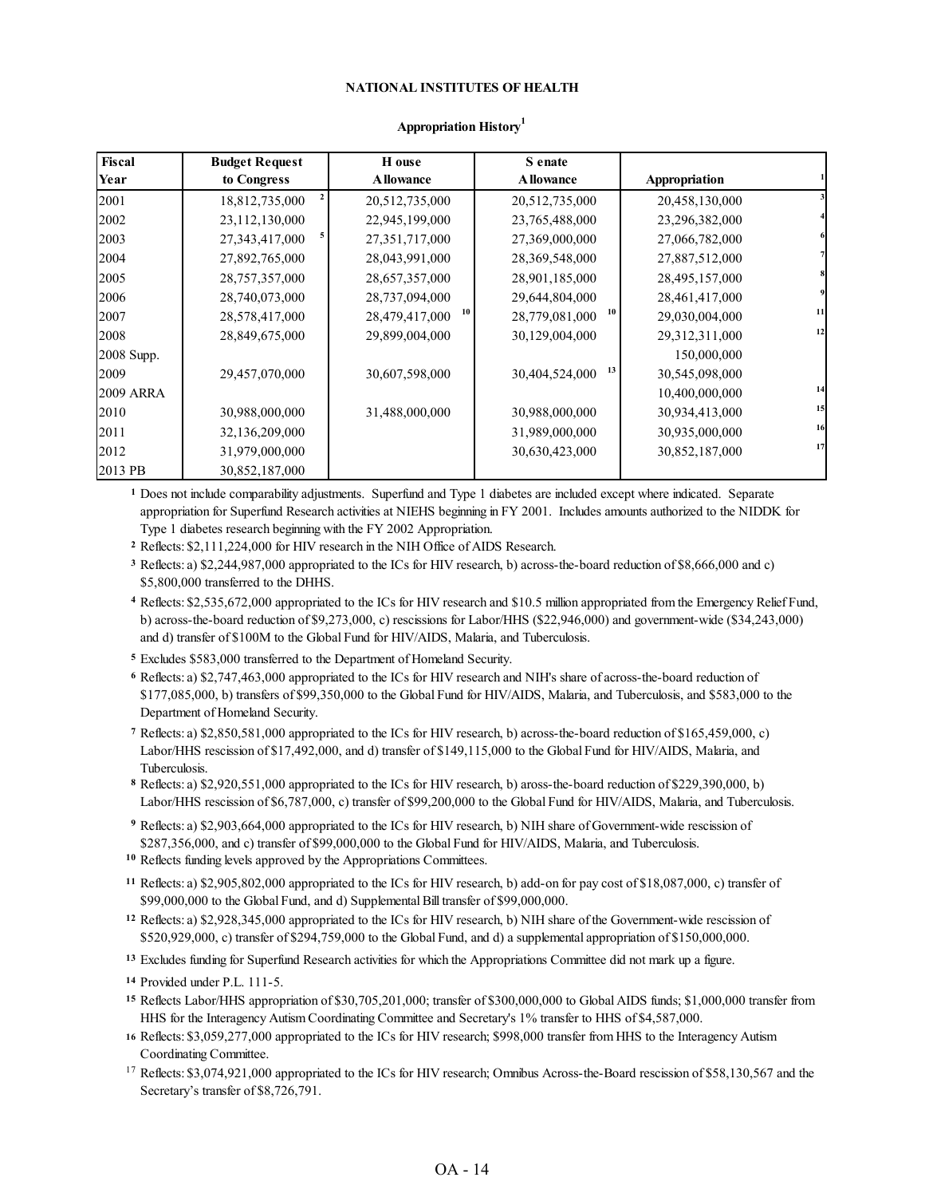**NATIONAL INSTITUTES OF HEALTH**

**Appropriation History[1]**

| Fiscal Year | Budget Request to Congress | House Allowance | Senate Allowance | Appropriation [1] |
|---|---|---|---|---|
| 2001 | 18,812,735,000 [2] | 20,512,735,000 | 20,512,735,000 | 20,458,130,000 [3] |
| 2002 | 23,112,130,000 | 22,945,199,000 | 23,765,488,000 | 23,296,382,000 [4] |
| 2003 | 27,343,417,000 [5] | 27,351,717,000 | 27,369,000,000 | 27,066,782,000 [6] |
| 2004 | 27,892,765,000 | 28,043,991,000 | 28,369,548,000 | 27,887,512,000 [7] |
| 2005 | 28,757,357,000 | 28,657,357,000 | 28,901,185,000 | 28,495,157,000 [8] |
| 2006 | 28,740,073,000 | 28,737,094,000 | 29,644,804,000 | 28,461,417,000 [9] |
| 2007 | 28,578,417,000 | 28,479,417,000 [10] | 28,779,081,000 [10] | 29,030,004,000 [11] |
| 2008 | 28,849,675,000 | 29,899,004,000 | 30,129,004,000 | 29,312,311,000 [12] |
| 2008 Supp. | | | | 150,000,000 |
| 2009 | 29,457,070,000 | 30,607,598,000 | 30,404,524,000 [13] | 30,545,098,000 |
| 2009 ARRA | | | | 10,400,000,000 [14] |
| 2010 | 30,988,000,000 | 31,488,000,000 | 30,988,000,000 | 30,934,413,000 [15] |
| 2011 | 32,136,209,000 | | 31,989,000,000 | 30,935,000,000 [16] |
| 2012 | 31,979,000,000 | | 30,630,423,000 | 30,852,187,000 [17] |
| 2013 PB | 30,852,187,000 | | | |

[1] Does not include comparability adjustments. Superfund and Type 1 diabetes are included except where indicated. Separate appropriation for Superfund Research activities at NIEHS beginning in FY 2001. Includes amounts authorized to the NIDDK for Type 1 diabetes research beginning with the FY 2002 Appropriation.

[2] Reflects: $2,111,224,000 for HIV research in the NIH Office of AIDS Research.

[3] Reflects: a) $2,244,987,000 appropriated to the ICs for HIV research, b) across-the-board reduction of $8,666,000 and c) $5,800,000 transferred to the DHHS.

[4] Reflects: $2,535,672,000 appropriated to the ICs for HIV research and $10.5 million appropriated from the Emergency Relief Fund, b) across-the-board reduction of $9,273,000, c) rescissions for Labor/HHS ($22,946,000) and government-wide ($34,243,000) and d) transfer of $100M to the Global Fund for HIV/AIDS, Malaria, and Tuberculosis.

[5] Excludes $583,000 transferred to the Department of Homeland Security.

[6] Reflects: a) $2,747,463,000 appropriated to the ICs for HIV research and NIH's share of across-the-board reduction of $177,085,000, b) transfers of $99,350,000 to the Global Fund for HIV/AIDS, Malaria, and Tuberculosis, and $583,000 to the Department of Homeland Security.

[7] Reflects: a) $2,850,581,000 appropriated to the ICs for HIV research, b) across-the-board reduction of $165,459,000, c) Labor/HHS rescission of $17,492,000, and d) transfer of $149,115,000 to the Global Fund for HIV/AIDS, Malaria, and Tuberculosis.

[8] Reflects: a) $2,920,551,000 appropriated to the ICs for HIV research, b) aross-the-board reduction of $229,390,000, b) Labor/HHS rescission of $6,787,000, c) transfer of $99,200,000 to the Global Fund for HIV/AIDS, Malaria, and Tuberculosis.

[9] Reflects: a) $2,903,664,000 appropriated to the ICs for HIV research, b) NIH share of Government-wide rescission of $287,356,000, and c) transfer of $99,000,000 to the Global Fund for HIV/AIDS, Malaria, and Tuberculosis.

[10] Reflects funding levels approved by the Appropriations Committees.

[11] Reflects: a) $2,905,802,000 appropriated to the ICs for HIV research, b) add-on for pay cost of $18,087,000, c) transfer of $99,000,000 to the Global Fund, and d) Supplemental Bill transfer of $99,000,000.

[12] Reflects: a) $2,928,345,000 appropriated to the ICs for HIV research, b) NIH share of the Government-wide rescission of $520,929,000, c) transfer of $294,759,000 to the Global Fund, and d) a supplemental appropriation of $150,000,000.

[13] Excludes funding for Superfund Research activities for which the Appropriations Committee did not mark up a figure.

[14] Provided under P.L. 111-5.

[15] Reflects Labor/HHS appropriation of $30,705,201,000; transfer of $300,000,000 to Global AIDS funds; $1,000,000 transfer from HHS for the Interagency Autism Coordinating Committee and Secretary's 1% transfer to HHS of $4,587,000.

[16] Reflects: $3,059,277,000 appropriated to the ICs for HIV research; $998,000 transfer from HHS to the Interagency Autism Coordinating Committee.

[17] Reflects: $3,074,921,000 appropriated to the ICs for HIV research; Omnibus Across-the-Board rescission of $58,130,567 and the Secretary's transfer of $8,726,791.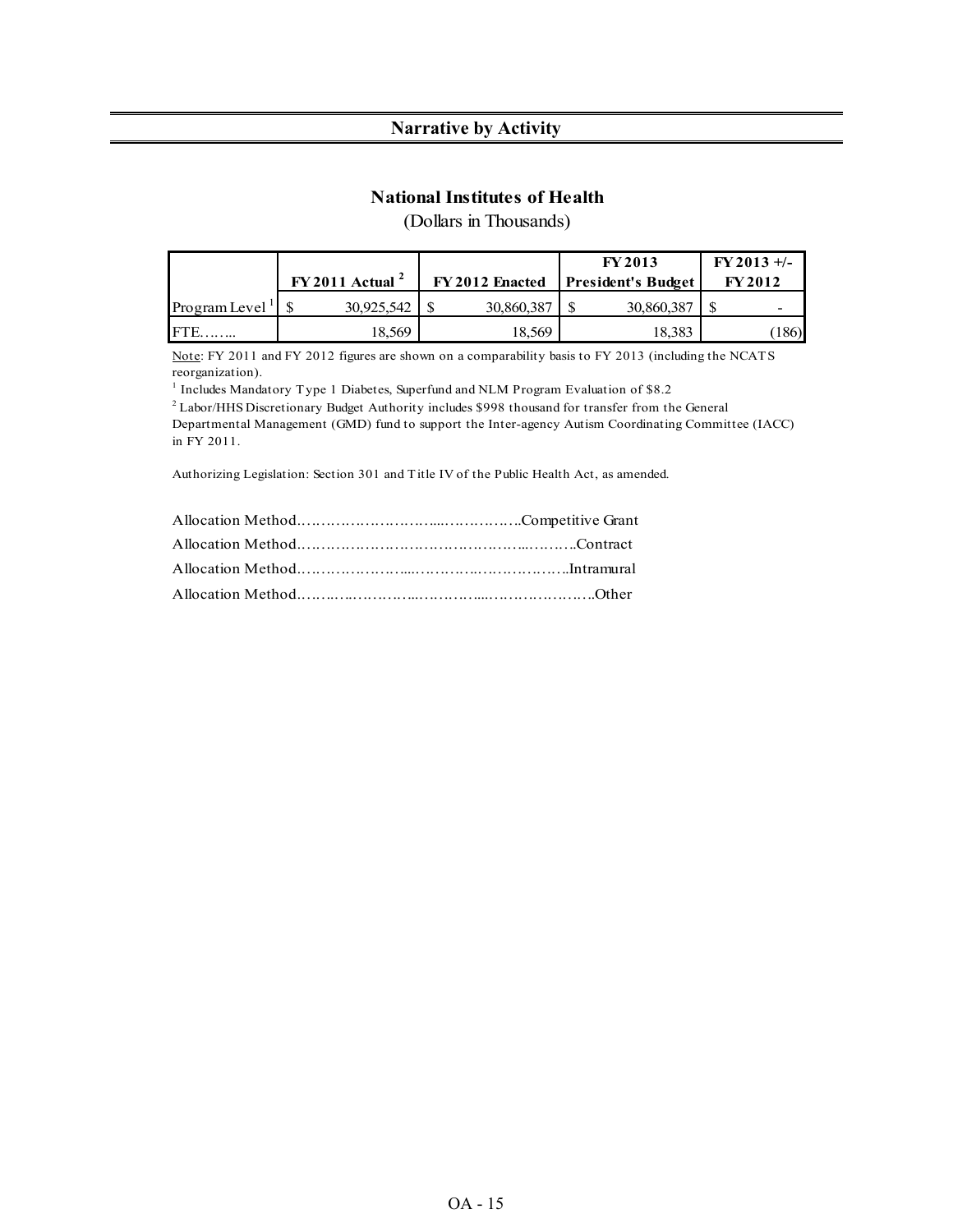## Narrative by Activity

### National Institutes of Health

(Dollars in Thousands)

| | FY 2011 Actual [2] | FY 2012 Enacted | FY 2013 President's Budget | FY 2013 +/- FY 2012 |
|---|---|---|---|---|
| Program Level [1] | $ 30,925,542 | $ 30,860,387 | $ 30,860,387 | $ - |
| FTE…….. | 18,569 | 18,569 | 18,383 | (186) |

Note: FY 2011 and FY 2012 figures are shown on a comparability basis to FY 2013 (including the NCATS reorganization).

[1] Includes Mandatory Type 1 Diabetes, Superfund and NLM Program Evaluation of $8.2

[2] Labor/HHS Discretionary Budget Authority includes $998 thousand for transfer from the General Departmental Management (GMD) fund to support the Inter-agency Autism Coordinating Committee (IACC) in FY 2011.

Authorizing Legislation: Section 301 and Title IV of the Public Health Act, as amended.

Allocation Method…………………………...……………..Competitive Grant

Allocation Method…………………………………………...……….Contract

Allocation Method…………………….....…………..……………..Intramural

Allocation Method……….…………...…………....……………….….Other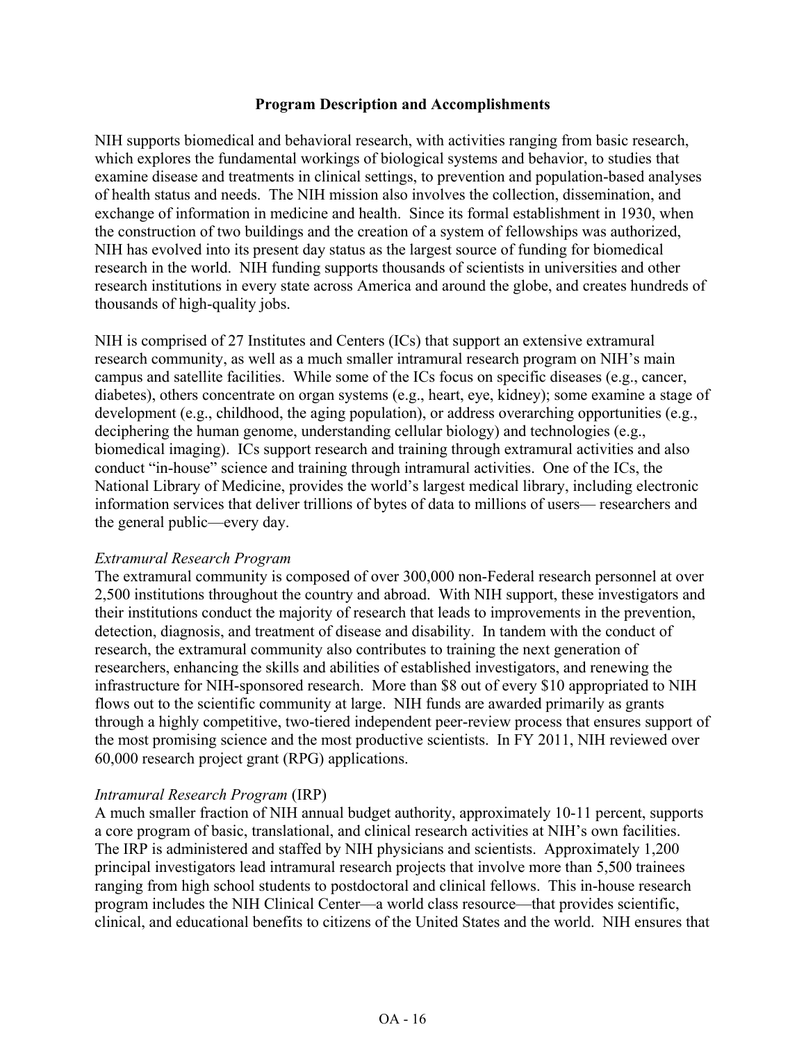## Program Description and Accomplishments

NIH supports biomedical and behavioral research, with activities ranging from basic research, which explores the fundamental workings of biological systems and behavior, to studies that examine disease and treatments in clinical settings, to prevention and population-based analyses of health status and needs. The NIH mission also involves the collection, dissemination, and exchange of information in medicine and health. Since its formal establishment in 1930, when the construction of two buildings and the creation of a system of fellowships was authorized, NIH has evolved into its present day status as the largest source of funding for biomedical research in the world. NIH funding supports thousands of scientists in universities and other research institutions in every state across America and around the globe, and creates hundreds of thousands of high-quality jobs.

NIH is comprised of 27 Institutes and Centers (ICs) that support an extensive extramural research community, as well as a much smaller intramural research program on NIH's main campus and satellite facilities. While some of the ICs focus on specific diseases (e.g., cancer, diabetes), others concentrate on organ systems (e.g., heart, eye, kidney); some examine a stage of development (e.g., childhood, the aging population), or address overarching opportunities (e.g., deciphering the human genome, understanding cellular biology) and technologies (e.g., biomedical imaging). ICs support research and training through extramural activities and also conduct "in-house" science and training through intramural activities. One of the ICs, the National Library of Medicine, provides the world's largest medical library, including electronic information services that deliver trillions of bytes of data to millions of users— researchers and the general public—every day.

*Extramural Research Program*

The extramural community is composed of over 300,000 non-Federal research personnel at over 2,500 institutions throughout the country and abroad. With NIH support, these investigators and their institutions conduct the majority of research that leads to improvements in the prevention, detection, diagnosis, and treatment of disease and disability. In tandem with the conduct of research, the extramural community also contributes to training the next generation of researchers, enhancing the skills and abilities of established investigators, and renewing the infrastructure for NIH-sponsored research. More than $8 out of every $10 appropriated to NIH flows out to the scientific community at large. NIH funds are awarded primarily as grants through a highly competitive, two-tiered independent peer-review process that ensures support of the most promising science and the most productive scientists. In FY 2011, NIH reviewed over 60,000 research project grant (RPG) applications.

*Intramural Research Program* (IRP)

A much smaller fraction of NIH annual budget authority, approximately 10-11 percent, supports a core program of basic, translational, and clinical research activities at NIH's own facilities. The IRP is administered and staffed by NIH physicians and scientists. Approximately 1,200 principal investigators lead intramural research projects that involve more than 5,500 trainees ranging from high school students to postdoctoral and clinical fellows. This in-house research program includes the NIH Clinical Center—a world class resource—that provides scientific, clinical, and educational benefits to citizens of the United States and the world. NIH ensures that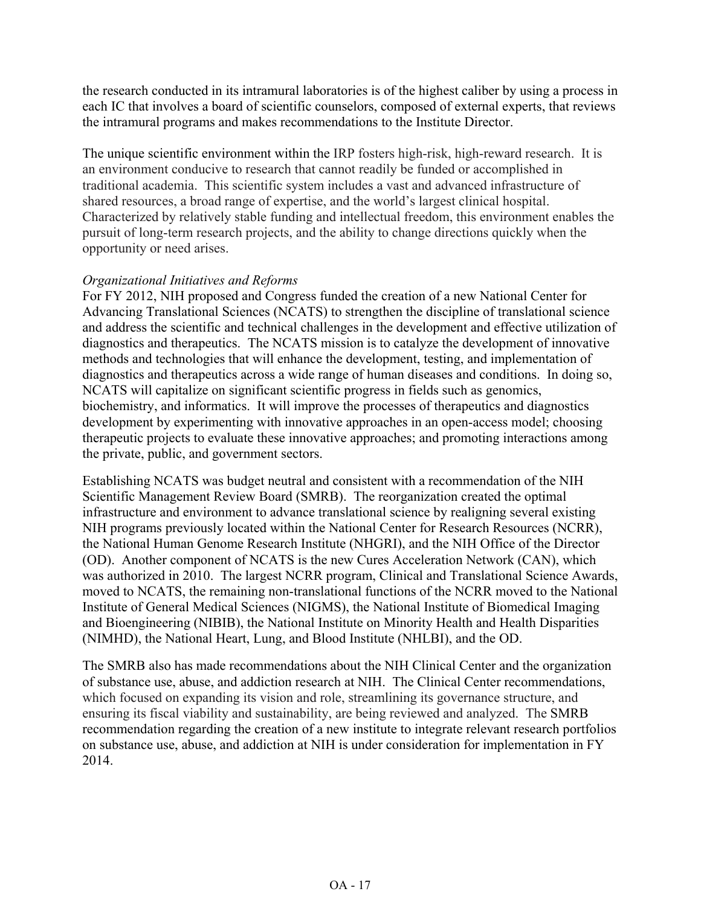the research conducted in its intramural laboratories is of the highest caliber by using a process in each IC that involves a board of scientific counselors, composed of external experts, that reviews the intramural programs and makes recommendations to the Institute Director.

The unique scientific environment within the IRP fosters high-risk, high-reward research. It is an environment conducive to research that cannot readily be funded or accomplished in traditional academia. This scientific system includes a vast and advanced infrastructure of shared resources, a broad range of expertise, and the world's largest clinical hospital. Characterized by relatively stable funding and intellectual freedom, this environment enables the pursuit of long-term research projects, and the ability to change directions quickly when the opportunity or need arises.

*Organizational Initiatives and Reforms*

For FY 2012, NIH proposed and Congress funded the creation of a new National Center for Advancing Translational Sciences (NCATS) to strengthen the discipline of translational science and address the scientific and technical challenges in the development and effective utilization of diagnostics and therapeutics. The NCATS mission is to catalyze the development of innovative methods and technologies that will enhance the development, testing, and implementation of diagnostics and therapeutics across a wide range of human diseases and conditions. In doing so, NCATS will capitalize on significant scientific progress in fields such as genomics, biochemistry, and informatics. It will improve the processes of therapeutics and diagnostics development by experimenting with innovative approaches in an open-access model; choosing therapeutic projects to evaluate these innovative approaches; and promoting interactions among the private, public, and government sectors.

Establishing NCATS was budget neutral and consistent with a recommendation of the NIH Scientific Management Review Board (SMRB). The reorganization created the optimal infrastructure and environment to advance translational science by realigning several existing NIH programs previously located within the National Center for Research Resources (NCRR), the National Human Genome Research Institute (NHGRI), and the NIH Office of the Director (OD). Another component of NCATS is the new Cures Acceleration Network (CAN), which was authorized in 2010. The largest NCRR program, Clinical and Translational Science Awards, moved to NCATS, the remaining non-translational functions of the NCRR moved to the National Institute of General Medical Sciences (NIGMS), the National Institute of Biomedical Imaging and Bioengineering (NIBIB), the National Institute on Minority Health and Health Disparities (NIMHD), the National Heart, Lung, and Blood Institute (NHLBI), and the OD.

The SMRB also has made recommendations about the NIH Clinical Center and the organization of substance use, abuse, and addiction research at NIH. The Clinical Center recommendations, which focused on expanding its vision and role, streamlining its governance structure, and ensuring its fiscal viability and sustainability, are being reviewed and analyzed. The SMRB recommendation regarding the creation of a new institute to integrate relevant research portfolios on substance use, abuse, and addiction at NIH is under consideration for implementation in FY 2014.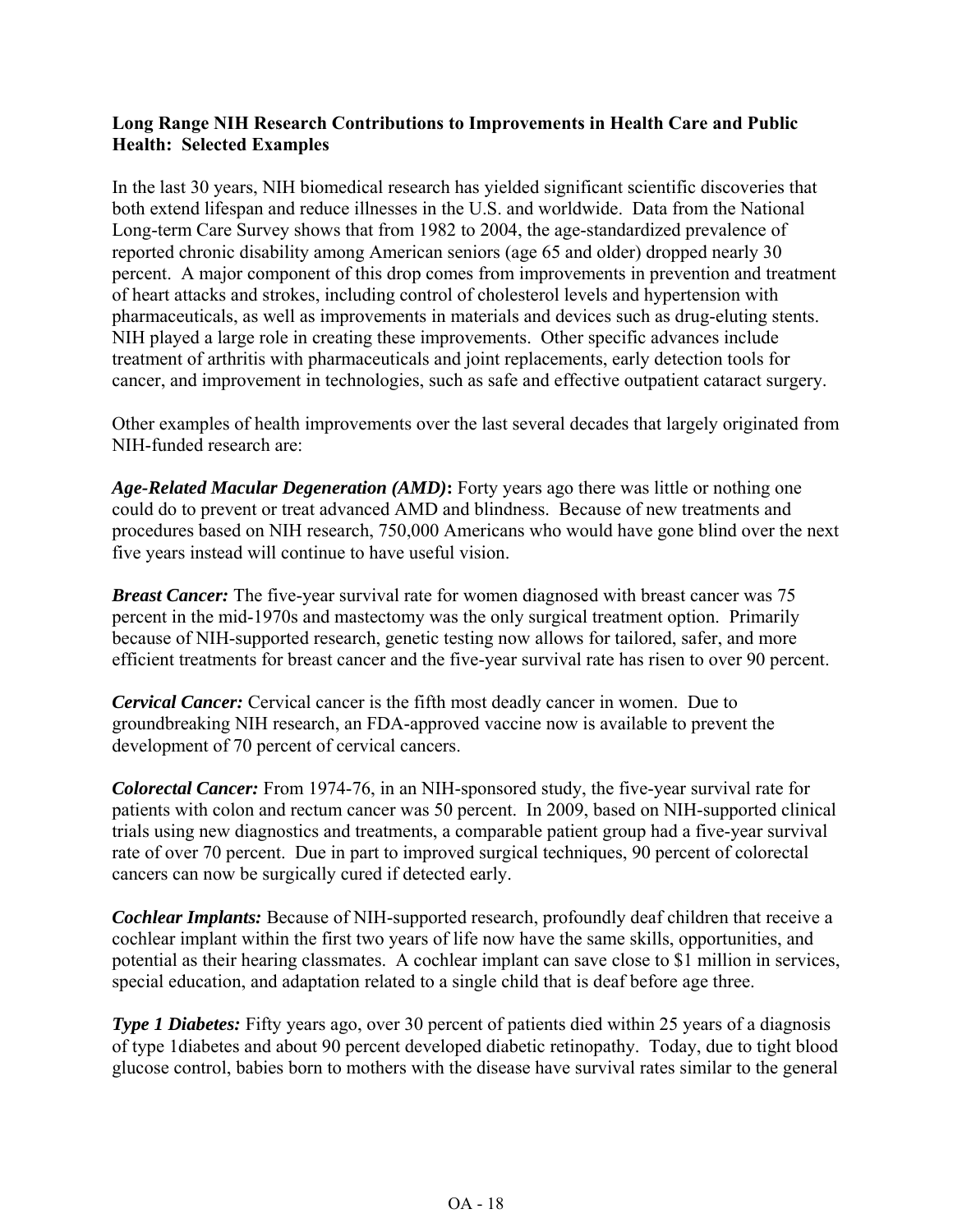**Long Range NIH Research Contributions to Improvements in Health Care and Public Health: Selected Examples**

In the last 30 years, NIH biomedical research has yielded significant scientific discoveries that both extend lifespan and reduce illnesses in the U.S. and worldwide. Data from the National Long-term Care Survey shows that from 1982 to 2004, the age-standardized prevalence of reported chronic disability among American seniors (age 65 and older) dropped nearly 30 percent. A major component of this drop comes from improvements in prevention and treatment of heart attacks and strokes, including control of cholesterol levels and hypertension with pharmaceuticals, as well as improvements in materials and devices such as drug-eluting stents. NIH played a large role in creating these improvements. Other specific advances include treatment of arthritis with pharmaceuticals and joint replacements, early detection tools for cancer, and improvement in technologies, such as safe and effective outpatient cataract surgery.

Other examples of health improvements over the last several decades that largely originated from NIH-funded research are:

***Age-Related Macular Degeneration (AMD)*****:** Forty years ago there was little or nothing one could do to prevent or treat advanced AMD and blindness. Because of new treatments and procedures based on NIH research, 750,000 Americans who would have gone blind over the next five years instead will continue to have useful vision.

***Breast Cancer:*** The five-year survival rate for women diagnosed with breast cancer was 75 percent in the mid-1970s and mastectomy was the only surgical treatment option. Primarily because of NIH-supported research, genetic testing now allows for tailored, safer, and more efficient treatments for breast cancer and the five-year survival rate has risen to over 90 percent.

***Cervical Cancer:*** Cervical cancer is the fifth most deadly cancer in women. Due to groundbreaking NIH research, an FDA-approved vaccine now is available to prevent the development of 70 percent of cervical cancers.

***Colorectal Cancer:*** From 1974-76, in an NIH-sponsored study, the five-year survival rate for patients with colon and rectum cancer was 50 percent. In 2009, based on NIH-supported clinical trials using new diagnostics and treatments, a comparable patient group had a five-year survival rate of over 70 percent. Due in part to improved surgical techniques, 90 percent of colorectal cancers can now be surgically cured if detected early.

***Cochlear Implants:*** Because of NIH-supported research, profoundly deaf children that receive a cochlear implant within the first two years of life now have the same skills, opportunities, and potential as their hearing classmates. A cochlear implant can save close to $1 million in services, special education, and adaptation related to a single child that is deaf before age three.

***Type 1 Diabetes:*** Fifty years ago, over 30 percent of patients died within 25 years of a diagnosis of type 1diabetes and about 90 percent developed diabetic retinopathy. Today, due to tight blood glucose control, babies born to mothers with the disease have survival rates similar to the general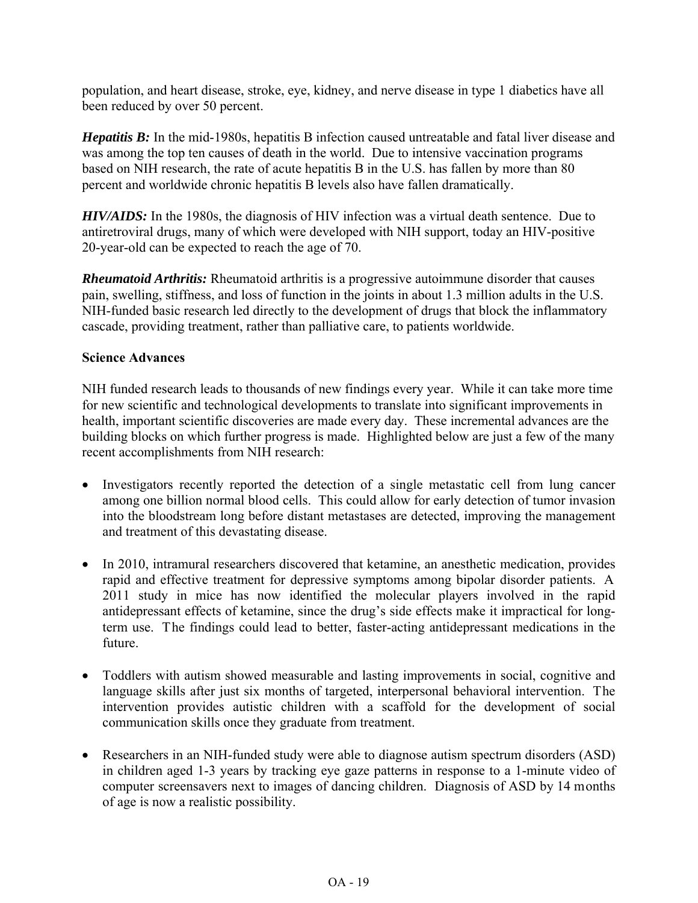population, and heart disease, stroke, eye, kidney, and nerve disease in type 1 diabetics have all been reduced by over 50 percent.

***Hepatitis B:*** In the mid-1980s, hepatitis B infection caused untreatable and fatal liver disease and was among the top ten causes of death in the world. Due to intensive vaccination programs based on NIH research, the rate of acute hepatitis B in the U.S. has fallen by more than 80 percent and worldwide chronic hepatitis B levels also have fallen dramatically.

***HIV/AIDS:*** In the 1980s, the diagnosis of HIV infection was a virtual death sentence. Due to antiretroviral drugs, many of which were developed with NIH support, today an HIV-positive 20-year-old can be expected to reach the age of 70.

***Rheumatoid Arthritis:*** Rheumatoid arthritis is a progressive autoimmune disorder that causes pain, swelling, stiffness, and loss of function in the joints in about 1.3 million adults in the U.S. NIH-funded basic research led directly to the development of drugs that block the inflammatory cascade, providing treatment, rather than palliative care, to patients worldwide.

**Science Advances**

NIH funded research leads to thousands of new findings every year. While it can take more time for new scientific and technological developments to translate into significant improvements in health, important scientific discoveries are made every day. These incremental advances are the building blocks on which further progress is made. Highlighted below are just a few of the many recent accomplishments from NIH research:

- Investigators recently reported the detection of a single metastatic cell from lung cancer among one billion normal blood cells. This could allow for early detection of tumor invasion into the bloodstream long before distant metastases are detected, improving the management and treatment of this devastating disease.
- In 2010, intramural researchers discovered that ketamine, an anesthetic medication, provides rapid and effective treatment for depressive symptoms among bipolar disorder patients. A 2011 study in mice has now identified the molecular players involved in the rapid antidepressant effects of ketamine, since the drug's side effects make it impractical for long-term use. The findings could lead to better, faster-acting antidepressant medications in the future.
- Toddlers with autism showed measurable and lasting improvements in social, cognitive and language skills after just six months of targeted, interpersonal behavioral intervention. The intervention provides autistic children with a scaffold for the development of social communication skills once they graduate from treatment.
- Researchers in an NIH-funded study were able to diagnose autism spectrum disorders (ASD) in children aged 1-3 years by tracking eye gaze patterns in response to a 1-minute video of computer screensavers next to images of dancing children. Diagnosis of ASD by 14 months of age is now a realistic possibility.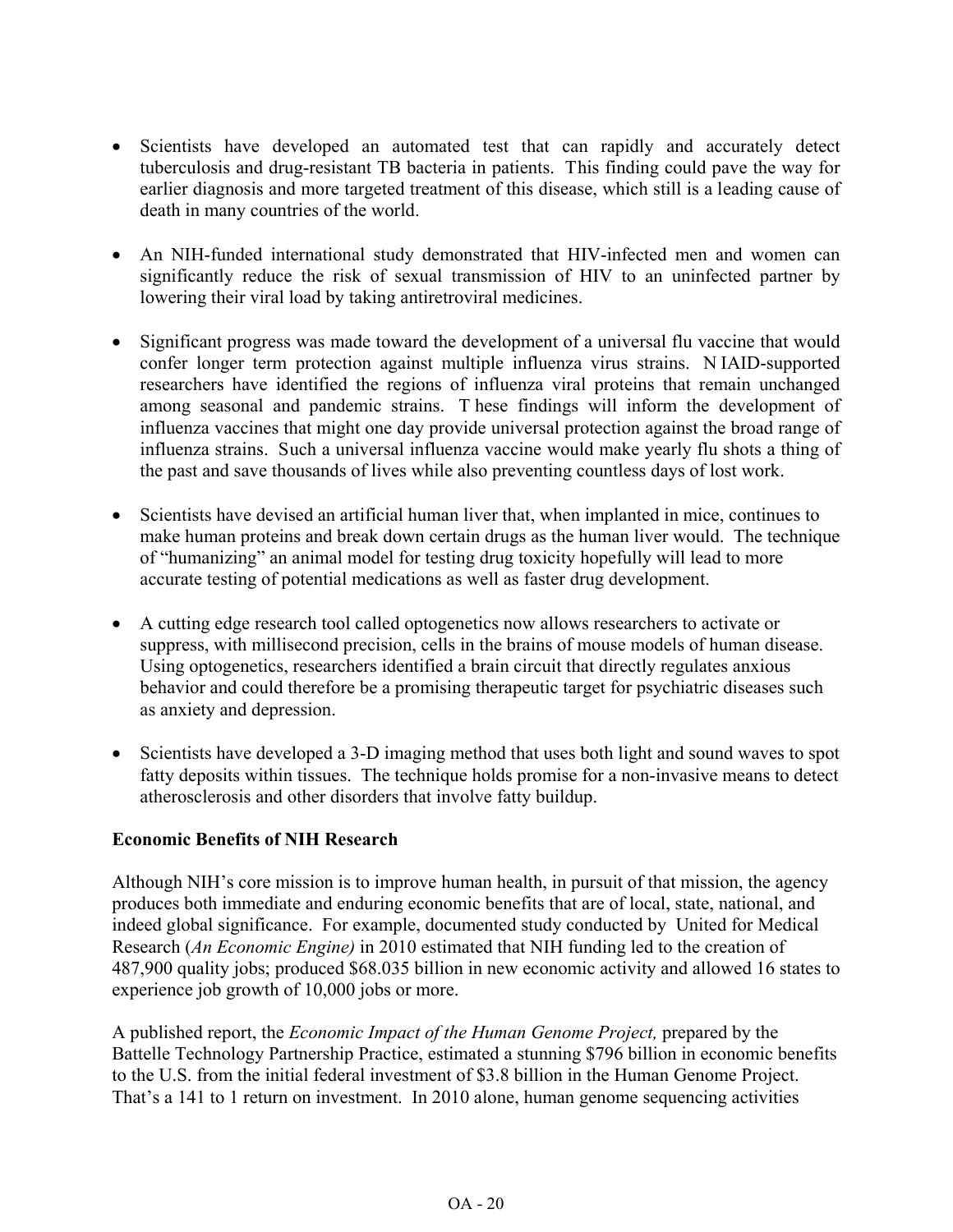- Scientists have developed an automated test that can rapidly and accurately detect tuberculosis and drug-resistant TB bacteria in patients. This finding could pave the way for earlier diagnosis and more targeted treatment of this disease, which still is a leading cause of death in many countries of the world.

- An NIH-funded international study demonstrated that HIV-infected men and women can significantly reduce the risk of sexual transmission of HIV to an uninfected partner by lowering their viral load by taking antiretroviral medicines.

- Significant progress was made toward the development of a universal flu vaccine that would confer longer term protection against multiple influenza virus strains. NIAID-supported researchers have identified the regions of influenza viral proteins that remain unchanged among seasonal and pandemic strains. These findings will inform the development of influenza vaccines that might one day provide universal protection against the broad range of influenza strains. Such a universal influenza vaccine would make yearly flu shots a thing of the past and save thousands of lives while also preventing countless days of lost work.

- Scientists have devised an artificial human liver that, when implanted in mice, continues to make human proteins and break down certain drugs as the human liver would. The technique of "humanizing" an animal model for testing drug toxicity hopefully will lead to more accurate testing of potential medications as well as faster drug development.

- A cutting edge research tool called optogenetics now allows researchers to activate or suppress, with millisecond precision, cells in the brains of mouse models of human disease. Using optogenetics, researchers identified a brain circuit that directly regulates anxious behavior and could therefore be a promising therapeutic target for psychiatric diseases such as anxiety and depression.

- Scientists have developed a 3-D imaging method that uses both light and sound waves to spot fatty deposits within tissues. The technique holds promise for a non-invasive means to detect atherosclerosis and other disorders that involve fatty buildup.

**Economic Benefits of NIH Research**

Although NIH's core mission is to improve human health, in pursuit of that mission, the agency produces both immediate and enduring economic benefits that are of local, state, national, and indeed global significance. For example, documented study conducted by United for Medical Research (*An Economic Engine)* in 2010 estimated that NIH funding led to the creation of 487,900 quality jobs; produced $68.035 billion in new economic activity and allowed 16 states to experience job growth of 10,000 jobs or more.

A published report, the *Economic Impact of the Human Genome Project,* prepared by the Battelle Technology Partnership Practice, estimated a stunning $796 billion in economic benefits to the U.S. from the initial federal investment of $3.8 billion in the Human Genome Project. That's a 141 to 1 return on investment. In 2010 alone, human genome sequencing activities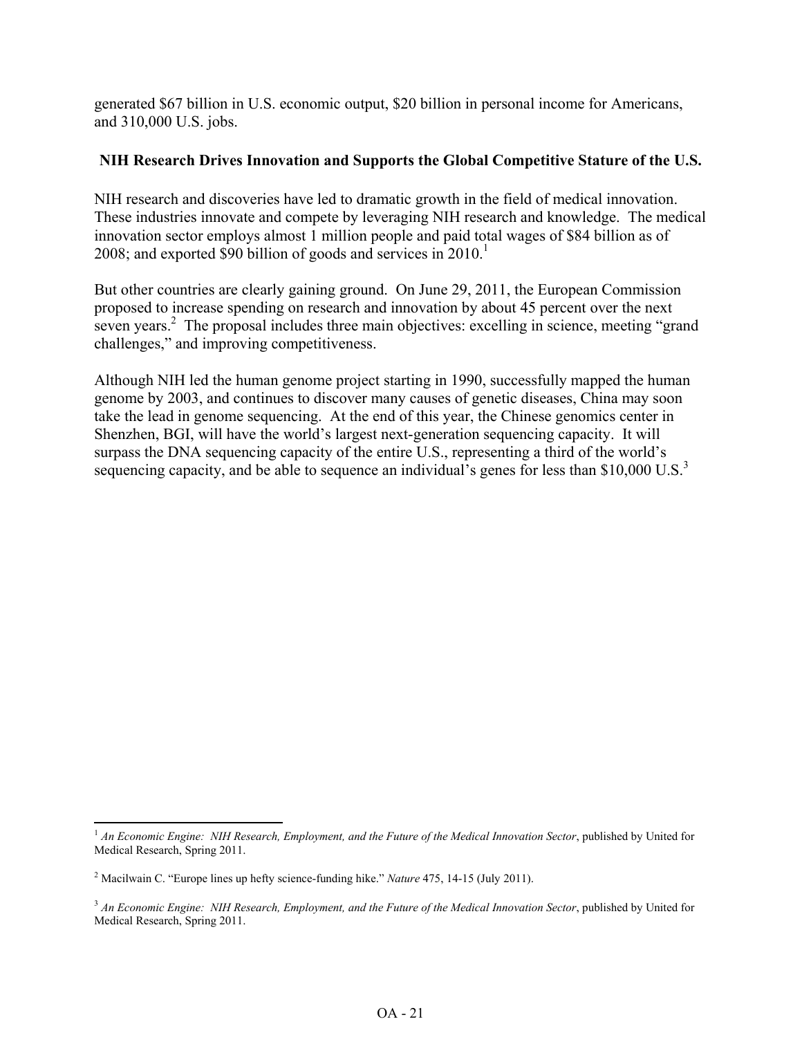generated $67 billion in U.S. economic output, $20 billion in personal income for Americans, and 310,000 U.S. jobs.

**NIH Research Drives Innovation and Supports the Global Competitive Stature of the U.S.**

NIH research and discoveries have led to dramatic growth in the field of medical innovation. These industries innovate and compete by leveraging NIH research and knowledge. The medical innovation sector employs almost 1 million people and paid total wages of $84 billion as of 2008; and exported $90 billion of goods and services in 2010.[1]

But other countries are clearly gaining ground. On June 29, 2011, the European Commission proposed to increase spending on research and innovation by about 45 percent over the next seven years.[2] The proposal includes three main objectives: excelling in science, meeting "grand challenges," and improving competitiveness.

Although NIH led the human genome project starting in 1990, successfully mapped the human genome by 2003, and continues to discover many causes of genetic diseases, China may soon take the lead in genome sequencing. At the end of this year, the Chinese genomics center in Shenzhen, BGI, will have the world's largest next-generation sequencing capacity. It will surpass the DNA sequencing capacity of the entire U.S., representing a third of the world's sequencing capacity, and be able to sequence an individual's genes for less than $10,000 U.S.[3]

---

[1] *An Economic Engine: NIH Research, Employment, and the Future of the Medical Innovation Sector*, published by United for Medical Research, Spring 2011.

[2] Macilwain C. "Europe lines up hefty science-funding hike." *Nature* 475, 14-15 (July 2011).

[3] *An Economic Engine: NIH Research, Employment, and the Future of the Medical Innovation Sector*, published by United for Medical Research, Spring 2011.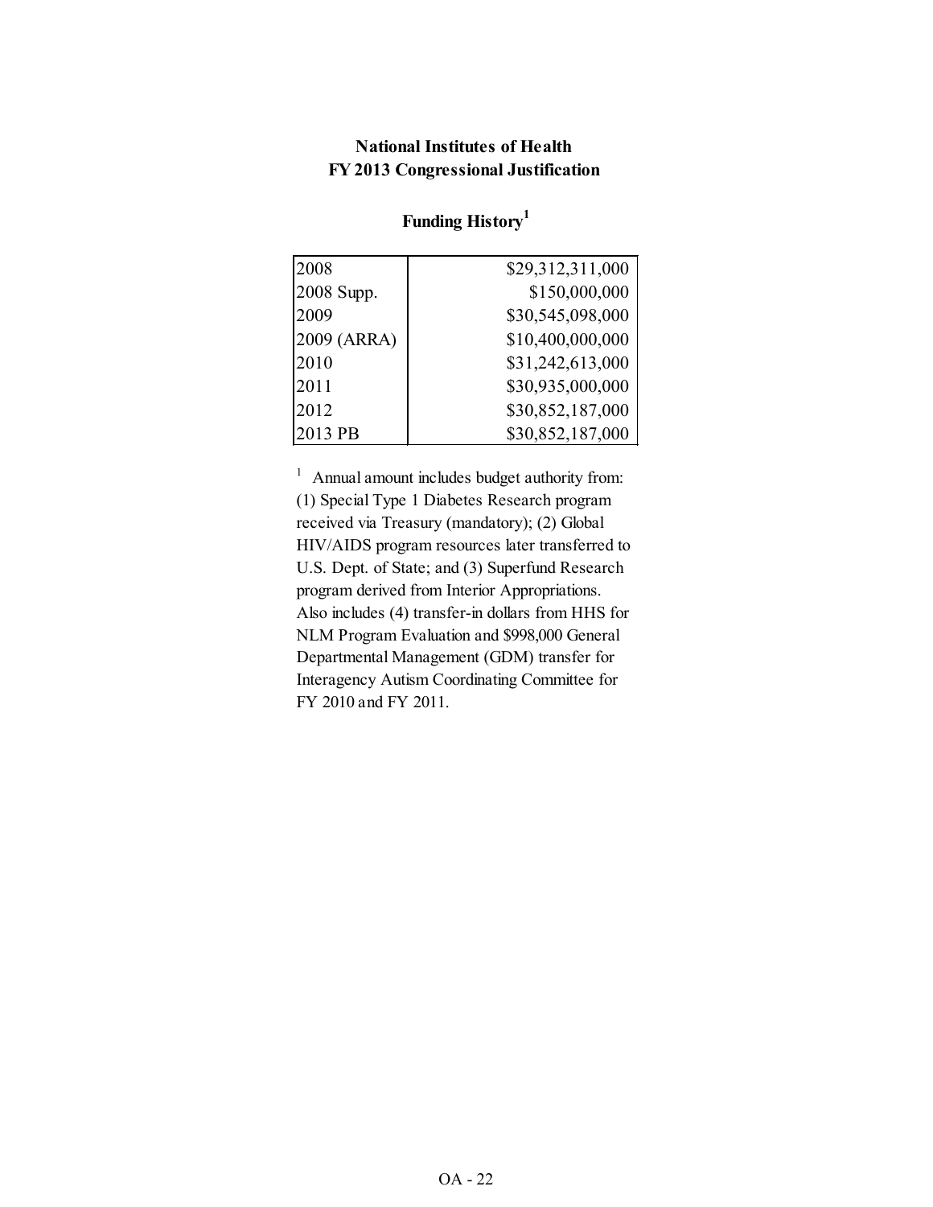**National Institutes of Health**
**FY 2013 Congressional Justification**

**Funding History[1]**

| | |
|---|---:|
| 2008 | $29,312,311,000 |
| 2008 Supp. | $150,000,000 |
| 2009 | $30,545,098,000 |
| 2009 (ARRA) | $10,400,000,000 |
| 2010 | $31,242,613,000 |
| 2011 | $30,935,000,000 |
| 2012 | $30,852,187,000 |
| 2013 PB | $30,852,187,000 |

[1] Annual amount includes budget authority from: (1) Special Type 1 Diabetes Research program received via Treasury (mandatory); (2) Global HIV/AIDS program resources later transferred to U.S. Dept. of State; and (3) Superfund Research program derived from Interior Appropriations. Also includes (4) transfer-in dollars from HHS for NLM Program Evaluation and $998,000 General Departmental Management (GDM) transfer for Interagency Autism Coordinating Committee for FY 2010 and FY 2011.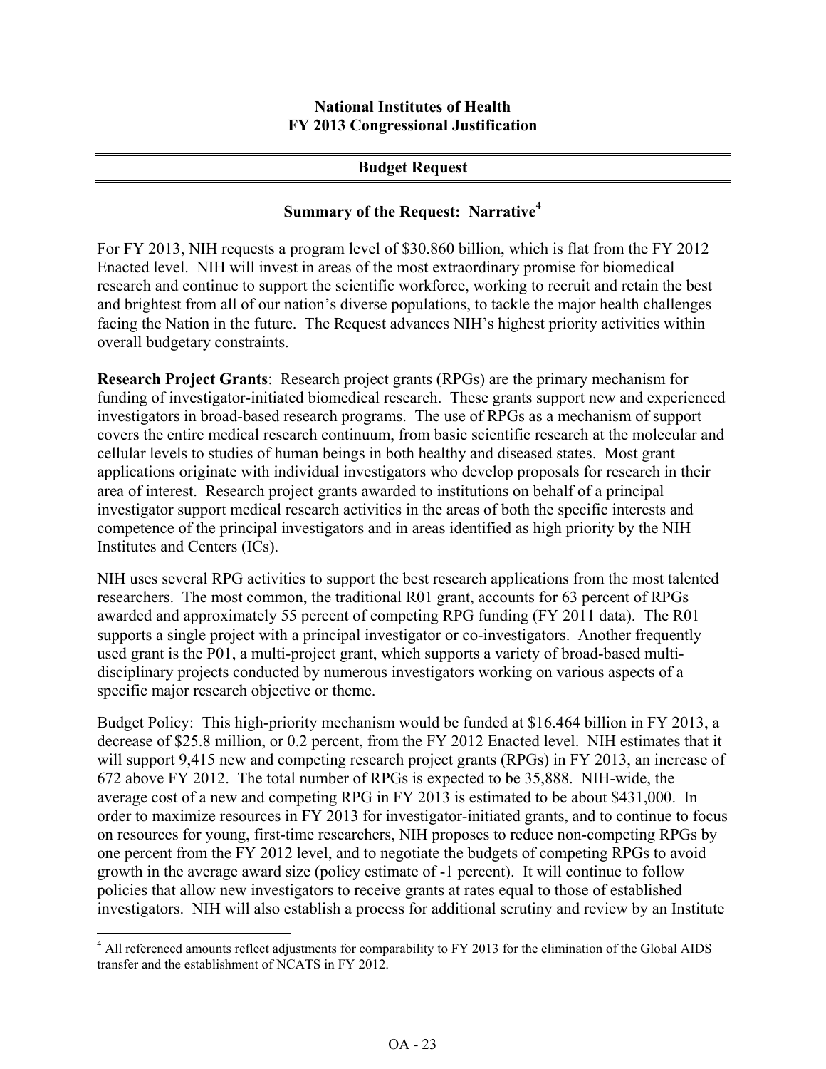**National Institutes of Health**
**FY 2013 Congressional Justification**

## Budget Request

### Summary of the Request: Narrative[4]

For FY 2013, NIH requests a program level of $30.860 billion, which is flat from the FY 2012 Enacted level. NIH will invest in areas of the most extraordinary promise for biomedical research and continue to support the scientific workforce, working to recruit and retain the best and brightest from all of our nation's diverse populations, to tackle the major health challenges facing the Nation in the future. The Request advances NIH's highest priority activities within overall budgetary constraints.

**Research Project Grants**: Research project grants (RPGs) are the primary mechanism for funding of investigator-initiated biomedical research. These grants support new and experienced investigators in broad-based research programs. The use of RPGs as a mechanism of support covers the entire medical research continuum, from basic scientific research at the molecular and cellular levels to studies of human beings in both healthy and diseased states. Most grant applications originate with individual investigators who develop proposals for research in their area of interest. Research project grants awarded to institutions on behalf of a principal investigator support medical research activities in the areas of both the specific interests and competence of the principal investigators and in areas identified as high priority by the NIH Institutes and Centers (ICs).

NIH uses several RPG activities to support the best research applications from the most talented researchers. The most common, the traditional R01 grant, accounts for 63 percent of RPGs awarded and approximately 55 percent of competing RPG funding (FY 2011 data). The R01 supports a single project with a principal investigator or co-investigators. Another frequently used grant is the P01, a multi-project grant, which supports a variety of broad-based multi-disciplinary projects conducted by numerous investigators working on various aspects of a specific major research objective or theme.

<u>Budget Policy</u>: This high-priority mechanism would be funded at $16.464 billion in FY 2013, a decrease of $25.8 million, or 0.2 percent, from the FY 2012 Enacted level. NIH estimates that it will support 9,415 new and competing research project grants (RPGs) in FY 2013, an increase of 672 above FY 2012. The total number of RPGs is expected to be 35,888. NIH-wide, the average cost of a new and competing RPG in FY 2013 is estimated to be about $431,000. In order to maximize resources in FY 2013 for investigator-initiated grants, and to continue to focus on resources for young, first-time researchers, NIH proposes to reduce non-competing RPGs by one percent from the FY 2012 level, and to negotiate the budgets of competing RPGs to avoid growth in the average award size (policy estimate of -1 percent). It will continue to follow policies that allow new investigators to receive grants at rates equal to those of established investigators. NIH will also establish a process for additional scrutiny and review by an Institute

[4] All referenced amounts reflect adjustments for comparability to FY 2013 for the elimination of the Global AIDS transfer and the establishment of NCATS in FY 2012.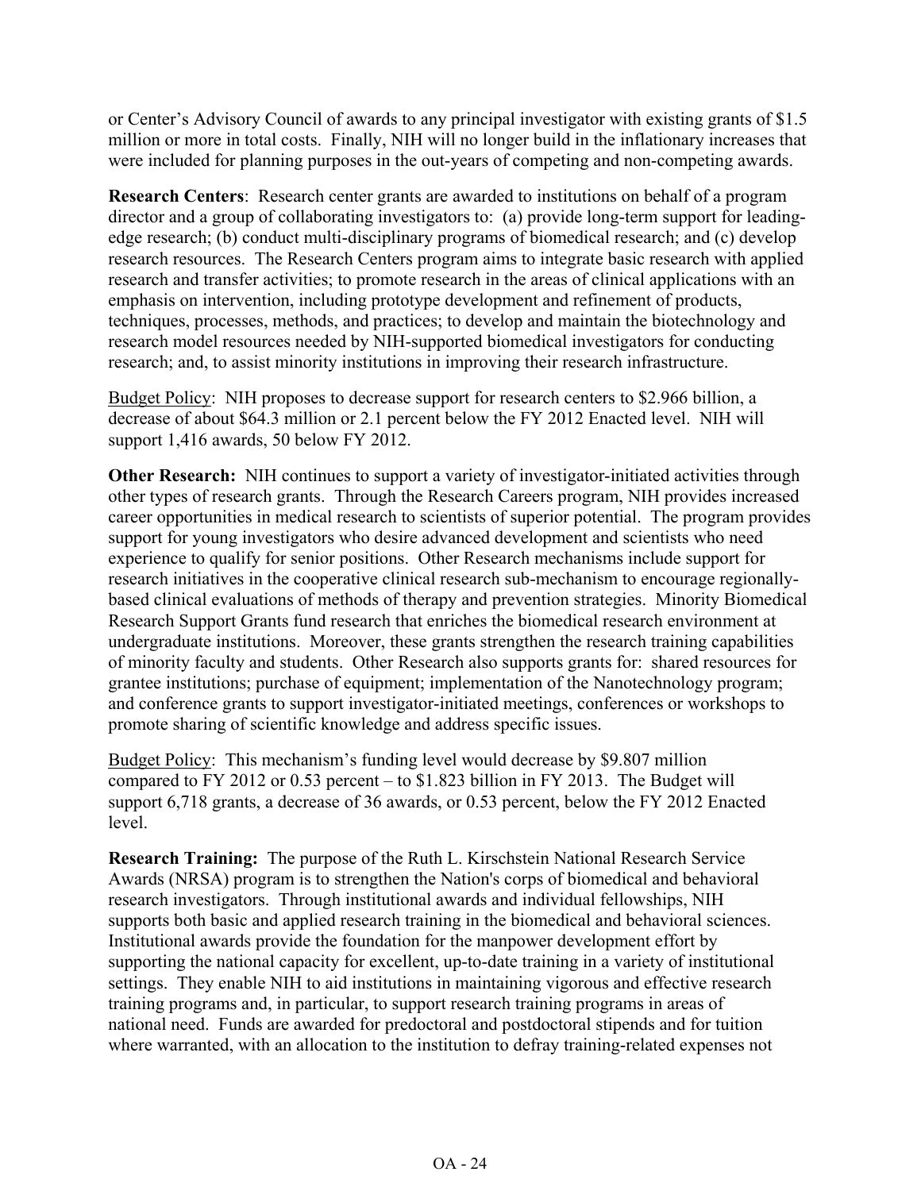or Center's Advisory Council of awards to any principal investigator with existing grants of $1.5 million or more in total costs. Finally, NIH will no longer build in the inflationary increases that were included for planning purposes in the out-years of competing and non-competing awards.

**Research Centers**: Research center grants are awarded to institutions on behalf of a program director and a group of collaborating investigators to: (a) provide long-term support for leading-edge research; (b) conduct multi-disciplinary programs of biomedical research; and (c) develop research resources. The Research Centers program aims to integrate basic research with applied research and transfer activities; to promote research in the areas of clinical applications with an emphasis on intervention, including prototype development and refinement of products, techniques, processes, methods, and practices; to develop and maintain the biotechnology and research model resources needed by NIH-supported biomedical investigators for conducting research; and, to assist minority institutions in improving their research infrastructure.

<u>Budget Policy</u>: NIH proposes to decrease support for research centers to $2.966 billion, a decrease of about $64.3 million or 2.1 percent below the FY 2012 Enacted level. NIH will support 1,416 awards, 50 below FY 2012.

**Other Research:** NIH continues to support a variety of investigator-initiated activities through other types of research grants. Through the Research Careers program, NIH provides increased career opportunities in medical research to scientists of superior potential. The program provides support for young investigators who desire advanced development and scientists who need experience to qualify for senior positions. Other Research mechanisms include support for research initiatives in the cooperative clinical research sub-mechanism to encourage regionally-based clinical evaluations of methods of therapy and prevention strategies. Minority Biomedical Research Support Grants fund research that enriches the biomedical research environment at undergraduate institutions. Moreover, these grants strengthen the research training capabilities of minority faculty and students. Other Research also supports grants for: shared resources for grantee institutions; purchase of equipment; implementation of the Nanotechnology program; and conference grants to support investigator-initiated meetings, conferences or workshops to promote sharing of scientific knowledge and address specific issues.

<u>Budget Policy</u>: This mechanism's funding level would decrease by $9.807 million compared to FY 2012 or 0.53 percent – to $1.823 billion in FY 2013. The Budget will support 6,718 grants, a decrease of 36 awards, or 0.53 percent, below the FY 2012 Enacted level.

**Research Training:** The purpose of the Ruth L. Kirschstein National Research Service Awards (NRSA) program is to strengthen the Nation's corps of biomedical and behavioral research investigators. Through institutional awards and individual fellowships, NIH supports both basic and applied research training in the biomedical and behavioral sciences. Institutional awards provide the foundation for the manpower development effort by supporting the national capacity for excellent, up-to-date training in a variety of institutional settings. They enable NIH to aid institutions in maintaining vigorous and effective research training programs and, in particular, to support research training programs in areas of national need. Funds are awarded for predoctoral and postdoctoral stipends and for tuition where warranted, with an allocation to the institution to defray training-related expenses not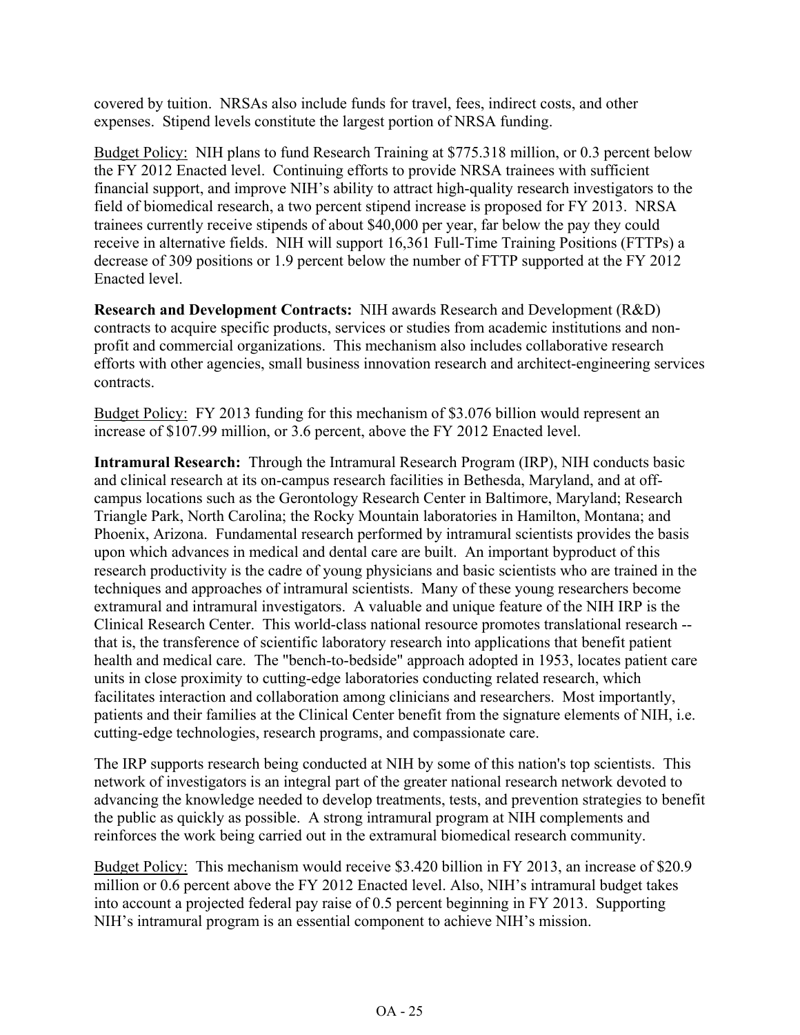covered by tuition. NRSAs also include funds for travel, fees, indirect costs, and other expenses. Stipend levels constitute the largest portion of NRSA funding.

Budget Policy: NIH plans to fund Research Training at $775.318 million, or 0.3 percent below the FY 2012 Enacted level. Continuing efforts to provide NRSA trainees with sufficient financial support, and improve NIH's ability to attract high-quality research investigators to the field of biomedical research, a two percent stipend increase is proposed for FY 2013. NRSA trainees currently receive stipends of about $40,000 per year, far below the pay they could receive in alternative fields. NIH will support 16,361 Full-Time Training Positions (FTTPs) a decrease of 309 positions or 1.9 percent below the number of FTTP supported at the FY 2012 Enacted level.

**Research and Development Contracts:** NIH awards Research and Development (R&D) contracts to acquire specific products, services or studies from academic institutions and non-profit and commercial organizations. This mechanism also includes collaborative research efforts with other agencies, small business innovation research and architect-engineering services contracts.

Budget Policy: FY 2013 funding for this mechanism of $3.076 billion would represent an increase of $107.99 million, or 3.6 percent, above the FY 2012 Enacted level.

**Intramural Research:** Through the Intramural Research Program (IRP), NIH conducts basic and clinical research at its on-campus research facilities in Bethesda, Maryland, and at off-campus locations such as the Gerontology Research Center in Baltimore, Maryland; Research Triangle Park, North Carolina; the Rocky Mountain laboratories in Hamilton, Montana; and Phoenix, Arizona. Fundamental research performed by intramural scientists provides the basis upon which advances in medical and dental care are built. An important byproduct of this research productivity is the cadre of young physicians and basic scientists who are trained in the techniques and approaches of intramural scientists. Many of these young researchers become extramural and intramural investigators. A valuable and unique feature of the NIH IRP is the Clinical Research Center. This world-class national resource promotes translational research -- that is, the transference of scientific laboratory research into applications that benefit patient health and medical care. The "bench-to-bedside" approach adopted in 1953, locates patient care units in close proximity to cutting-edge laboratories conducting related research, which facilitates interaction and collaboration among clinicians and researchers. Most importantly, patients and their families at the Clinical Center benefit from the signature elements of NIH, i.e. cutting-edge technologies, research programs, and compassionate care.

The IRP supports research being conducted at NIH by some of this nation's top scientists. This network of investigators is an integral part of the greater national research network devoted to advancing the knowledge needed to develop treatments, tests, and prevention strategies to benefit the public as quickly as possible. A strong intramural program at NIH complements and reinforces the work being carried out in the extramural biomedical research community.

Budget Policy: This mechanism would receive $3.420 billion in FY 2013, an increase of $20.9 million or 0.6 percent above the FY 2012 Enacted level. Also, NIH's intramural budget takes into account a projected federal pay raise of 0.5 percent beginning in FY 2013. Supporting NIH's intramural program is an essential component to achieve NIH's mission.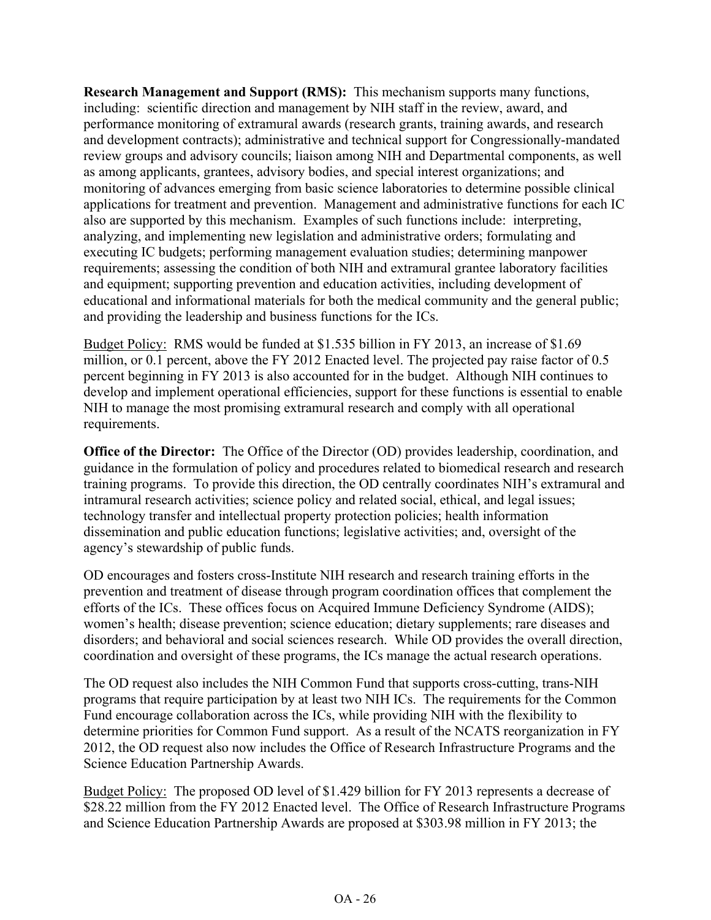**Research Management and Support (RMS):** This mechanism supports many functions, including: scientific direction and management by NIH staff in the review, award, and performance monitoring of extramural awards (research grants, training awards, and research and development contracts); administrative and technical support for Congressionally-mandated review groups and advisory councils; liaison among NIH and Departmental components, as well as among applicants, grantees, advisory bodies, and special interest organizations; and monitoring of advances emerging from basic science laboratories to determine possible clinical applications for treatment and prevention. Management and administrative functions for each IC also are supported by this mechanism. Examples of such functions include: interpreting, analyzing, and implementing new legislation and administrative orders; formulating and executing IC budgets; performing management evaluation studies; determining manpower requirements; assessing the condition of both NIH and extramural grantee laboratory facilities and equipment; supporting prevention and education activities, including development of educational and informational materials for both the medical community and the general public; and providing the leadership and business functions for the ICs.

Budget Policy: RMS would be funded at $1.535 billion in FY 2013, an increase of $1.69 million, or 0.1 percent, above the FY 2012 Enacted level. The projected pay raise factor of 0.5 percent beginning in FY 2013 is also accounted for in the budget. Although NIH continues to develop and implement operational efficiencies, support for these functions is essential to enable NIH to manage the most promising extramural research and comply with all operational requirements.

**Office of the Director:** The Office of the Director (OD) provides leadership, coordination, and guidance in the formulation of policy and procedures related to biomedical research and research training programs. To provide this direction, the OD centrally coordinates NIH's extramural and intramural research activities; science policy and related social, ethical, and legal issues; technology transfer and intellectual property protection policies; health information dissemination and public education functions; legislative activities; and, oversight of the agency's stewardship of public funds.

OD encourages and fosters cross-Institute NIH research and research training efforts in the prevention and treatment of disease through program coordination offices that complement the efforts of the ICs. These offices focus on Acquired Immune Deficiency Syndrome (AIDS); women's health; disease prevention; science education; dietary supplements; rare diseases and disorders; and behavioral and social sciences research. While OD provides the overall direction, coordination and oversight of these programs, the ICs manage the actual research operations.

The OD request also includes the NIH Common Fund that supports cross-cutting, trans-NIH programs that require participation by at least two NIH ICs. The requirements for the Common Fund encourage collaboration across the ICs, while providing NIH with the flexibility to determine priorities for Common Fund support. As a result of the NCATS reorganization in FY 2012, the OD request also now includes the Office of Research Infrastructure Programs and the Science Education Partnership Awards.

Budget Policy: The proposed OD level of $1.429 billion for FY 2013 represents a decrease of $28.22 million from the FY 2012 Enacted level. The Office of Research Infrastructure Programs and Science Education Partnership Awards are proposed at $303.98 million in FY 2013; the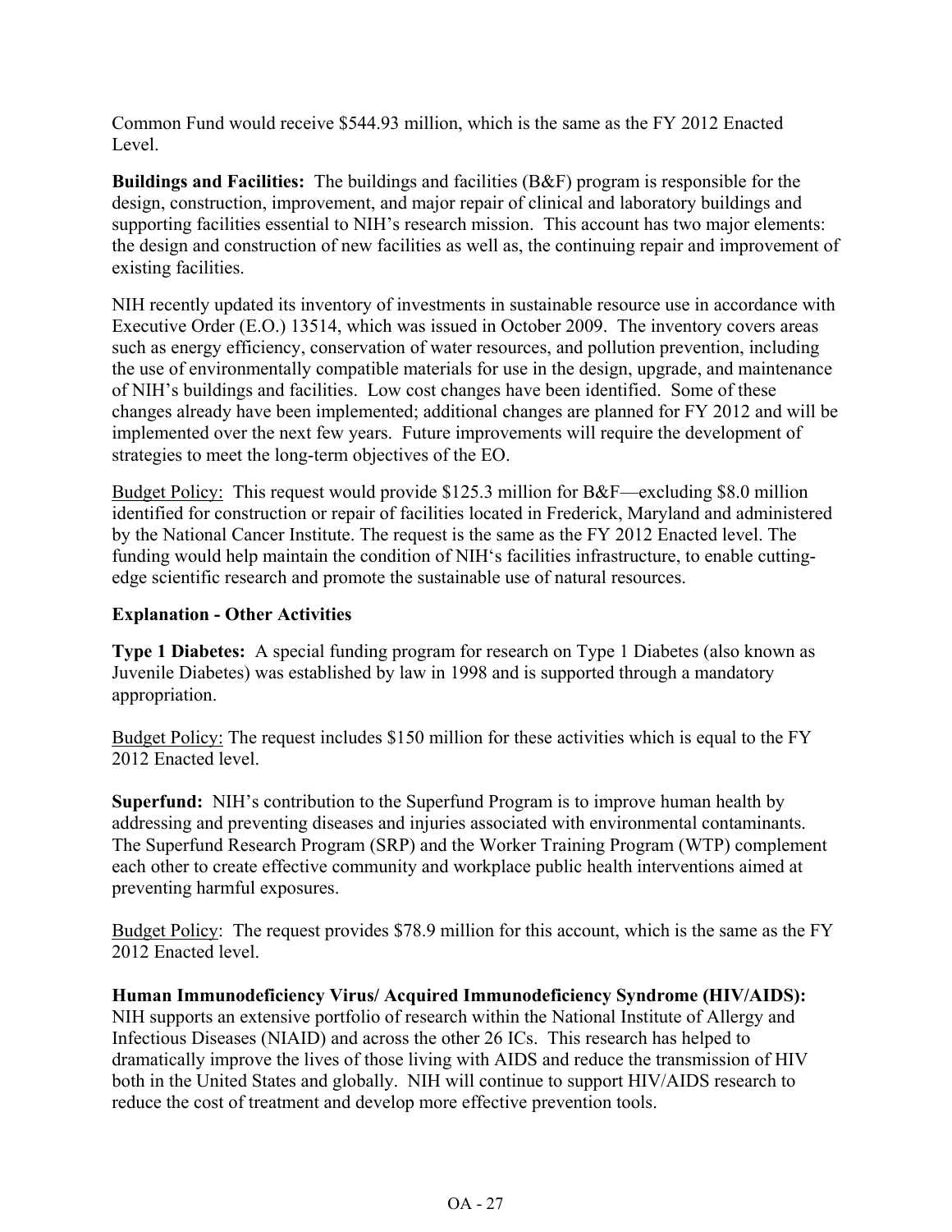Common Fund would receive $544.93 million, which is the same as the FY 2012 Enacted Level.

**Buildings and Facilities:** The buildings and facilities (B&F) program is responsible for the design, construction, improvement, and major repair of clinical and laboratory buildings and supporting facilities essential to NIH's research mission. This account has two major elements: the design and construction of new facilities as well as, the continuing repair and improvement of existing facilities.

NIH recently updated its inventory of investments in sustainable resource use in accordance with Executive Order (E.O.) 13514, which was issued in October 2009. The inventory covers areas such as energy efficiency, conservation of water resources, and pollution prevention, including the use of environmentally compatible materials for use in the design, upgrade, and maintenance of NIH's buildings and facilities. Low cost changes have been identified. Some of these changes already have been implemented; additional changes are planned for FY 2012 and will be implemented over the next few years. Future improvements will require the development of strategies to meet the long-term objectives of the EO.

Budget Policy: This request would provide $125.3 million for B&F—excluding $8.0 million identified for construction or repair of facilities located in Frederick, Maryland and administered by the National Cancer Institute. The request is the same as the FY 2012 Enacted level. The funding would help maintain the condition of NIH's facilities infrastructure, to enable cutting-edge scientific research and promote the sustainable use of natural resources.

**Explanation - Other Activities**

**Type 1 Diabetes:** A special funding program for research on Type 1 Diabetes (also known as Juvenile Diabetes) was established by law in 1998 and is supported through a mandatory appropriation.

Budget Policy: The request includes $150 million for these activities which is equal to the FY 2012 Enacted level.

**Superfund:** NIH's contribution to the Superfund Program is to improve human health by addressing and preventing diseases and injuries associated with environmental contaminants. The Superfund Research Program (SRP) and the Worker Training Program (WTP) complement each other to create effective community and workplace public health interventions aimed at preventing harmful exposures.

Budget Policy: The request provides $78.9 million for this account, which is the same as the FY 2012 Enacted level.

**Human Immunodeficiency Virus/ Acquired Immunodeficiency Syndrome (HIV/AIDS):** NIH supports an extensive portfolio of research within the National Institute of Allergy and Infectious Diseases (NIAID) and across the other 26 ICs. This research has helped to dramatically improve the lives of those living with AIDS and reduce the transmission of HIV both in the United States and globally. NIH will continue to support HIV/AIDS research to reduce the cost of treatment and develop more effective prevention tools.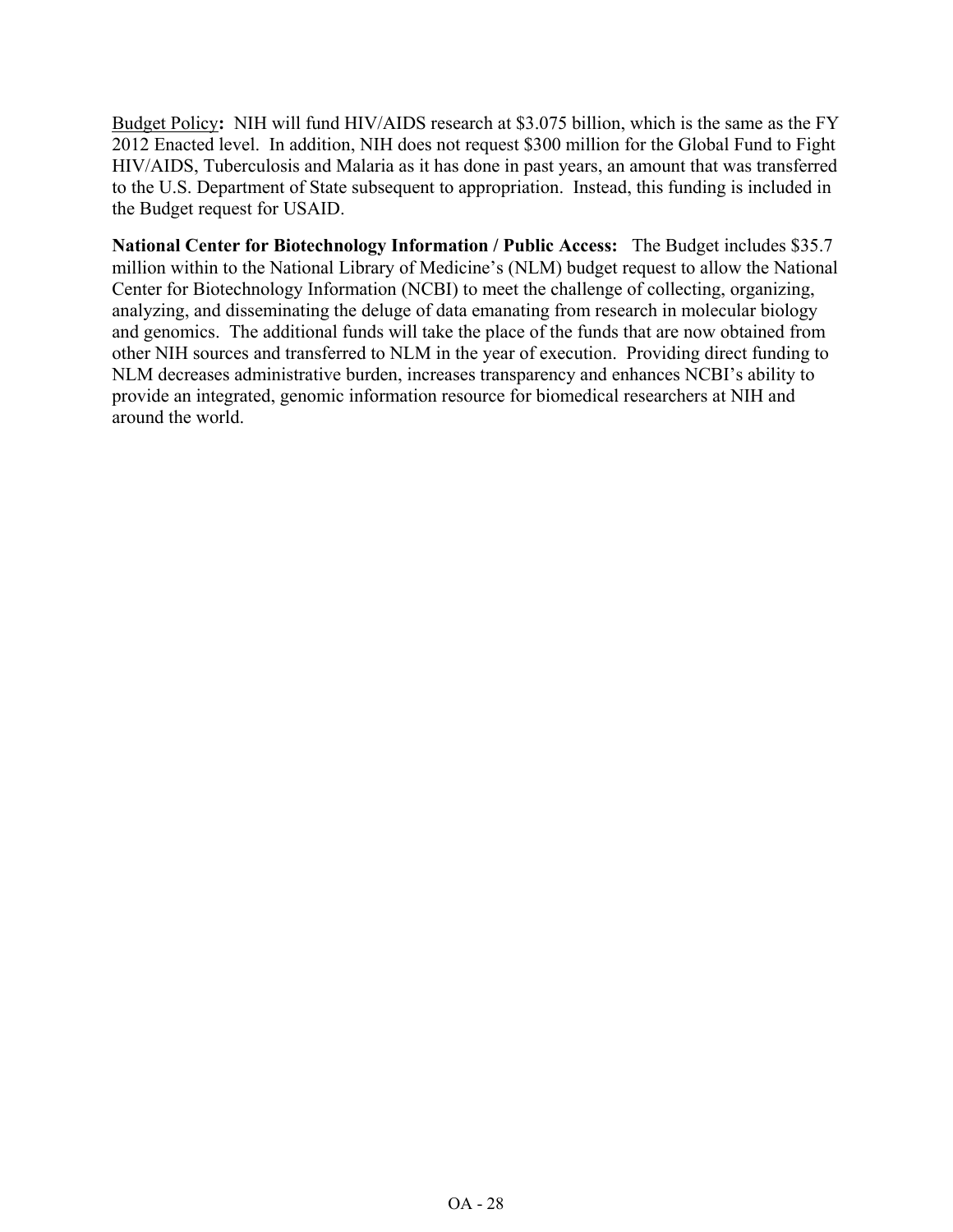<u>Budget Policy</u>**:** NIH will fund HIV/AIDS research at $3.075 billion, which is the same as the FY 2012 Enacted level. In addition, NIH does not request $300 million for the Global Fund to Fight HIV/AIDS, Tuberculosis and Malaria as it has done in past years, an amount that was transferred to the U.S. Department of State subsequent to appropriation. Instead, this funding is included in the Budget request for USAID.

**National Center for Biotechnology Information / Public Access:** The Budget includes $35.7 million within to the National Library of Medicine's (NLM) budget request to allow the National Center for Biotechnology Information (NCBI) to meet the challenge of collecting, organizing, analyzing, and disseminating the deluge of data emanating from research in molecular biology and genomics. The additional funds will take the place of the funds that are now obtained from other NIH sources and transferred to NLM in the year of execution. Providing direct funding to NLM decreases administrative burden, increases transparency and enhances NCBI's ability to provide an integrated, genomic information resource for biomedical researchers at NIH and around the world.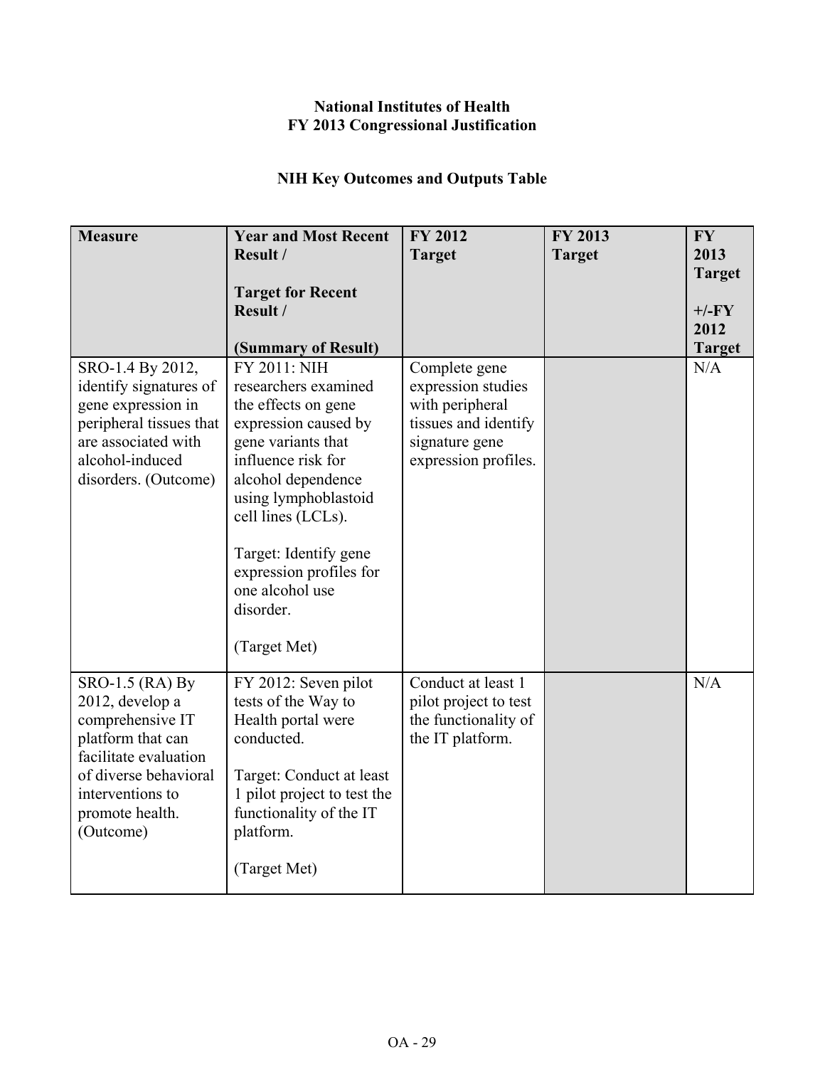**National Institutes of Health**
**FY 2013 Congressional Justification**

**NIH Key Outcomes and Outputs Table**

| Measure | Year and Most Recent Result / Target for Recent Result / (Summary of Result) | FY 2012 Target | FY 2013 Target | FY 2013 Target +/-FY 2012 Target |
|---|---|---|---|---|
| SRO-1.4 By 2012, identify signatures of gene expression in peripheral tissues that are associated with alcohol-induced disorders. (Outcome) | FY 2011: NIH researchers examined the effects on gene expression caused by gene variants that influence risk for alcohol dependence using lymphoblastoid cell lines (LCLs). <br><br> Target: Identify gene expression profiles for one alcohol use disorder. <br><br> (Target Met) | Complete gene expression studies with peripheral tissues and identify signature gene expression profiles. | | N/A |
| SRO-1.5 (RA) By 2012, develop a comprehensive IT platform that can facilitate evaluation of diverse behavioral interventions to promote health. (Outcome) | FY 2012: Seven pilot tests of the Way to Health portal were conducted. <br><br> Target: Conduct at least 1 pilot project to test the functionality of the IT platform. <br><br> (Target Met) | Conduct at least 1 pilot project to test the functionality of the IT platform. | | N/A |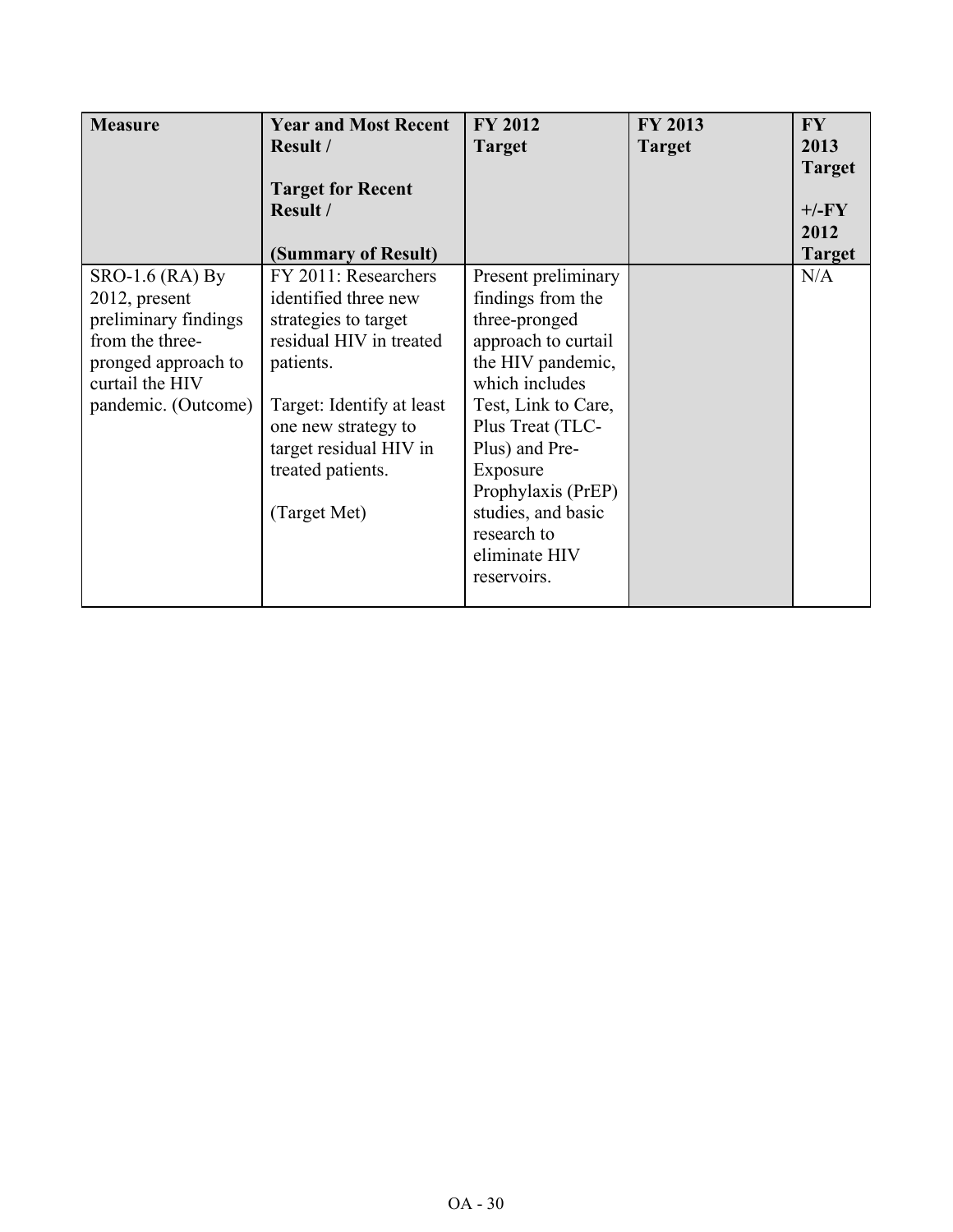| Measure | Year and Most Recent Result / Target for Recent Result / (Summary of Result) | FY 2012 Target | FY 2013 Target | FY 2013 Target +/-FY 2012 Target |
|---|---|---|---|---|
| SRO-1.6 (RA) By 2012, present preliminary findings from the three-pronged approach to curtail the HIV pandemic. (Outcome) | FY 2011: Researchers identified three new strategies to target residual HIV in treated patients. Target: Identify at least one new strategy to target residual HIV in treated patients. (Target Met) | Present preliminary findings from the three-pronged approach to curtail the HIV pandemic, which includes Test, Link to Care, Plus Treat (TLC-Plus) and Pre-Exposure Prophylaxis (PrEP) studies, and basic research to eliminate HIV reservoirs. | | N/A |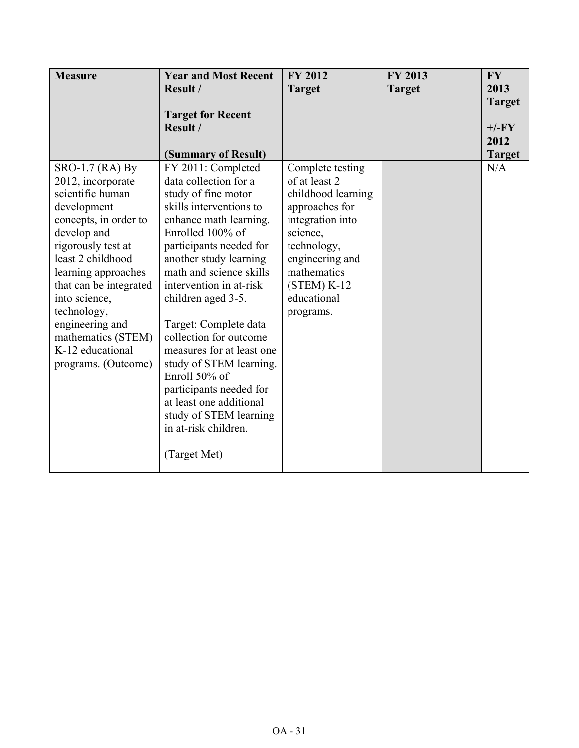| Measure | Year and Most Recent Result / Target for Recent Result / (Summary of Result) | FY 2012 Target | FY 2013 Target | FY 2013 Target +/-FY 2012 Target |
|---|---|---|---|---|
| SRO-1.7 (RA) By 2012, incorporate scientific human development concepts, in order to develop and rigorously test at least 2 childhood learning approaches that can be integrated into science, technology, engineering and mathematics (STEM) K-12 educational programs. (Outcome) | FY 2011: Completed data collection for a study of fine motor skills interventions to enhance math learning. Enrolled 100% of participants needed for another study learning math and science skills intervention in at-risk children aged 3-5. <br><br> Target: Complete data collection for outcome measures for at least one study of STEM learning. Enroll 50% of participants needed for at least one additional study of STEM learning in at-risk children. <br><br> (Target Met) | Complete testing of at least 2 childhood learning approaches for integration into science, technology, engineering and mathematics (STEM) K-12 educational programs. | | N/A |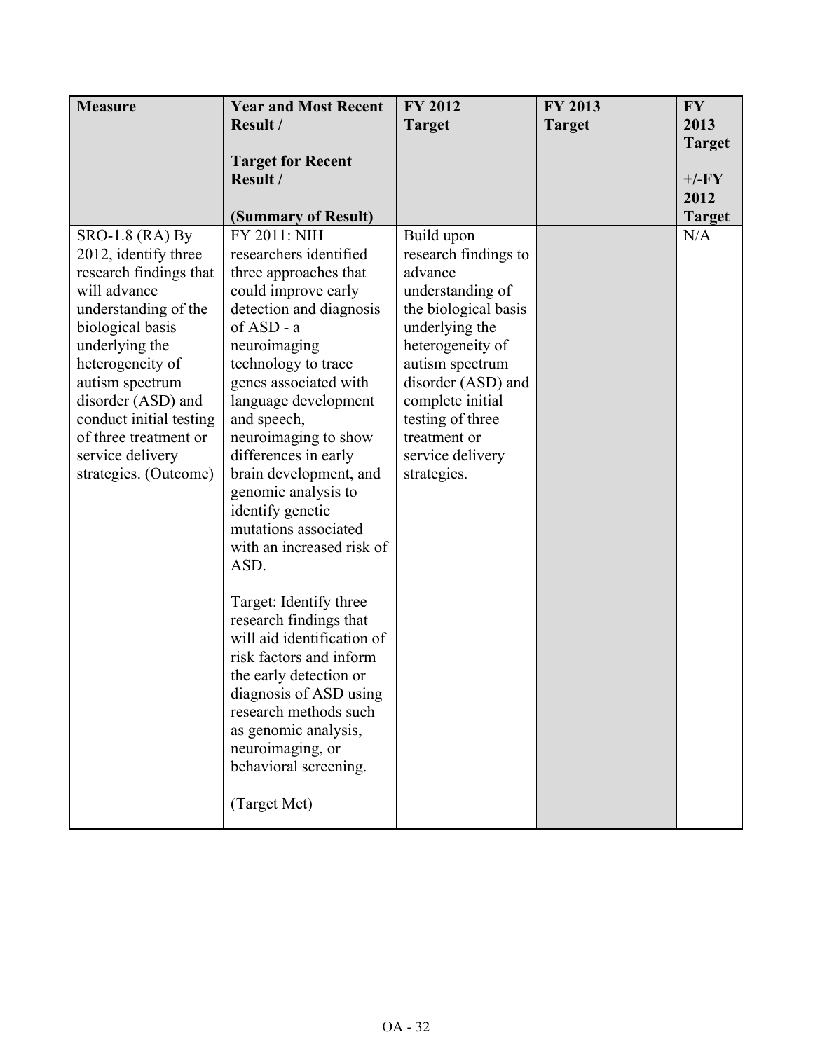| Measure | Year and Most Recent Result / <br><br> Target for Recent Result / <br><br> (Summary of Result) | FY 2012 Target | FY 2013 Target | FY 2013 Target <br><br> +/-FY 2012 Target |
|---|---|---|---|---|
| SRO-1.8 (RA) By 2012, identify three research findings that will advance understanding of the biological basis underlying the heterogeneity of autism spectrum disorder (ASD) and conduct initial testing of three treatment or service delivery strategies. (Outcome) | FY 2011: NIH researchers identified three approaches that could improve early detection and diagnosis of ASD - a neuroimaging technology to trace genes associated with language development and speech, neuroimaging to show differences in early brain development, and genomic analysis to identify genetic mutations associated with an increased risk of ASD. <br><br> Target: Identify three research findings that will aid identification of risk factors and inform the early detection or diagnosis of ASD using research methods such as genomic analysis, neuroimaging, or behavioral screening. <br><br> (Target Met) | Build upon research findings to advance understanding of the biological basis underlying the heterogeneity of autism spectrum disorder (ASD) and complete initial testing of three treatment or service delivery strategies. | | N/A |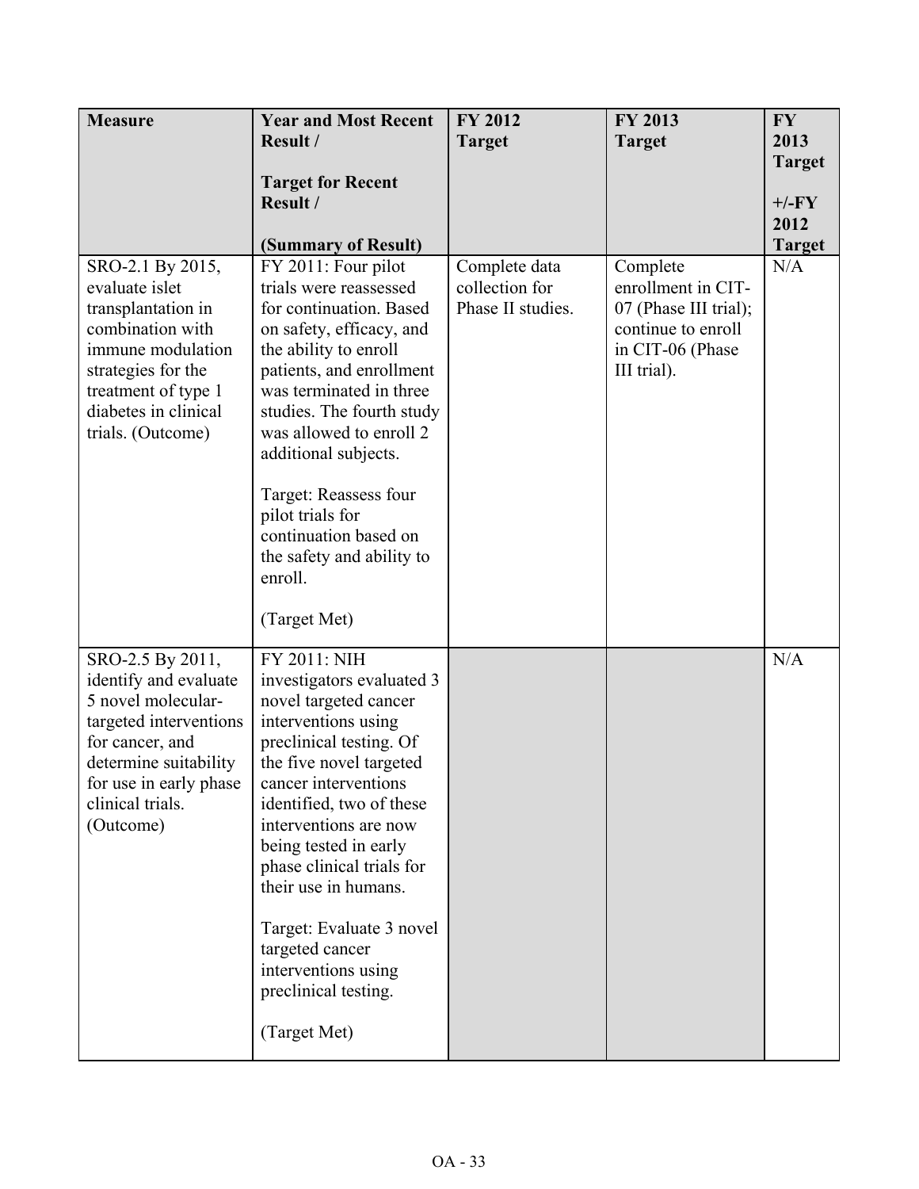| Measure | Year and Most Recent Result / Target for Recent Result / (Summary of Result) | FY 2012 Target | FY 2013 Target | FY 2013 Target +/-FY 2012 Target |
|---|---|---|---|---|
| SRO-2.1 By 2015, evaluate islet transplantation in combination with immune modulation strategies for the treatment of type 1 diabetes in clinical trials. (Outcome) | FY 2011: Four pilot trials were reassessed for continuation. Based on safety, efficacy, and the ability to enroll patients, and enrollment was terminated in three studies. The fourth study was allowed to enroll 2 additional subjects.<br><br>Target: Reassess four pilot trials for continuation based on the safety and ability to enroll.<br><br>(Target Met) | Complete data collection for Phase II studies. | Complete enrollment in CIT-07 (Phase III trial); continue to enroll in CIT-06 (Phase III trial). | N/A |
| SRO-2.5 By 2011, identify and evaluate 5 novel molecular-targeted interventions for cancer, and determine suitability for use in early phase clinical trials. (Outcome) | FY 2011: NIH investigators evaluated 3 novel targeted cancer interventions using preclinical testing. Of the five novel targeted cancer interventions identified, two of these interventions are now being tested in early phase clinical trials for their use in humans.<br><br>Target: Evaluate 3 novel targeted cancer interventions using preclinical testing.<br><br>(Target Met) | | | N/A |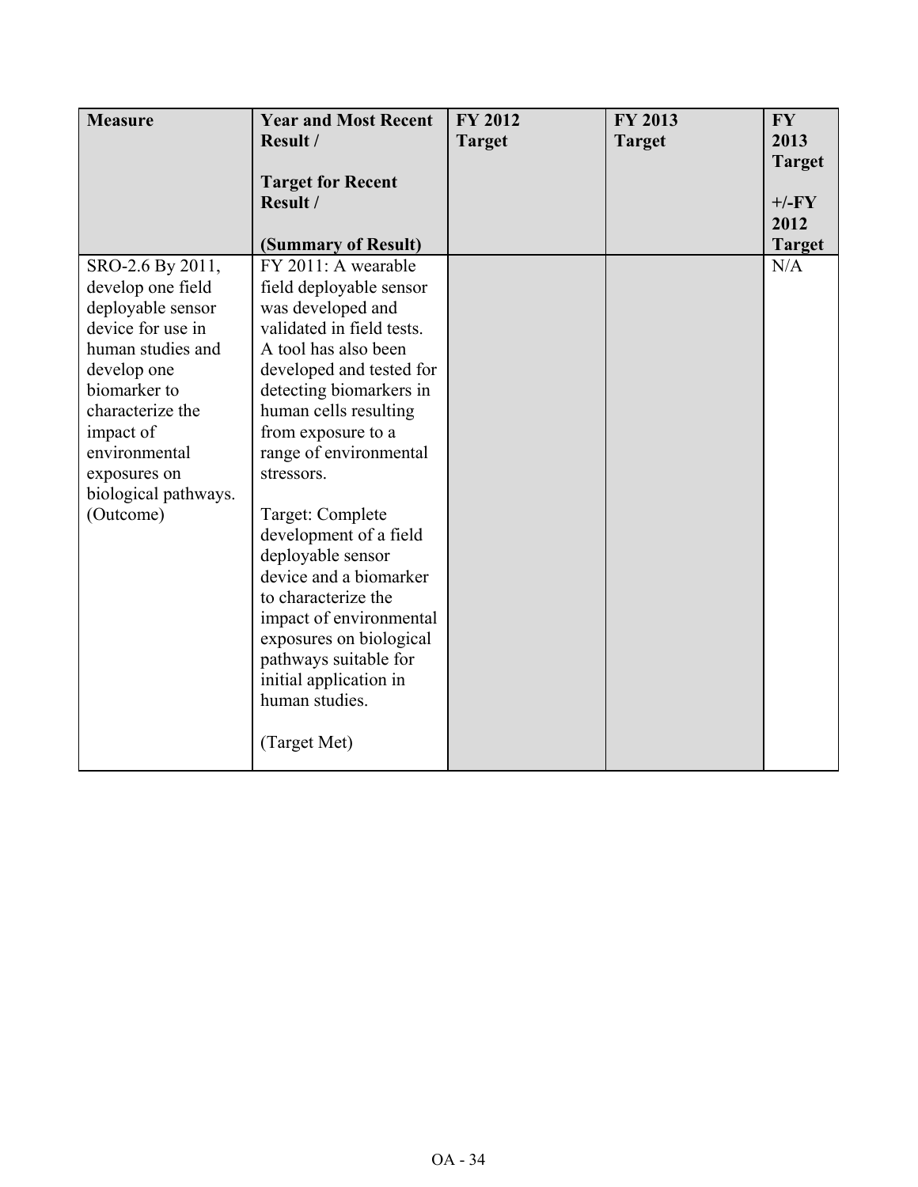| Measure | Year and Most Recent Result / Target for Recent Result / (Summary of Result) | FY 2012 Target | FY 2013 Target | FY 2013 Target +/-FY 2012 Target |
|---|---|---|---|---|
| SRO-2.6 By 2011, develop one field deployable sensor device for use in human studies and develop one biomarker to characterize the impact of environmental exposures on biological pathways. (Outcome) | FY 2011: A wearable field deployable sensor was developed and validated in field tests. A tool has also been developed and tested for detecting biomarkers in human cells resulting from exposure to a range of environmental stressors. Target: Complete development of a field deployable sensor device and a biomarker to characterize the impact of environmental exposures on biological pathways suitable for initial application in human studies. (Target Met) | | | N/A |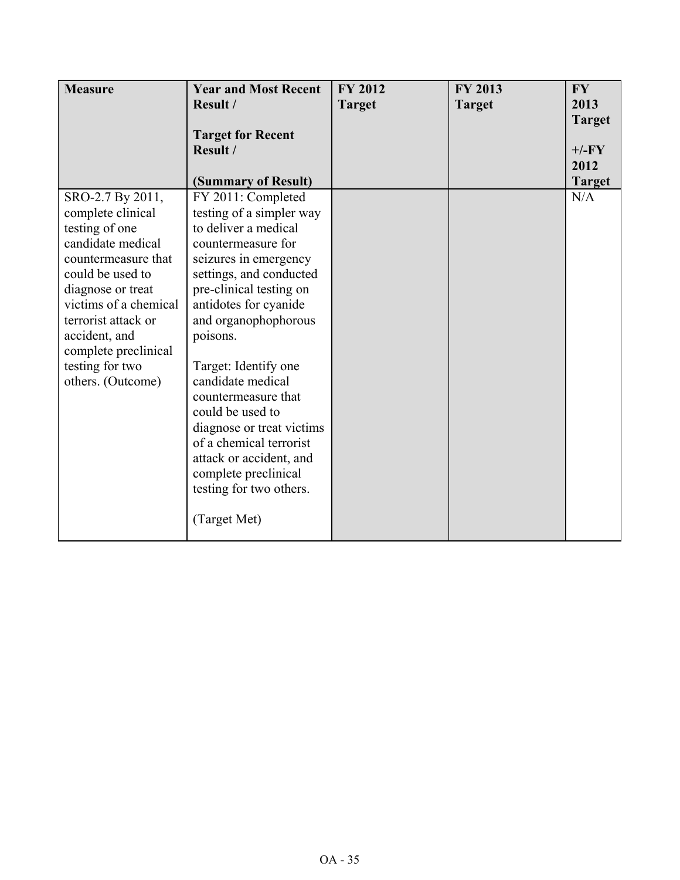| **Measure** | **Year and Most Recent Result /<br><br>Target for Recent Result /<br><br>(Summary of Result)** | **FY 2012 Target** | **FY 2013 Target** | **FY 2013 Target<br><br>+/-FY 2012 Target** |
|---|---|---|---|---|
| SRO-2.7 By 2011, complete clinical testing of one candidate medical countermeasure that could be used to diagnose or treat victims of a chemical terrorist attack or accident, and complete preclinical testing for two others. (Outcome) | FY 2011: Completed testing of a simpler way to deliver a medical countermeasure for seizures in emergency settings, and conducted pre-clinical testing on antidotes for cyanide and organophophorous poisons.<br><br>Target: Identify one candidate medical countermeasure that could be used to diagnose or treat victims of a chemical terrorist attack or accident, and complete preclinical testing for two others.<br><br>(Target Met) | | | N/A |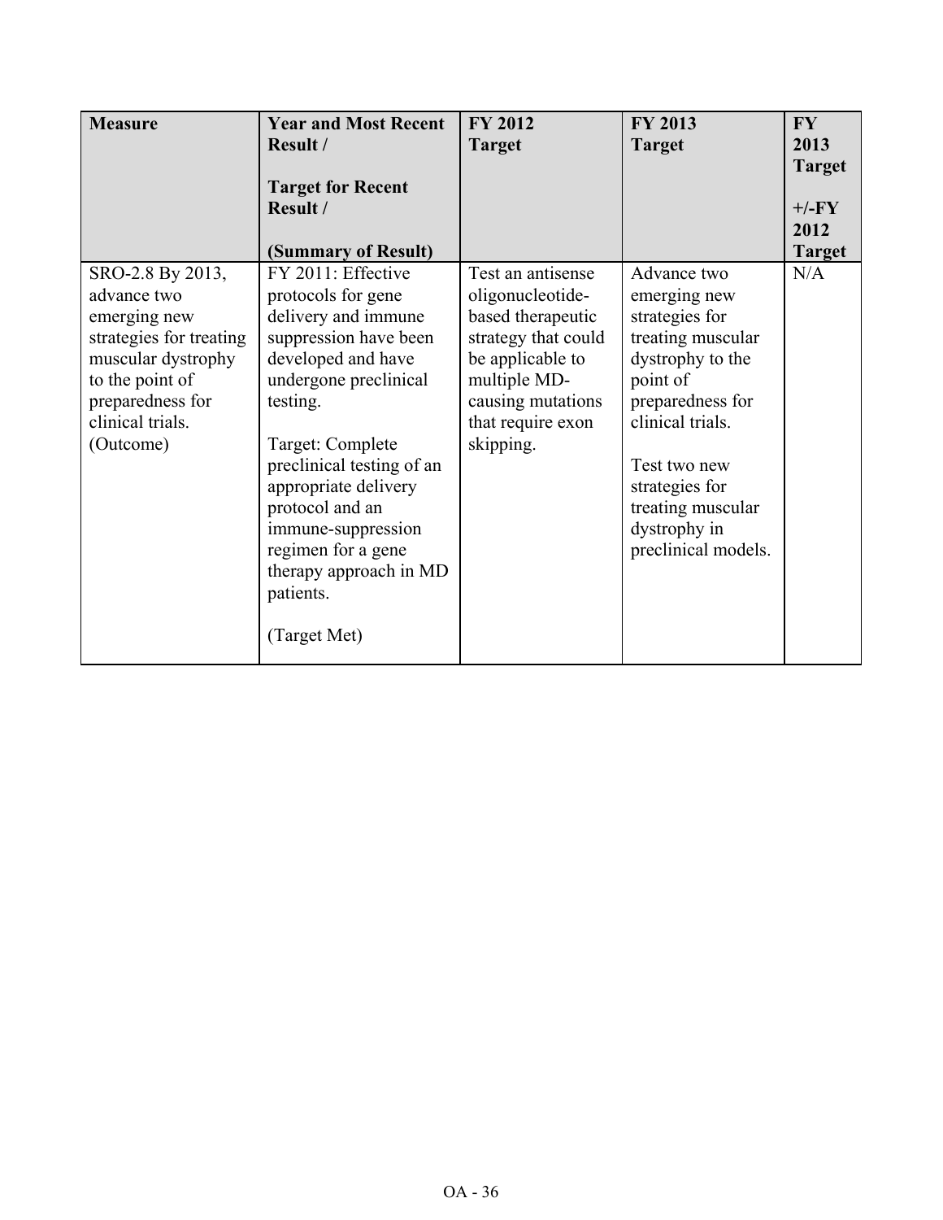| Measure | Year and Most Recent Result / Target for Recent Result / (Summary of Result) | FY 2012 Target | FY 2013 Target | FY 2013 Target +/-FY 2012 Target |
|---|---|---|---|---|
| SRO-2.8 By 2013, advance two emerging new strategies for treating muscular dystrophy to the point of preparedness for clinical trials. (Outcome) | FY 2011: Effective protocols for gene delivery and immune suppression have been developed and have undergone preclinical testing.<br><br>Target: Complete preclinical testing of an appropriate delivery protocol and an immune-suppression regimen for a gene therapy approach in MD patients.<br><br>(Target Met) | Test an antisense oligonucleotide-based therapeutic strategy that could be applicable to multiple MD-causing mutations that require exon skipping. | Advance two emerging new strategies for treating muscular dystrophy to the point of preparedness for clinical trials.<br><br>Test two new strategies for treating muscular dystrophy in preclinical models. | N/A |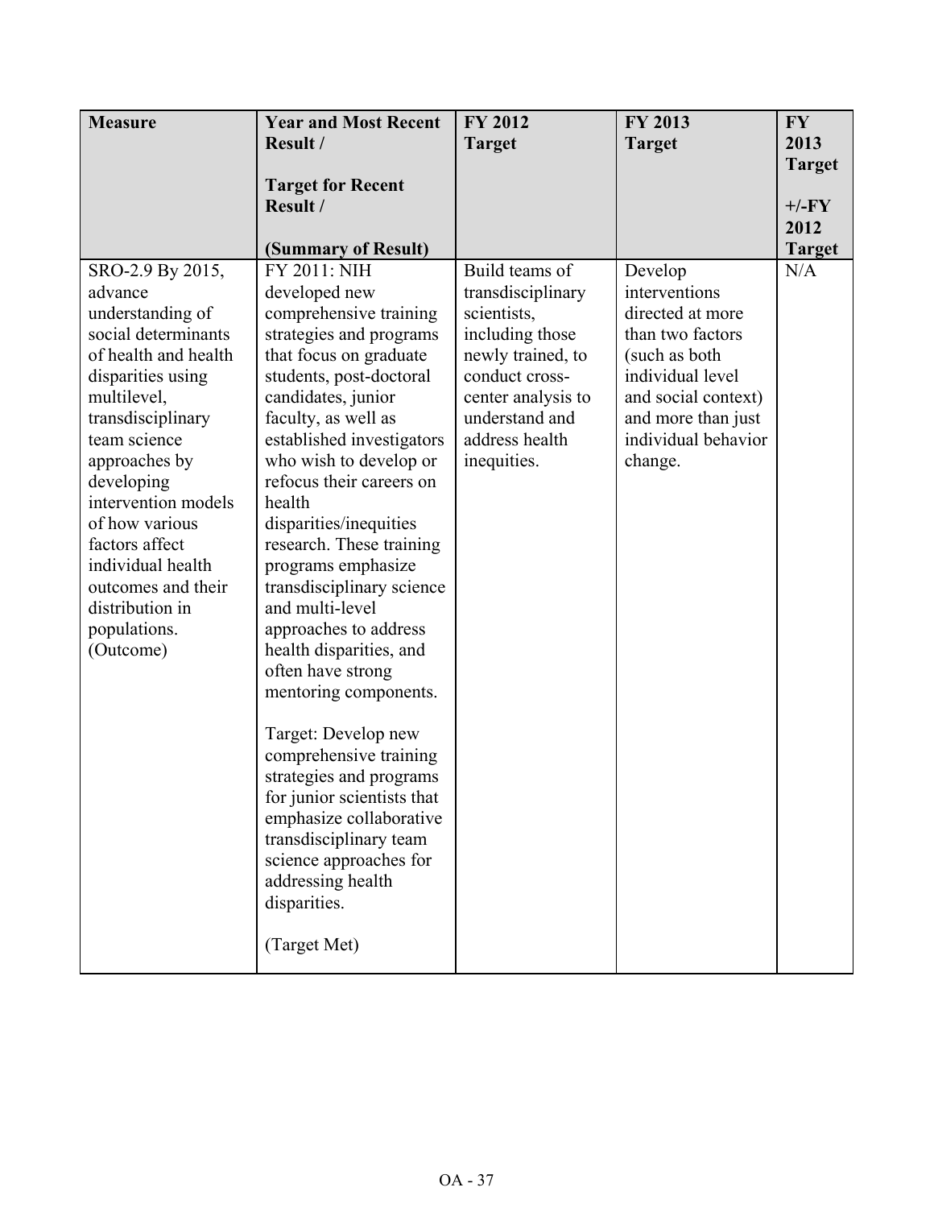| Measure | Year and Most Recent Result / Target for Recent Result / (Summary of Result) | FY 2012 Target | FY 2013 Target | FY 2013 Target +/-FY 2012 Target |
|---|---|---|---|---|
| SRO-2.9 By 2015, advance understanding of social determinants of health and health disparities using multilevel, transdisciplinary team science approaches by developing intervention models of how various factors affect individual health outcomes and their distribution in populations. (Outcome) | FY 2011: NIH developed new comprehensive training strategies and programs that focus on graduate students, post-doctoral candidates, junior faculty, as well as established investigators who wish to develop or refocus their careers on health disparities/inequities research. These training programs emphasize transdisciplinary science and multi-level approaches to address health disparities, and often have strong mentoring components.<br><br>Target: Develop new comprehensive training strategies and programs for junior scientists that emphasize collaborative transdisciplinary team science approaches for addressing health disparities.<br><br>(Target Met) | Build teams of transdisciplinary scientists, including those newly trained, to conduct cross-center analysis to understand and address health inequities. | Develop interventions directed at more than two factors (such as both individual level and social context) and more than just individual behavior change. | N/A |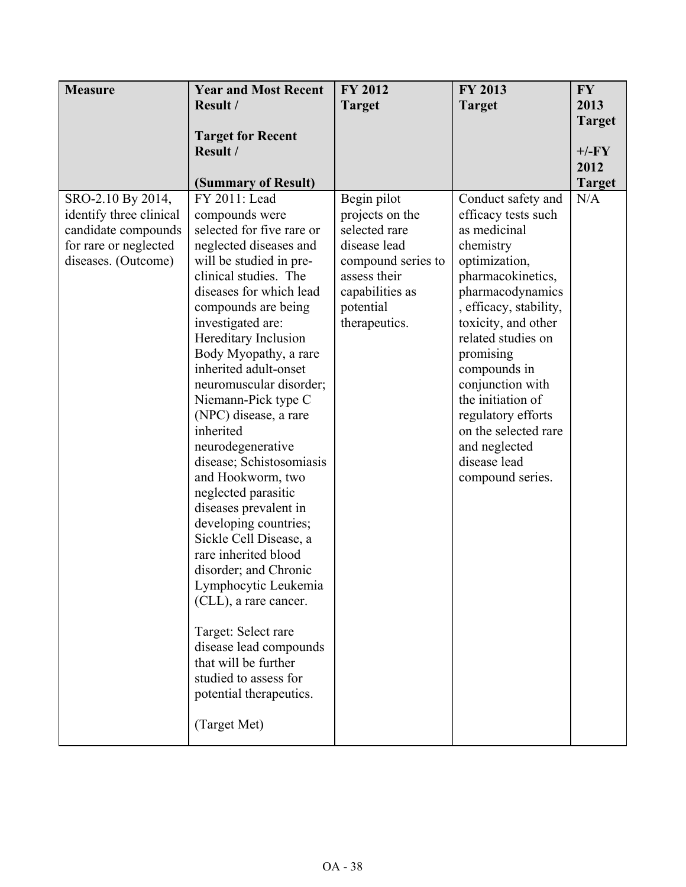| Measure | Year and Most Recent Result / Target for Recent Result / (Summary of Result) | FY 2012 Target | FY 2013 Target | FY 2013 Target +/-FY 2012 Target |
|---|---|---|---|---|
| SRO-2.10 By 2014, identify three clinical candidate compounds for rare or neglected diseases. (Outcome) | FY 2011: Lead compounds were selected for five rare or neglected diseases and will be studied in pre-clinical studies. The diseases for which lead compounds are being investigated are: Hereditary Inclusion Body Myopathy, a rare inherited adult-onset neuromuscular disorder; Niemann-Pick type C (NPC) disease, a rare inherited neurodegenerative disease; Schistosomiasis and Hookworm, two neglected parasitic diseases prevalent in developing countries; Sickle Cell Disease, a rare inherited blood disorder; and Chronic Lymphocytic Leukemia (CLL), a rare cancer.<br><br>Target: Select rare disease lead compounds that will be further studied to assess for potential therapeutics.<br><br>(Target Met) | Begin pilot projects on the selected rare disease lead compound series to assess their capabilities as potential therapeutics. | Conduct safety and efficacy tests such as medicinal chemistry optimization, pharmacokinetics, pharmacodynamics, efficacy, stability, toxicity, and other related studies on promising compounds in conjunction with the initiation of regulatory efforts on the selected rare and neglected disease lead compound series. | N/A |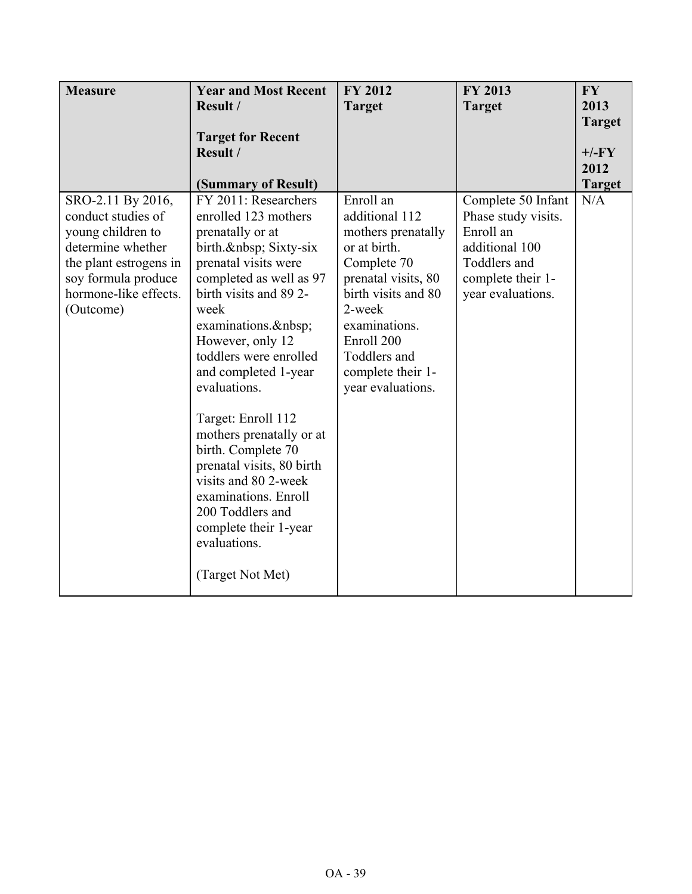| Measure | Year and Most Recent Result / Target for Recent Result / (Summary of Result) | FY 2012 Target | FY 2013 Target | FY 2013 Target +/-FY 2012 Target |
|---|---|---|---|---|
| SRO-2.11 By 2016, conduct studies of young children to determine whether the plant estrogens in soy formula produce hormone-like effects. (Outcome) | FY 2011: Researchers enrolled 123 mothers prenatally or at birth.&nbsp; Sixty-six prenatal visits were completed as well as 97 birth visits and 89 2-week examinations.&nbsp; However, only 12 toddlers were enrolled and completed 1-year evaluations.<br><br>Target: Enroll 112 mothers prenatally or at birth. Complete 70 prenatal visits, 80 birth visits and 80 2-week examinations. Enroll 200 Toddlers and complete their 1-year evaluations.<br><br>(Target Not Met) | Enroll an additional 112 mothers prenatally or at birth. Complete 70 prenatal visits, 80 birth visits and 80 2-week examinations. Enroll 200 Toddlers and complete their 1-year evaluations. | Complete 50 Infant Phase study visits. Enroll an additional 100 Toddlers and complete their 1-year evaluations. | N/A |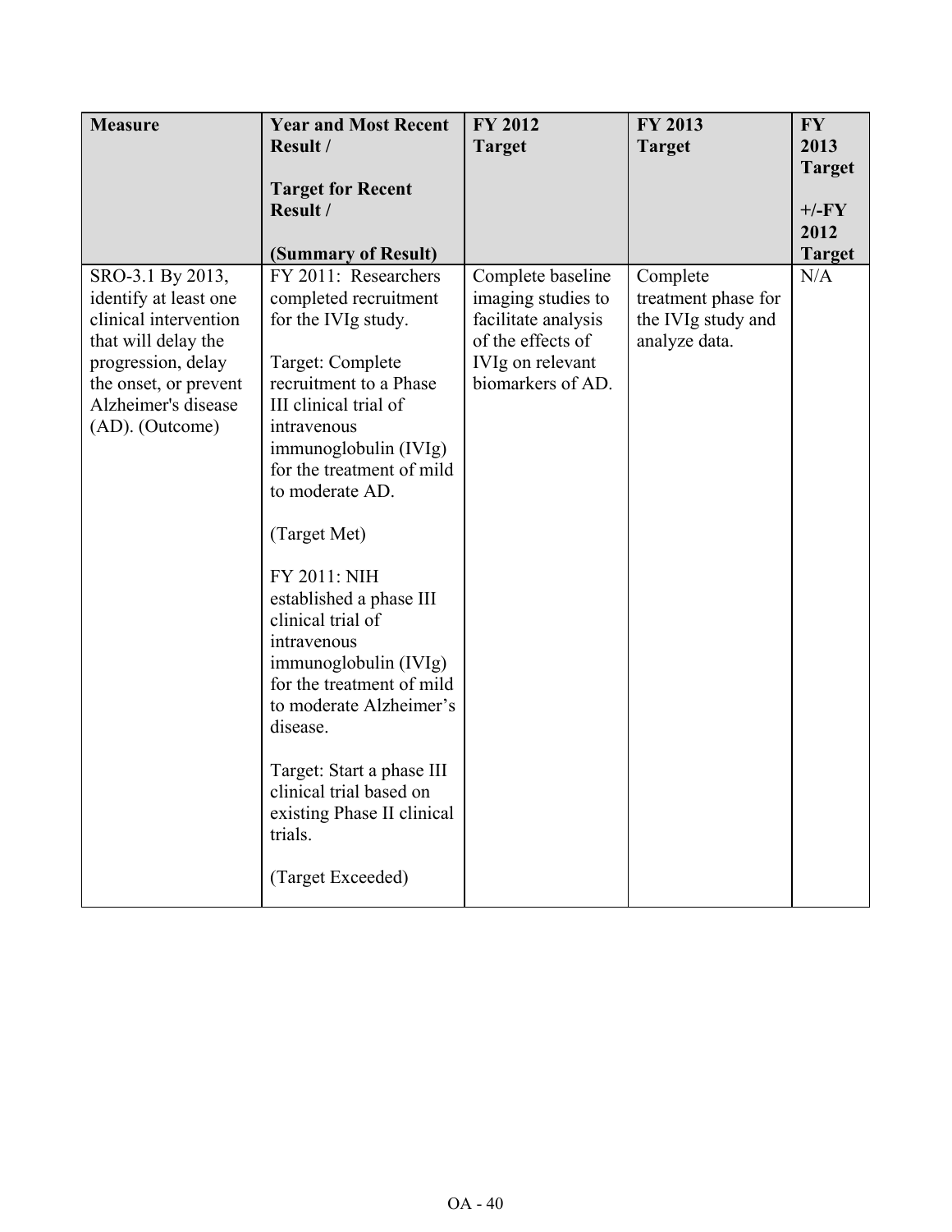| Measure | Year and Most Recent Result / Target for Recent Result / (Summary of Result) | FY 2012 Target | FY 2013 Target | FY 2013 Target +/-FY 2012 Target |
|---|---|---|---|---|
| SRO-3.1 By 2013, identify at least one clinical intervention that will delay the progression, delay the onset, or prevent Alzheimer's disease (AD). (Outcome) | FY 2011: Researchers completed recruitment for the IVIg study.<br><br>Target: Complete recruitment to a Phase III clinical trial of intravenous immunoglobulin (IVIg) for the treatment of mild to moderate AD.<br><br>(Target Met)<br><br>FY 2011: NIH established a phase III clinical trial of intravenous immunoglobulin (IVIg) for the treatment of mild to moderate Alzheimer's disease.<br><br>Target: Start a phase III clinical trial based on existing Phase II clinical trials.<br><br>(Target Exceeded) | Complete baseline imaging studies to facilitate analysis of the effects of IVIg on relevant biomarkers of AD. | Complete treatment phase for the IVIg study and analyze data. | N/A |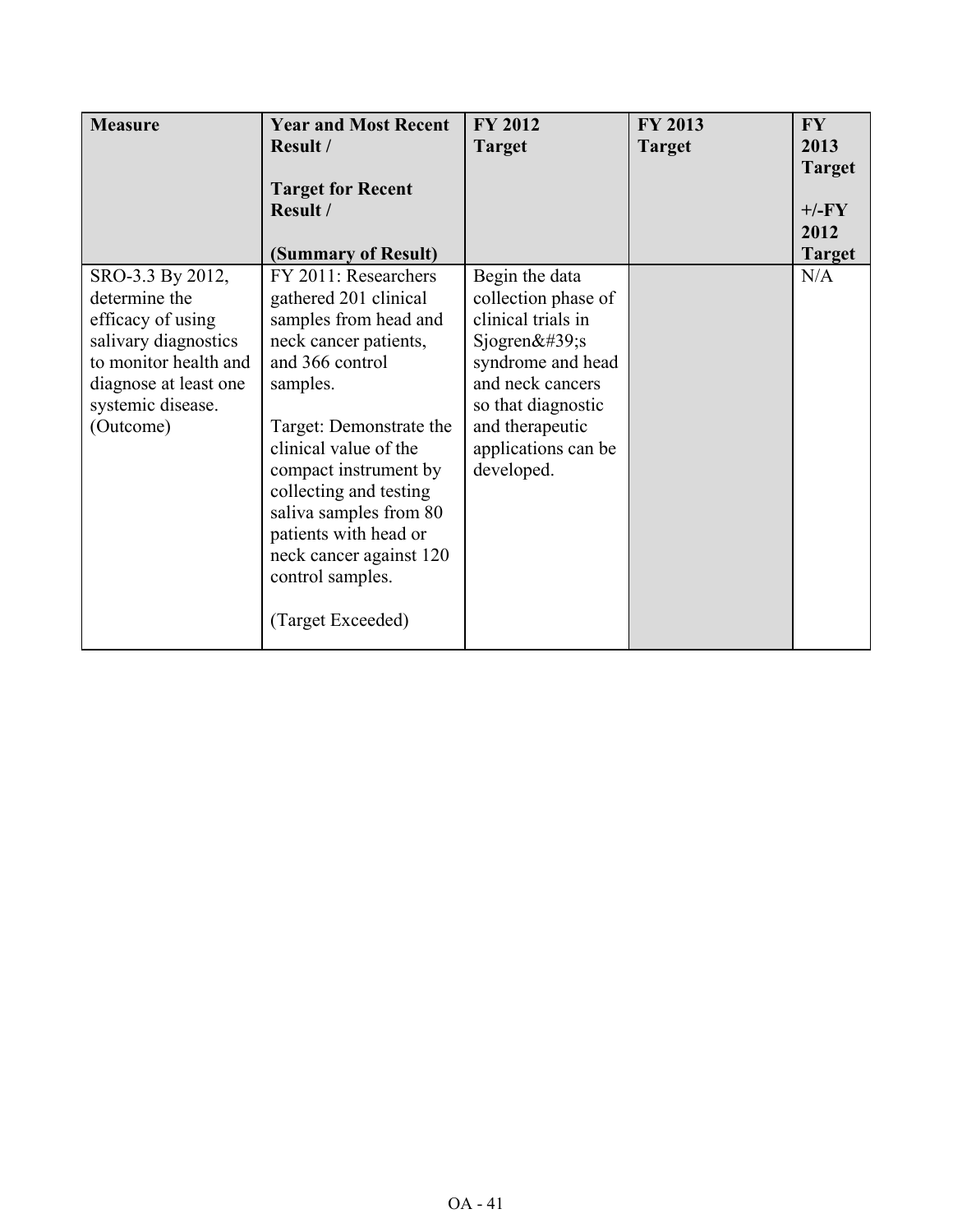| Measure | Year and Most Recent Result / <br><br>Target for Recent Result / <br><br>(Summary of Result) | FY 2012 Target | FY 2013 Target | FY 2013 Target <br><br>+/-FY 2012 Target |
|---|---|---|---|---|
| SRO-3.3 By 2012, determine the efficacy of using salivary diagnostics to monitor health and diagnose at least one systemic disease. (Outcome) | FY 2011: Researchers gathered 201 clinical samples from head and neck cancer patients, and 366 control samples. <br><br>Target: Demonstrate the clinical value of the compact instrument by collecting and testing saliva samples from 80 patients with head or neck cancer against 120 control samples. <br><br>(Target Exceeded) | Begin the data collection phase of clinical trials in Sjogren&#39;s syndrome and head and neck cancers so that diagnostic and therapeutic applications can be developed. | | N/A |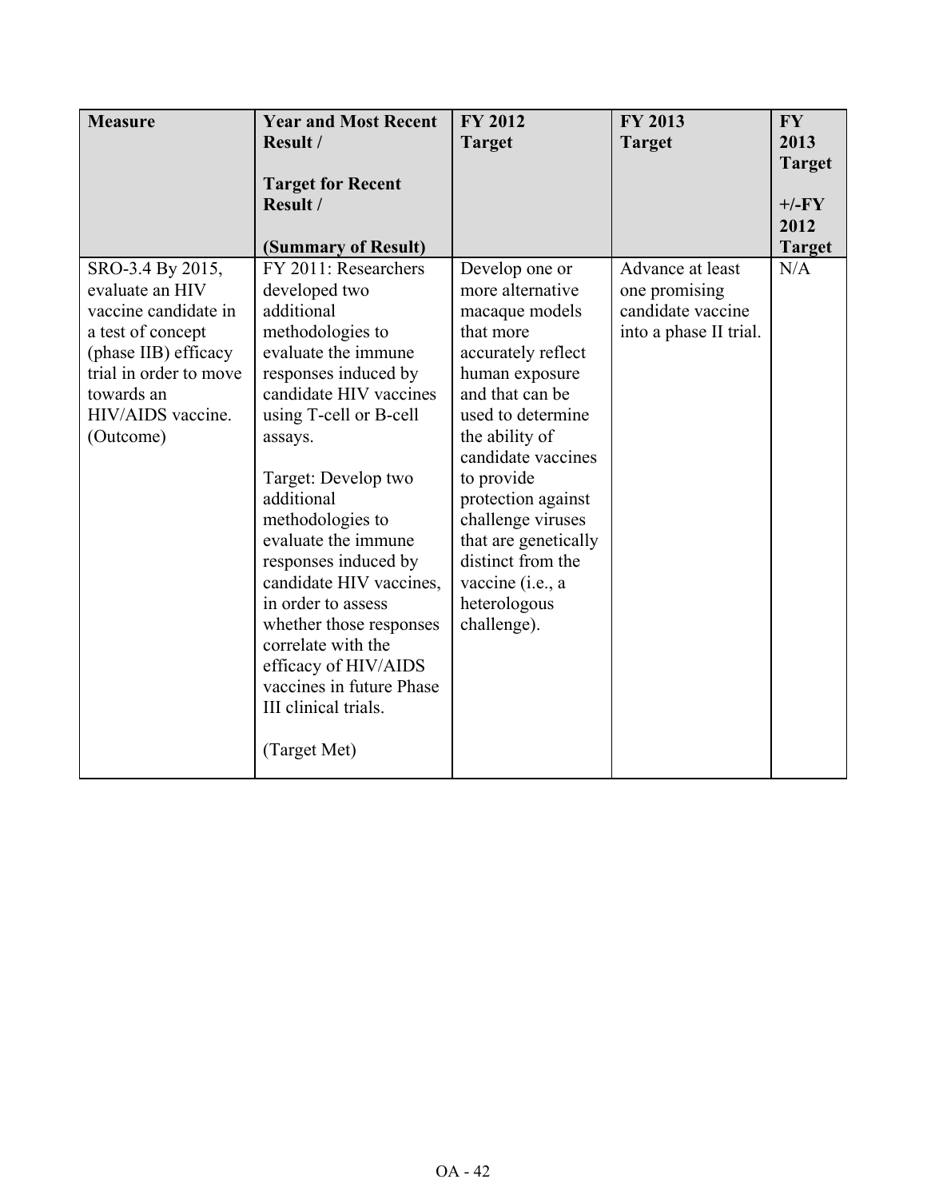| Measure | Year and Most Recent Result / Target for Recent Result / (Summary of Result) | FY 2012 Target | FY 2013 Target | FY 2013 Target +/-FY 2012 Target |
|---|---|---|---|---|
| SRO-3.4 By 2015, evaluate an HIV vaccine candidate in a test of concept (phase IIB) efficacy trial in order to move towards an HIV/AIDS vaccine. (Outcome) | FY 2011: Researchers developed two additional methodologies to evaluate the immune responses induced by candidate HIV vaccines using T-cell or B-cell assays. Target: Develop two additional methodologies to evaluate the immune responses induced by candidate HIV vaccines, in order to assess whether those responses correlate with the efficacy of HIV/AIDS vaccines in future Phase III clinical trials. (Target Met) | Develop one or more alternative macaque models that more accurately reflect human exposure and that can be used to determine the ability of candidate vaccines to provide protection against challenge viruses that are genetically distinct from the vaccine (i.e., a heterologous challenge). | Advance at least one promising candidate vaccine into a phase II trial. | N/A |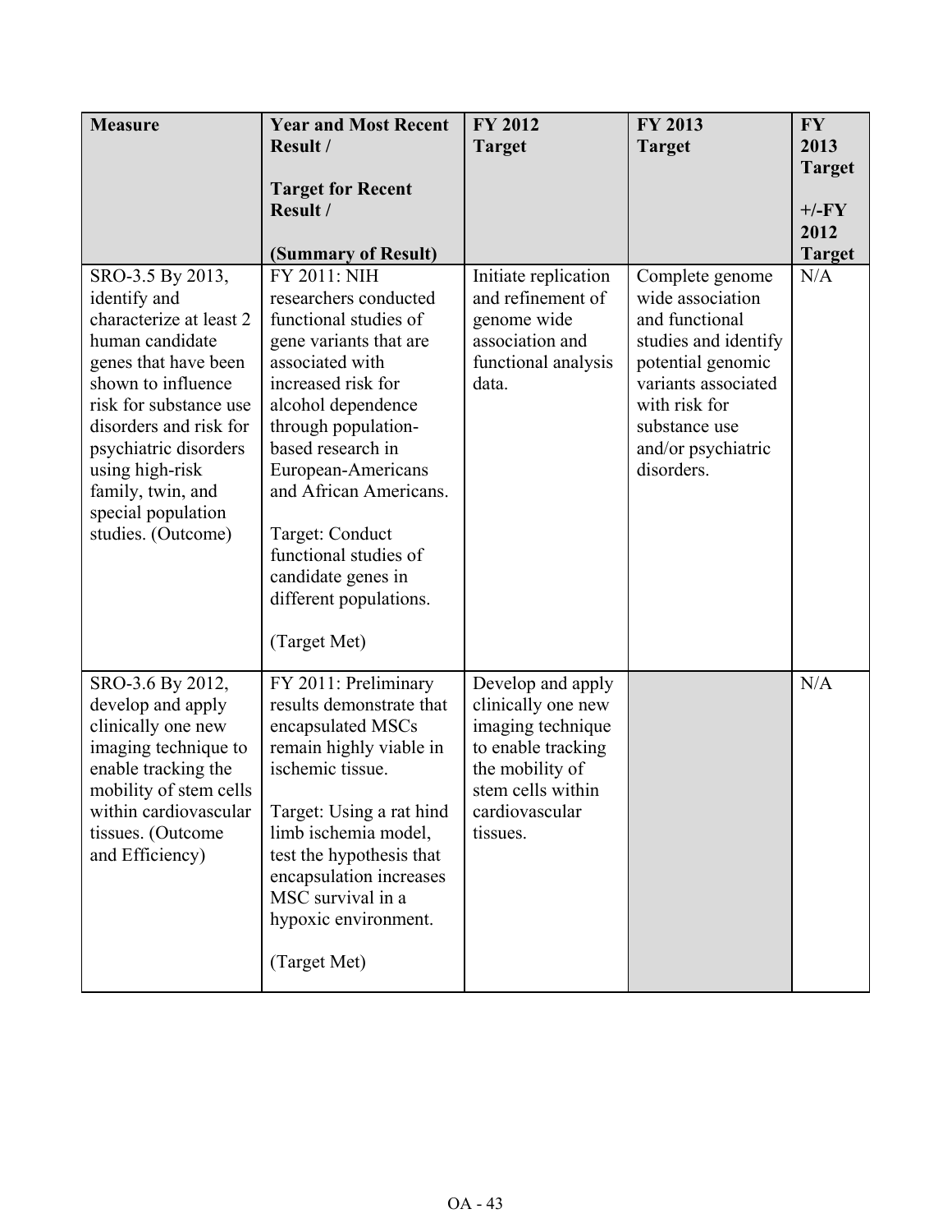| Measure | Year and Most Recent Result / Target for Recent Result / (Summary of Result) | FY 2012 Target | FY 2013 Target | FY 2013 Target +/-FY 2012 Target |
|---|---|---|---|---|
| SRO-3.5 By 2013, identify and characterize at least 2 human candidate genes that have been shown to influence risk for substance use disorders and risk for psychiatric disorders using high-risk family, twin, and special population studies. (Outcome) | FY 2011: NIH researchers conducted functional studies of gene variants that are associated with increased risk for alcohol dependence through population-based research in European-Americans and African Americans.<br><br>Target: Conduct functional studies of candidate genes in different populations.<br><br>(Target Met) | Initiate replication and refinement of genome wide association and functional analysis data. | Complete genome wide association and functional studies and identify potential genomic variants associated with risk for substance use and/or psychiatric disorders. | N/A |
| SRO-3.6 By 2012, develop and apply clinically one new imaging technique to enable tracking the mobility of stem cells within cardiovascular tissues. (Outcome and Efficiency) | FY 2011: Preliminary results demonstrate that encapsulated MSCs remain highly viable in ischemic tissue.<br><br>Target: Using a rat hind limb ischemia model, test the hypothesis that encapsulation increases MSC survival in a hypoxic environment.<br><br>(Target Met) | Develop and apply clinically one new imaging technique to enable tracking the mobility of stem cells within cardiovascular tissues. | | N/A |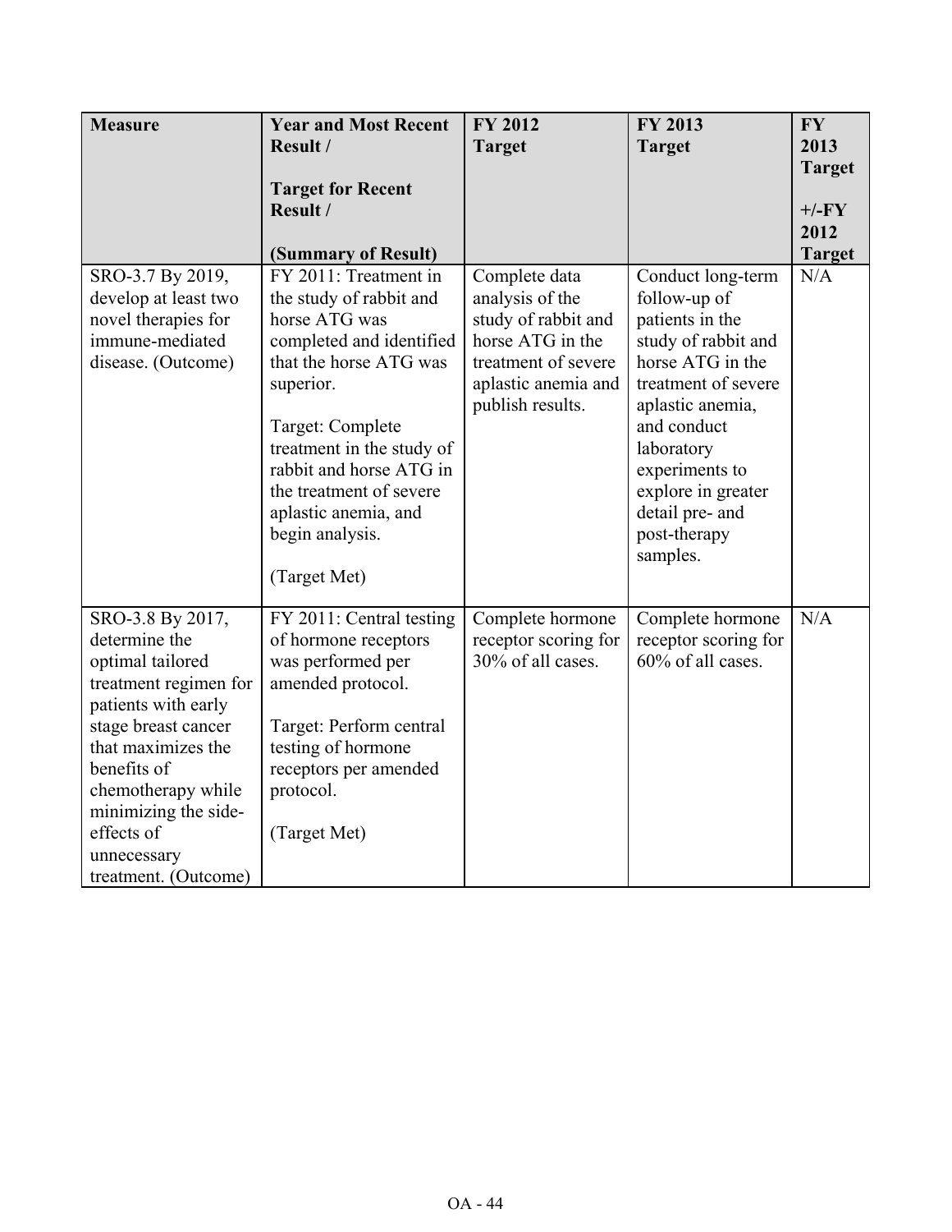| **Measure** | **Year and Most Recent Result / Target for Recent Result / (Summary of Result)** | **FY 2012 Target** | **FY 2013 Target** | **FY 2013 Target +/-FY 2012 Target** |
|---|---|---|---|---|
| SRO-3.7 By 2019, develop at least two novel therapies for immune-mediated disease. (Outcome) | FY 2011: Treatment in the study of rabbit and horse ATG was completed and identified that the horse ATG was superior.<br><br>Target: Complete treatment in the study of rabbit and horse ATG in the treatment of severe aplastic anemia, and begin analysis.<br><br>(Target Met) | Complete data analysis of the study of rabbit and horse ATG in the treatment of severe aplastic anemia and publish results. | Conduct long-term follow-up of patients in the study of rabbit and horse ATG in the treatment of severe aplastic anemia, and conduct laboratory experiments to explore in greater detail pre- and post-therapy samples. | N/A |
| SRO-3.8 By 2017, determine the optimal tailored treatment regimen for patients with early stage breast cancer that maximizes the benefits of chemotherapy while minimizing the side-effects of unnecessary treatment. (Outcome) | FY 2011: Central testing of hormone receptors was performed per amended protocol.<br><br>Target: Perform central testing of hormone receptors per amended protocol.<br><br>(Target Met) | Complete hormone receptor scoring for 30% of all cases. | Complete hormone receptor scoring for 60% of all cases. | N/A |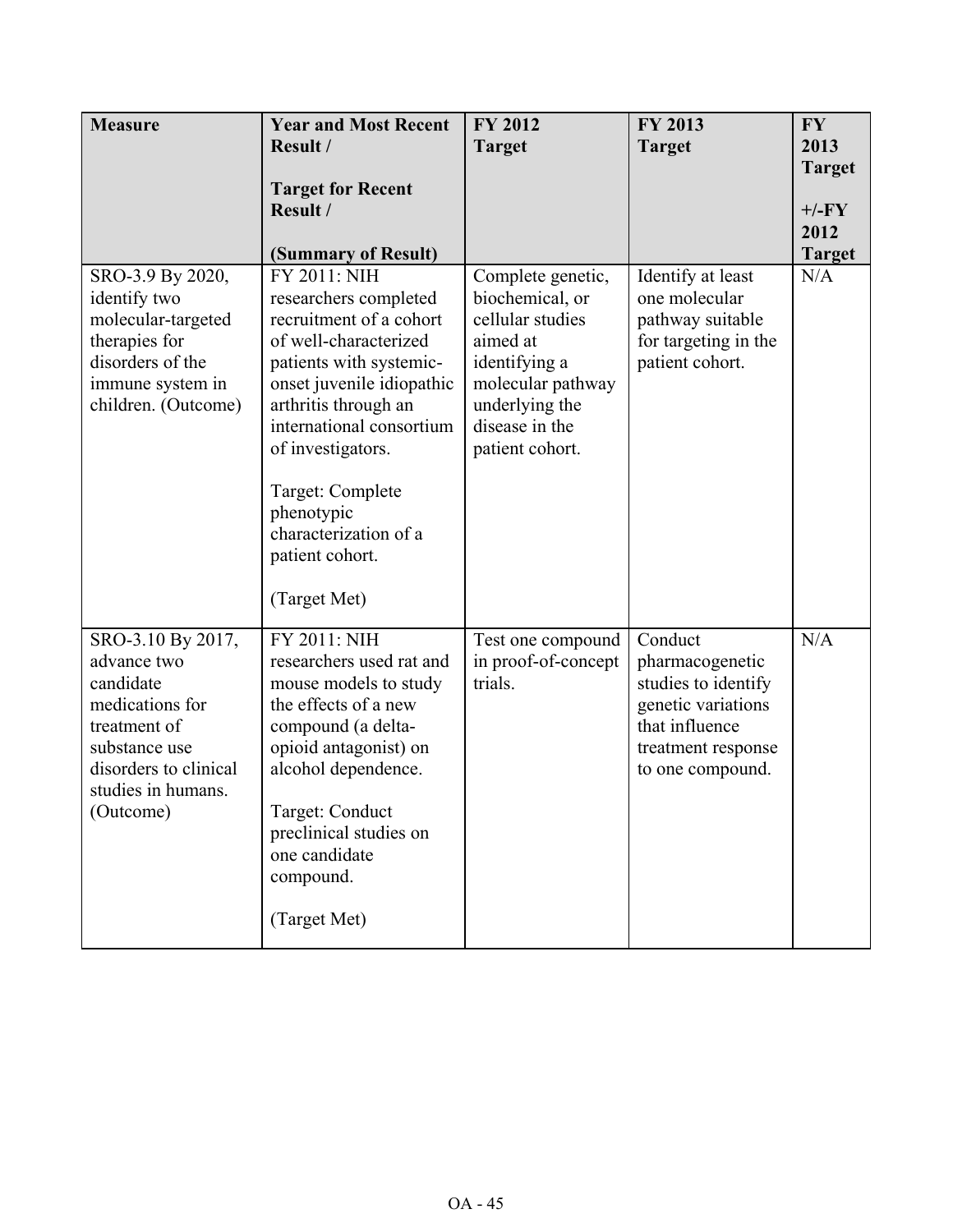| **Measure** | **Year and Most Recent Result / Target for Recent Result / (Summary of Result)** | **FY 2012 Target** | **FY 2013 Target** | **FY 2013 Target +/-FY 2012 Target** |
|---|---|---|---|---|
| SRO-3.9 By 2020, identify two molecular-targeted therapies for disorders of the immune system in children. (Outcome) | FY 2011: NIH researchers completed recruitment of a cohort of well-characterized patients with systemic-onset juvenile idiopathic arthritis through an international consortium of investigators.<br><br>Target: Complete phenotypic characterization of a patient cohort.<br><br>(Target Met) | Complete genetic, biochemical, or cellular studies aimed at identifying a molecular pathway underlying the disease in the patient cohort. | Identify at least one molecular pathway suitable for targeting in the patient cohort. | N/A |
| SRO-3.10 By 2017, advance two candidate medications for treatment of substance use disorders to clinical studies in humans. (Outcome) | FY 2011: NIH researchers used rat and mouse models to study the effects of a new compound (a delta-opioid antagonist) on alcohol dependence.<br><br>Target: Conduct preclinical studies on one candidate compound.<br><br>(Target Met) | Test one compound in proof-of-concept trials. | Conduct pharmacogenetic studies to identify genetic variations that influence treatment response to one compound. | N/A |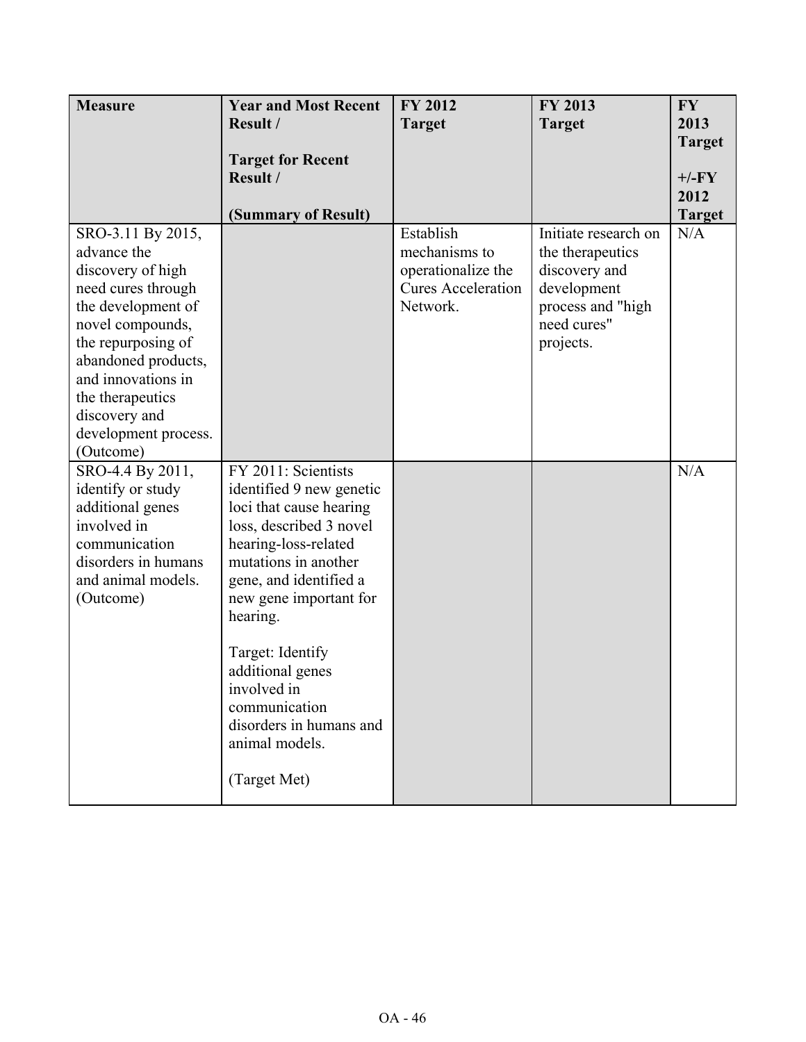| Measure | Year and Most Recent Result / Target for Recent Result / (Summary of Result) | FY 2012 Target | FY 2013 Target | FY 2013 Target +/-FY 2012 Target |
|---|---|---|---|---|
| SRO-3.11 By 2015, advance the discovery of high need cures through the development of novel compounds, the repurposing of abandoned products, and innovations in the therapeutics discovery and development process. (Outcome) | | Establish mechanisms to operationalize the Cures Acceleration Network. | Initiate research on the therapeutics discovery and development process and "high need cures" projects. | N/A |
| SRO-4.4 By 2011, identify or study additional genes involved in communication disorders in humans and animal models. (Outcome) | FY 2011: Scientists identified 9 new genetic loci that cause hearing loss, described 3 novel hearing-loss-related mutations in another gene, and identified a new gene important for hearing. <br><br> Target: Identify additional genes involved in communication disorders in humans and animal models. <br><br> (Target Met) | | | N/A |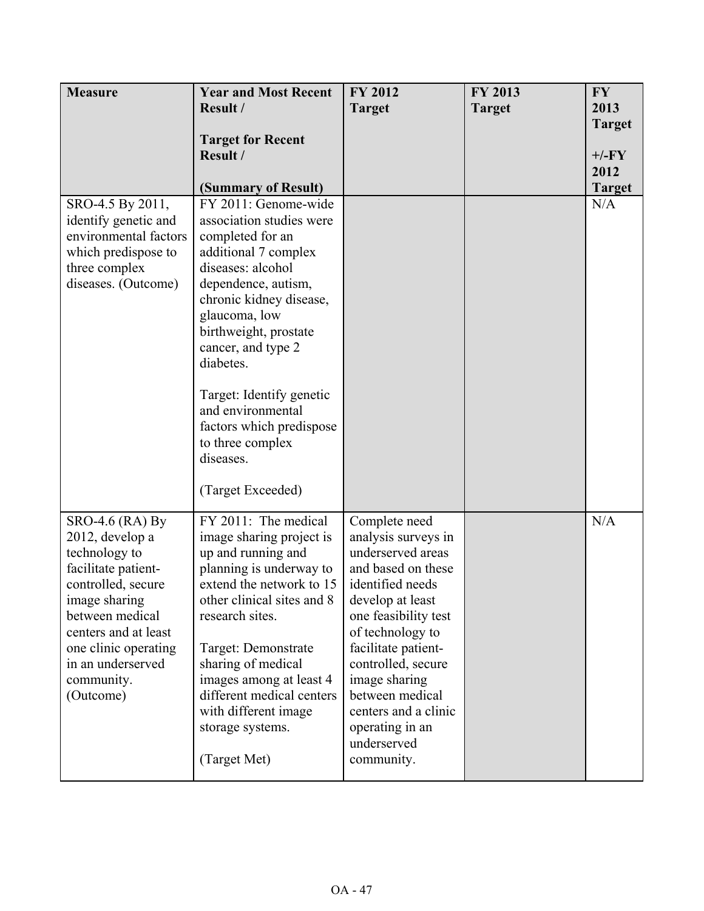| Measure | Year and Most Recent Result / Target for Recent Result / (Summary of Result) | FY 2012 Target | FY 2013 Target | FY 2013 Target +/-FY 2012 Target |
|---|---|---|---|---|
| SRO-4.5 By 2011, identify genetic and environmental factors which predispose to three complex diseases. (Outcome) | FY 2011: Genome-wide association studies were completed for an additional 7 complex diseases: alcohol dependence, autism, chronic kidney disease, glaucoma, low birthweight, prostate cancer, and type 2 diabetes.<br><br>Target: Identify genetic and environmental factors which predispose to three complex diseases.<br><br>(Target Exceeded) | | | N/A |
| SRO-4.6 (RA) By 2012, develop a technology to facilitate patient-controlled, secure image sharing between medical centers and at least one clinic operating in an underserved community. (Outcome) | FY 2011: The medical image sharing project is up and running and planning is underway to extend the network to 15 other clinical sites and 8 research sites.<br><br>Target: Demonstrate sharing of medical images among at least 4 different medical centers with different image storage systems.<br><br>(Target Met) | Complete need analysis surveys in underserved areas and based on these identified needs develop at least one feasibility test of technology to facilitate patient-controlled, secure image sharing between medical centers and a clinic operating in an underserved community. | | N/A |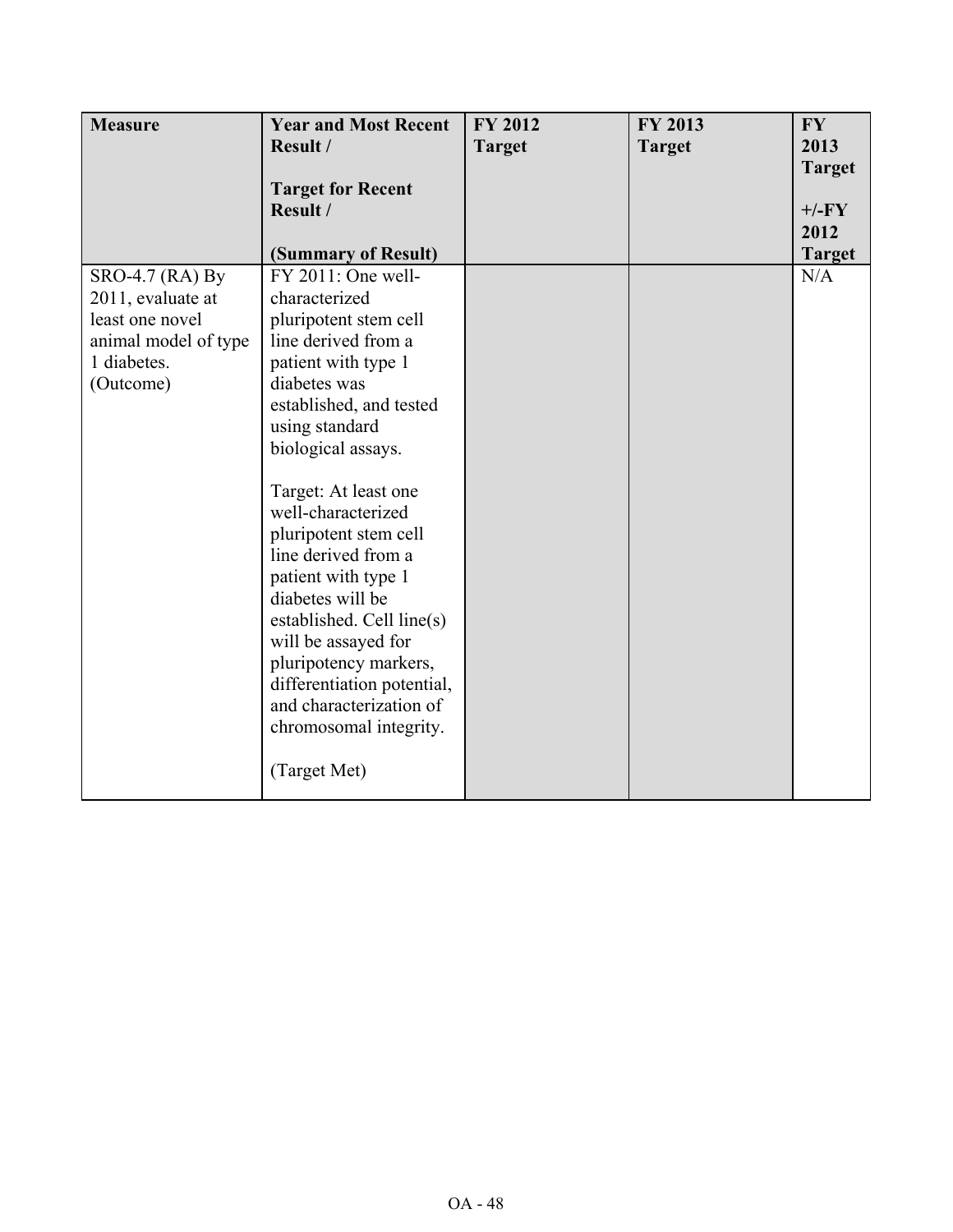| **Measure** | **Year and Most Recent Result / Target for Recent Result / (Summary of Result)** | **FY 2012 Target** | **FY 2013 Target** | **FY 2013 Target +/-FY 2012 Target** |
|---|---|---|---|---|
| SRO-4.7 (RA) By 2011, evaluate at least one novel animal model of type 1 diabetes. (Outcome) | FY 2011: One well-characterized pluripotent stem cell line derived from a patient with type 1 diabetes was established, and tested using standard biological assays.<br><br>Target: At least one well-characterized pluripotent stem cell line derived from a patient with type 1 diabetes will be established. Cell line(s) will be assayed for pluripotency markers, differentiation potential, and characterization of chromosomal integrity.<br><br>(Target Met) | | | N/A |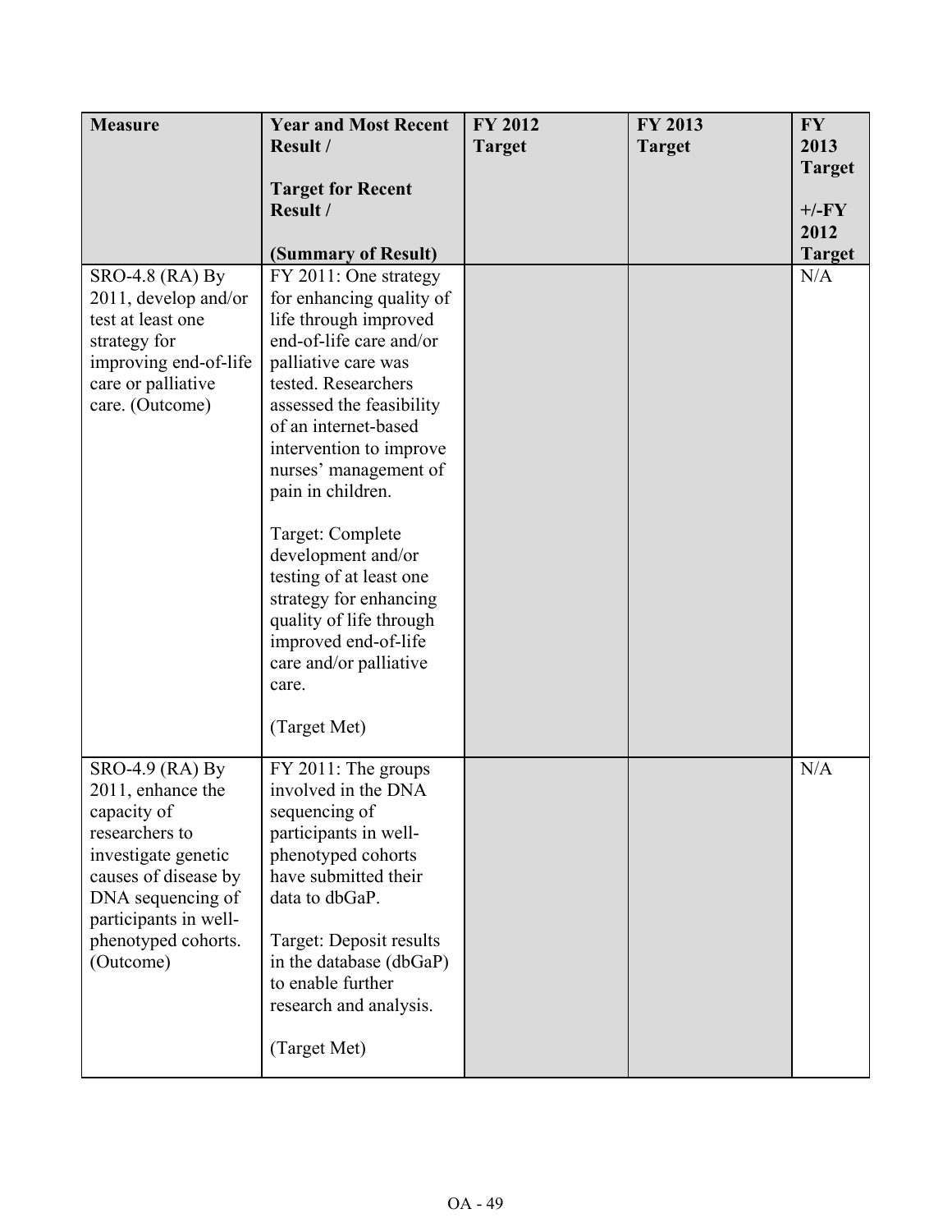| Measure | Year and Most Recent Result / Target for Recent Result / (Summary of Result) | FY 2012 Target | FY 2013 Target | FY 2013 Target +/-FY 2012 Target |
|---|---|---|---|---|
| SRO-4.8 (RA) By 2011, develop and/or test at least one strategy for improving end-of-life care or palliative care. (Outcome) | FY 2011: One strategy for enhancing quality of life through improved end-of-life care and/or palliative care was tested. Researchers assessed the feasibility of an internet-based intervention to improve nurses' management of pain in children.<br><br>Target: Complete development and/or testing of at least one strategy for enhancing quality of life through improved end-of-life care and/or palliative care.<br><br>(Target Met) | | | N/A |
| SRO-4.9 (RA) By 2011, enhance the capacity of researchers to investigate genetic causes of disease by DNA sequencing of participants in well-phenotyped cohorts. (Outcome) | FY 2011: The groups involved in the DNA sequencing of participants in well-phenotyped cohorts have submitted their data to dbGaP.<br><br>Target: Deposit results in the database (dbGaP) to enable further research and analysis.<br><br>(Target Met) | | | N/A |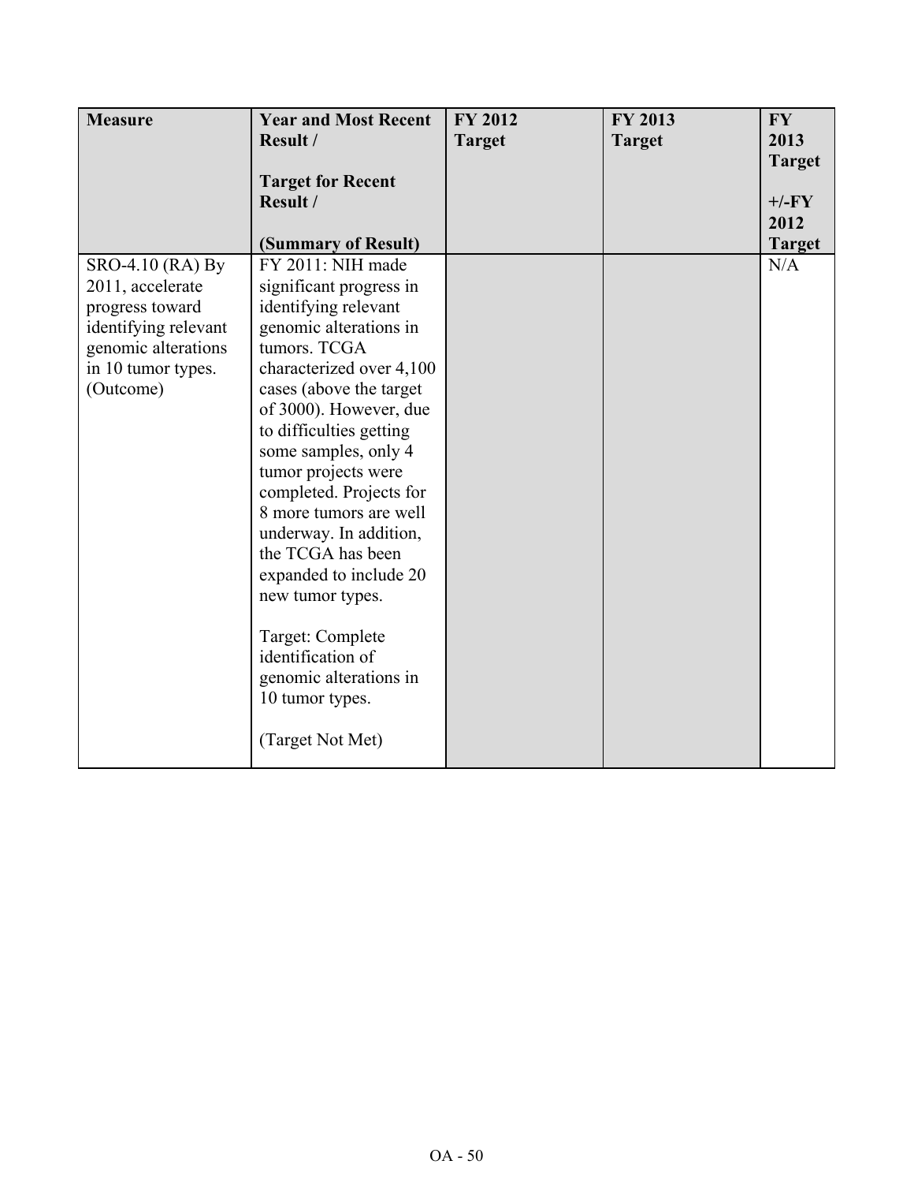| Measure | Year and Most Recent Result / <br><br> Target for Recent Result / <br><br> (Summary of Result) | FY 2012 Target | FY 2013 Target | FY 2013 Target <br><br> +/-FY 2012 Target |
|---|---|---|---|---|
| SRO-4.10 (RA) By 2011, accelerate progress toward identifying relevant genomic alterations in 10 tumor types. (Outcome) | FY 2011: NIH made significant progress in identifying relevant genomic alterations in tumors. TCGA characterized over 4,100 cases (above the target of 3000). However, due to difficulties getting some samples, only 4 tumor projects were completed. Projects for 8 more tumors are well underway. In addition, the TCGA has been expanded to include 20 new tumor types. <br><br> Target: Complete identification of genomic alterations in 10 tumor types. <br><br> (Target Not Met) | | | N/A |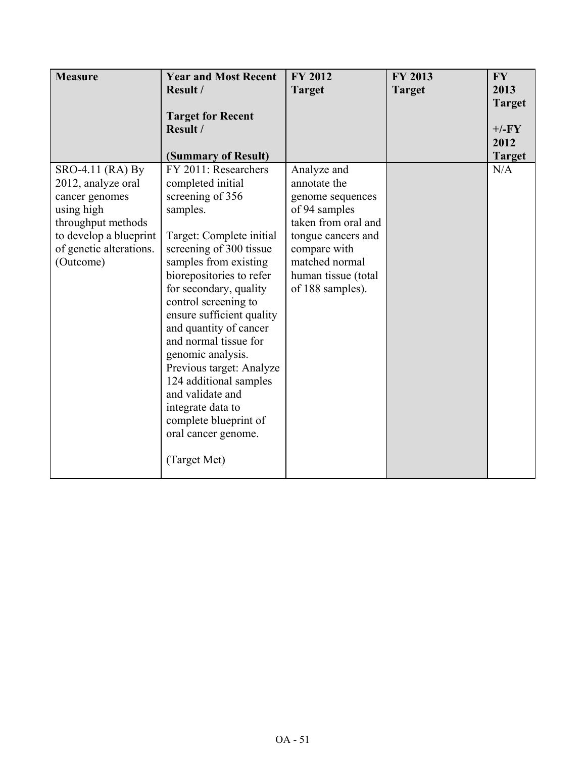| **Measure** | **Year and Most Recent Result / Target for Recent Result / (Summary of Result)** | **FY 2012 Target** | **FY 2013 Target** | **FY 2013 Target +/-FY 2012 Target** |
|---|---|---|---|---|
| SRO-4.11 (RA) By 2012, analyze oral cancer genomes using high throughput methods to develop a blueprint of genetic alterations. (Outcome) | FY 2011: Researchers completed initial screening of 356 samples.<br><br>Target: Complete initial screening of 300 tissue samples from existing biorepositories to refer for secondary, quality control screening to ensure sufficient quality and quantity of cancer and normal tissue for genomic analysis. Previous target: Analyze 124 additional samples and validate and integrate data to complete blueprint of oral cancer genome.<br><br>(Target Met) | Analyze and annotate the genome sequences of 94 samples taken from oral and tongue cancers and compare with matched normal human tissue (total of 188 samples). | | N/A |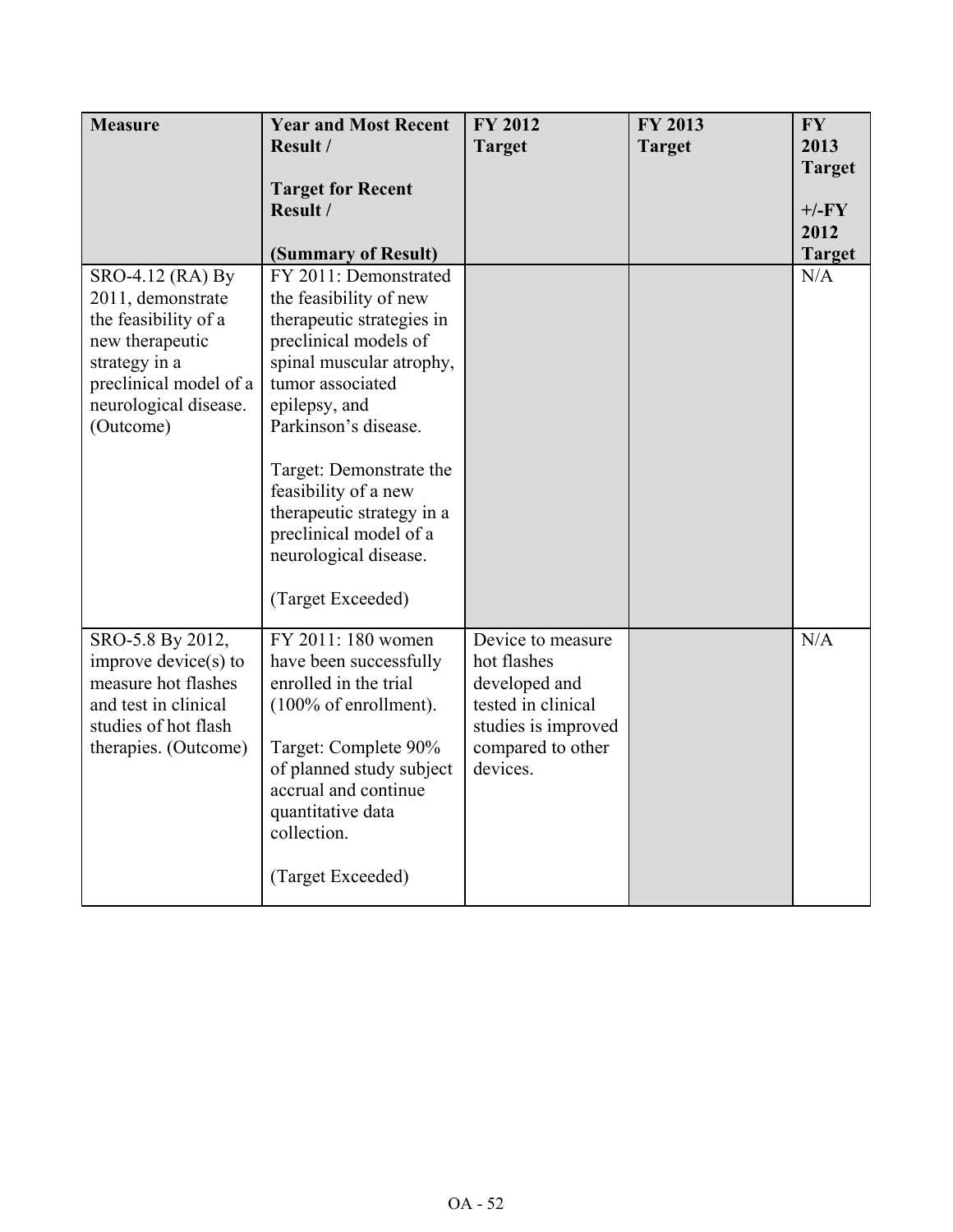| Measure | Year and Most Recent Result / Target for Recent Result / (Summary of Result) | FY 2012 Target | FY 2013 Target | FY 2013 Target +/-FY 2012 Target |
|---|---|---|---|---|
| SRO-4.12 (RA) By 2011, demonstrate the feasibility of a new therapeutic strategy in a preclinical model of a neurological disease. (Outcome) | FY 2011: Demonstrated the feasibility of new therapeutic strategies in preclinical models of spinal muscular atrophy, tumor associated epilepsy, and Parkinson's disease. Target: Demonstrate the feasibility of a new therapeutic strategy in a preclinical model of a neurological disease. (Target Exceeded) | | | N/A |
| SRO-5.8 By 2012, improve device(s) to measure hot flashes and test in clinical studies of hot flash therapies. (Outcome) | FY 2011: 180 women have been successfully enrolled in the trial (100% of enrollment). Target: Complete 90% of planned study subject accrual and continue quantitative data collection. (Target Exceeded) | Device to measure hot flashes developed and tested in clinical studies is improved compared to other devices. | | N/A |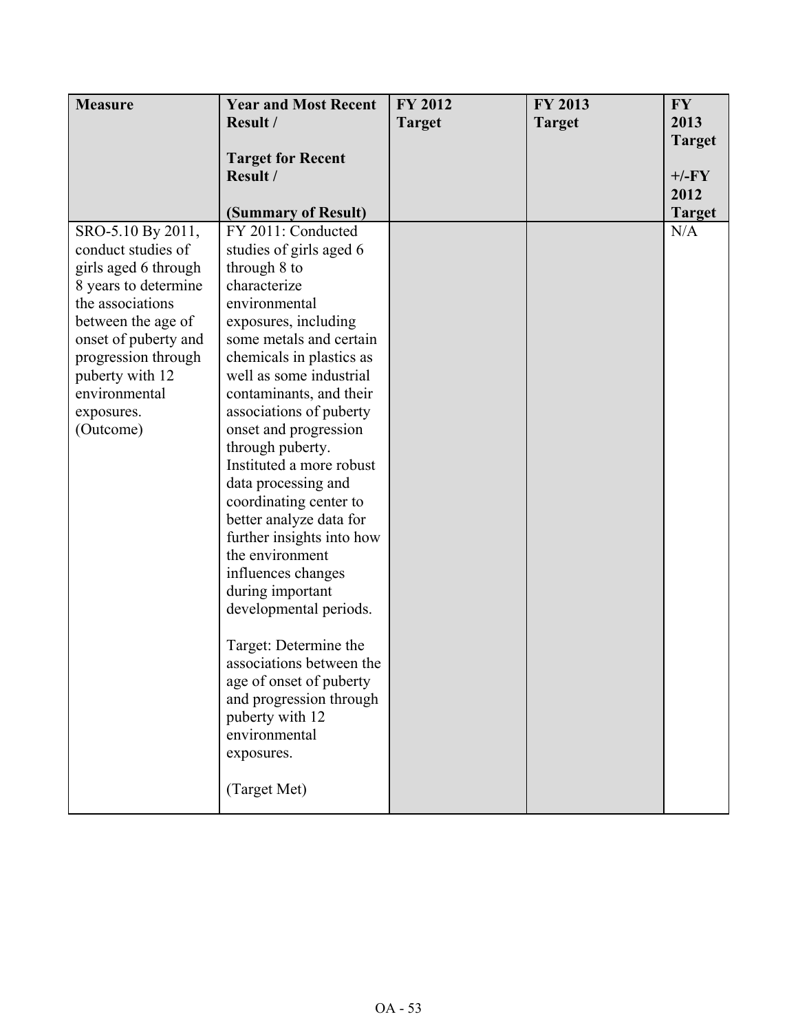| Measure | Year and Most Recent Result / Target for Recent Result / (Summary of Result) | FY 2012 Target | FY 2013 Target | FY 2013 Target +/-FY 2012 Target |
|---|---|---|---|---|
| SRO-5.10 By 2011, conduct studies of girls aged 6 through 8 years to determine the associations between the age of onset of puberty and progression through puberty with 12 environmental exposures. (Outcome) | FY 2011: Conducted studies of girls aged 6 through 8 to characterize environmental exposures, including some metals and certain chemicals in plastics as well as some industrial contaminants, and their associations of puberty onset and progression through puberty. Instituted a more robust data processing and coordinating center to better analyze data for further insights into how the environment influences changes during important developmental periods. <br><br> Target: Determine the associations between the age of onset of puberty and progression through puberty with 12 environmental exposures. <br><br> (Target Met) | | | N/A |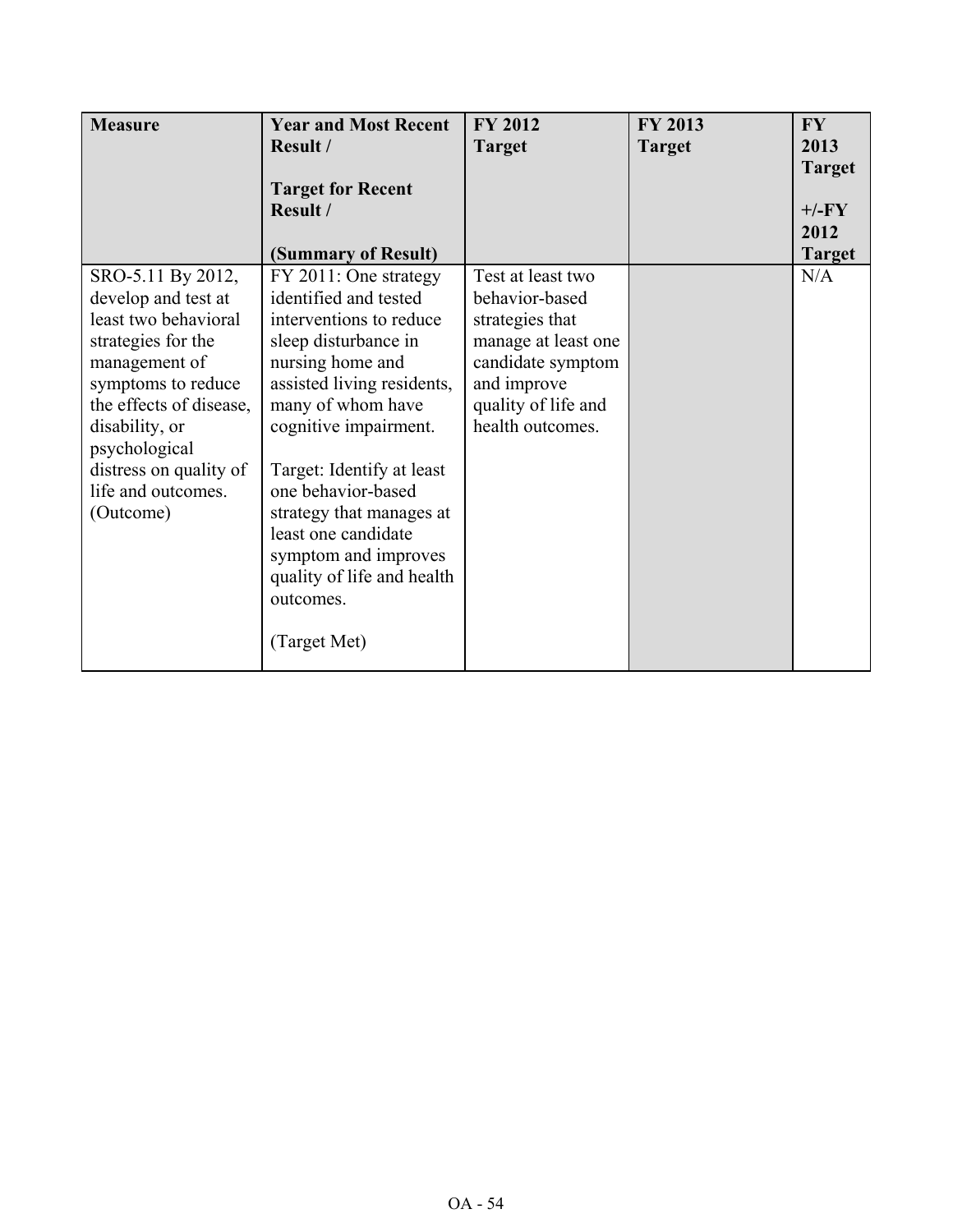| Measure | Year and Most Recent Result / <br><br>Target for Recent Result / <br><br>(Summary of Result) | FY 2012 Target | FY 2013 Target | FY 2013 Target +/-FY 2012 Target |
|---|---|---|---|---|
| SRO-5.11 By 2012, develop and test at least two behavioral strategies for the management of symptoms to reduce the effects of disease, disability, or psychological distress on quality of life and outcomes. (Outcome) | FY 2011: One strategy identified and tested interventions to reduce sleep disturbance in nursing home and assisted living residents, many of whom have cognitive impairment. <br><br>Target: Identify at least one behavior-based strategy that manages at least one candidate symptom and improves quality of life and health outcomes. <br><br>(Target Met) | Test at least two behavior-based strategies that manage at least one candidate symptom and improve quality of life and health outcomes. | | N/A |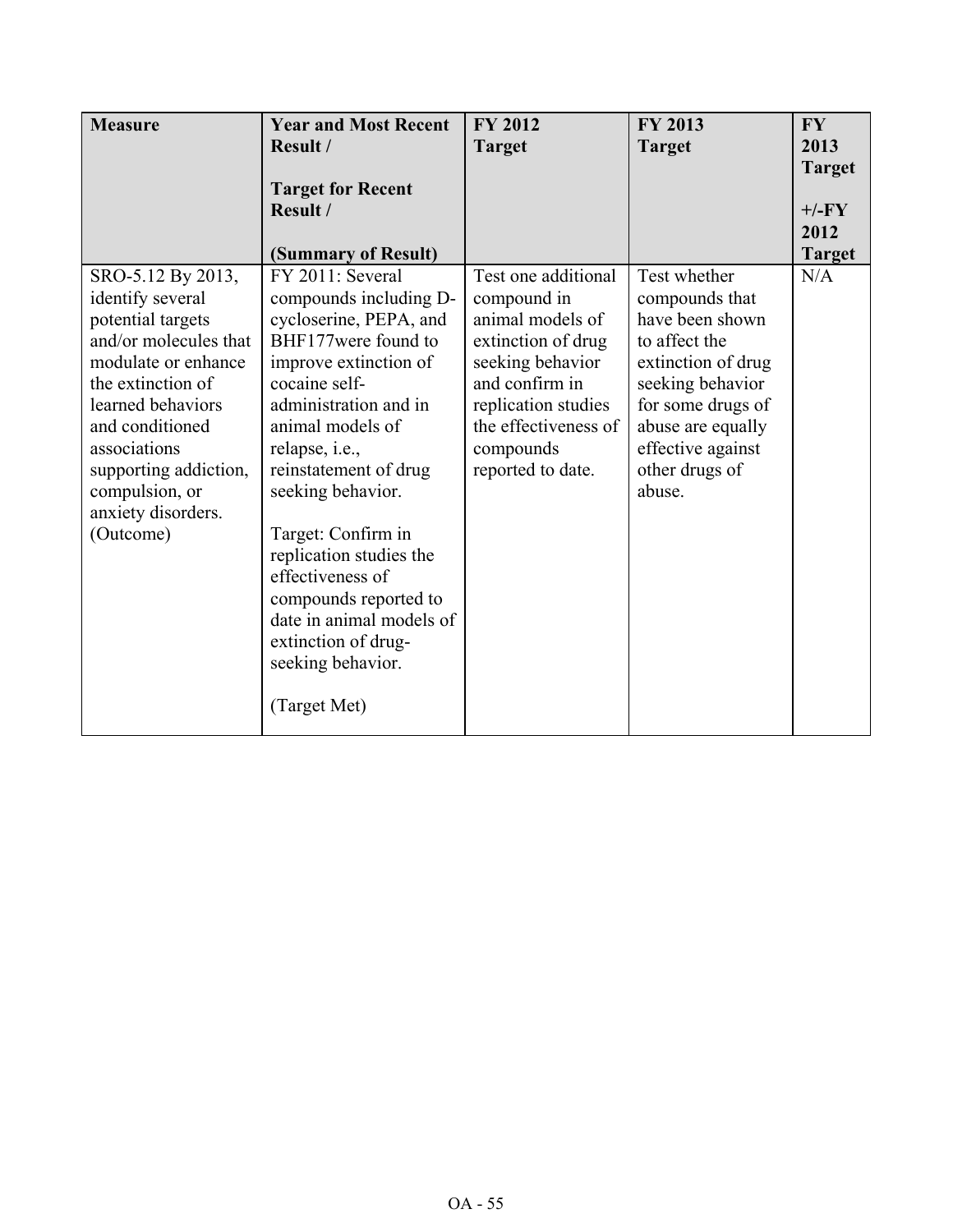| Measure | Year and Most Recent Result / Target for Recent Result / (Summary of Result) | FY 2012 Target | FY 2013 Target | FY 2013 Target +/-FY 2012 Target |
|---|---|---|---|---|
| SRO-5.12 By 2013, identify several potential targets and/or molecules that modulate or enhance the extinction of learned behaviors and conditioned associations supporting addiction, compulsion, or anxiety disorders. (Outcome) | FY 2011: Several compounds including D-cycloserine, PEPA, and BHF177were found to improve extinction of cocaine self-administration and in animal models of relapse, i.e., reinstatement of drug seeking behavior. Target: Confirm in replication studies the effectiveness of compounds reported to date in animal models of extinction of drug-seeking behavior. (Target Met) | Test one additional compound in animal models of extinction of drug seeking behavior and confirm in replication studies the effectiveness of compounds reported to date. | Test whether compounds that have been shown to affect the extinction of drug seeking behavior for some drugs of abuse are equally effective against other drugs of abuse. | N/A |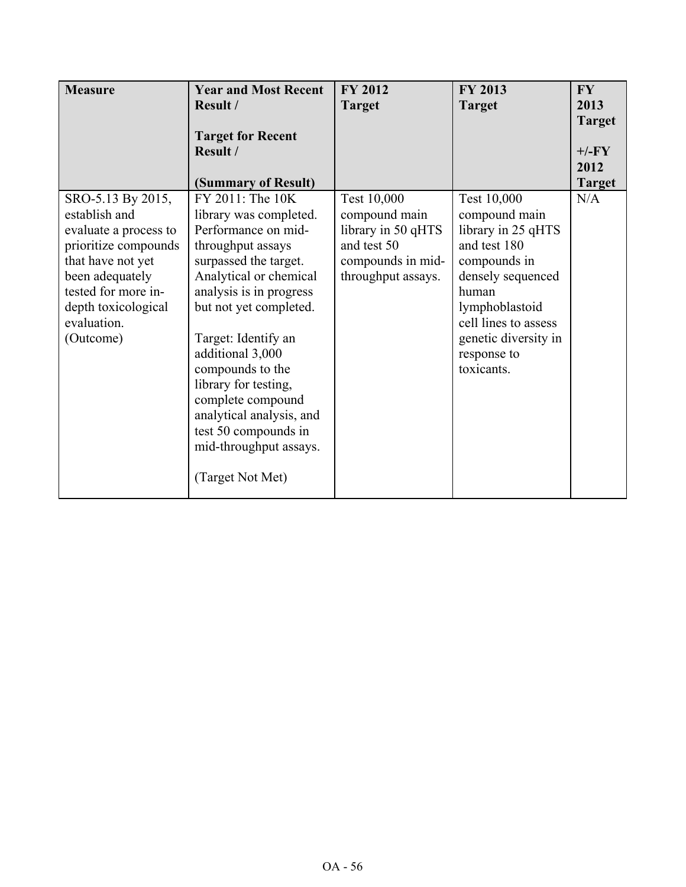| Measure | Year and Most Recent Result / Target for Recent Result / (Summary of Result) | FY 2012 Target | FY 2013 Target | FY 2013 Target +/-FY 2012 Target |
|---|---|---|---|---|
| SRO-5.13 By 2015, establish and evaluate a process to prioritize compounds that have not yet been adequately tested for more in-depth toxicological evaluation. (Outcome) | FY 2011: The 10K library was completed. Performance on mid-throughput assays surpassed the target. Analytical or chemical analysis is in progress but not yet completed. Target: Identify an additional 3,000 compounds to the library for testing, complete compound analytical analysis, and test 50 compounds in mid-throughput assays. (Target Not Met) | Test 10,000 compound main library in 50 qHTS and test 50 compounds in mid-throughput assays. | Test 10,000 compound main library in 25 qHTS and test 180 compounds in densely sequenced human lymphoblastoid cell lines to assess genetic diversity in response to toxicants. | N/A |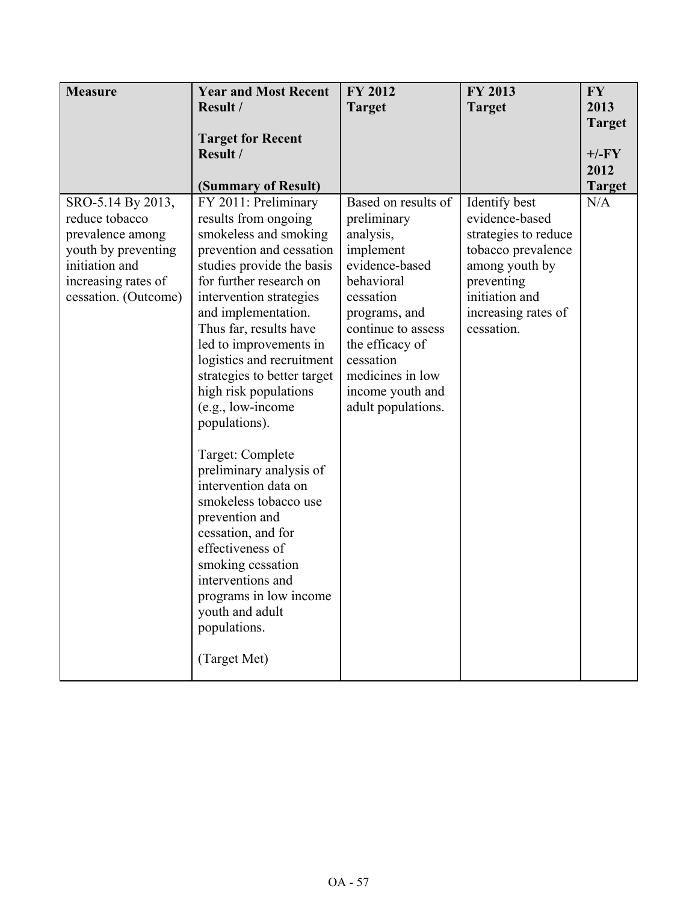| Measure | Year and Most Recent Result / <br><br> Target for Recent Result / <br><br> (Summary of Result) | FY 2012 Target | FY 2013 Target | FY 2013 Target <br><br> +/-FY 2012 Target |
|---|---|---|---|---|
| SRO-5.14 By 2013, reduce tobacco prevalence among youth by preventing initiation and increasing rates of cessation. (Outcome) | FY 2011: Preliminary results from ongoing smokeless and smoking prevention and cessation studies provide the basis for further research on intervention strategies and implementation. Thus far, results have led to improvements in logistics and recruitment strategies to better target high risk populations (e.g., low-income populations). <br><br> Target: Complete preliminary analysis of intervention data on smokeless tobacco use prevention and cessation, and for effectiveness of smoking cessation interventions and programs in low income youth and adult populations. <br><br> (Target Met) | Based on results of preliminary analysis, implement evidence-based behavioral cessation programs, and continue to assess the efficacy of cessation medicines in low income youth and adult populations. | Identify best evidence-based strategies to reduce tobacco prevalence among youth by preventing initiation and increasing rates of cessation. | N/A |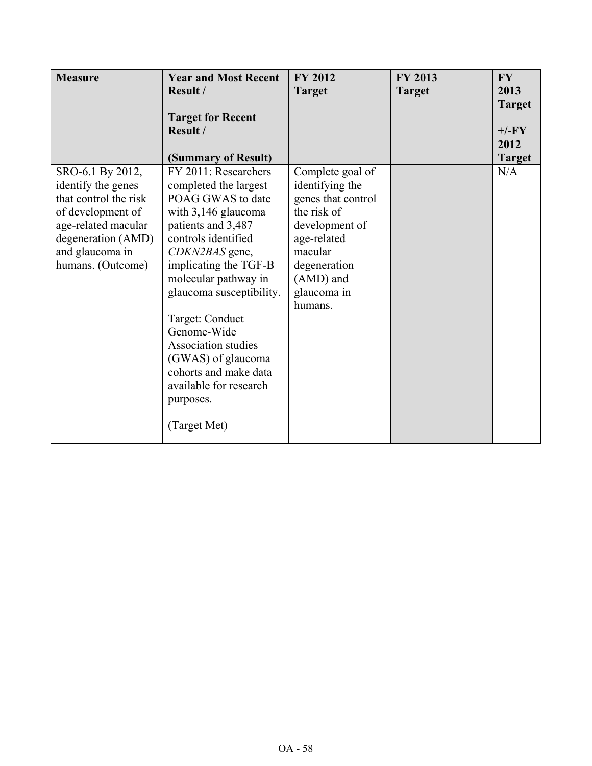| Measure | Year and Most Recent Result / Target for Recent Result / (Summary of Result) | FY 2012 Target | FY 2013 Target | FY 2013 Target +/-FY 2012 Target |
|---|---|---|---|---|
| SRO-6.1 By 2012, identify the genes that control the risk of development of age-related macular degeneration (AMD) and glaucoma in humans. (Outcome) | FY 2011: Researchers completed the largest POAG GWAS to date with 3,146 glaucoma patients and 3,487 controls identified *CDKN2BAS* gene, implicating the TGF-B molecular pathway in glaucoma susceptibility.<br><br>Target: Conduct Genome-Wide Association studies (GWAS) of glaucoma cohorts and make data available for research purposes.<br><br>(Target Met) | Complete goal of identifying the genes that control the risk of development of age-related macular degeneration (AMD) and glaucoma in humans. | | N/A |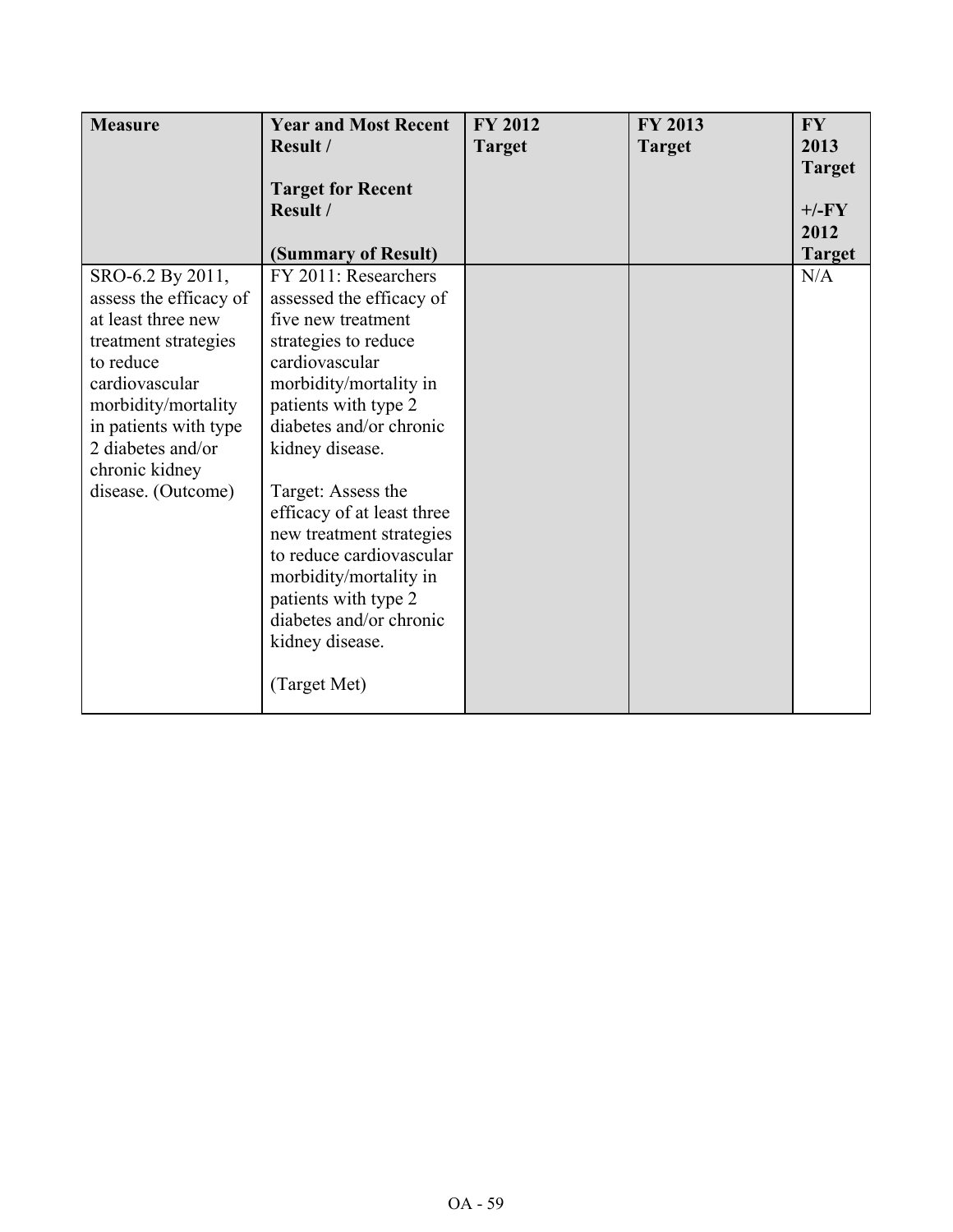| Measure | Year and Most Recent Result / Target for Recent Result / (Summary of Result) | FY 2012 Target | FY 2013 Target | FY 2013 Target +/-FY 2012 Target |
|---|---|---|---|---|
| SRO-6.2 By 2011, assess the efficacy of at least three new treatment strategies to reduce cardiovascular morbidity/mortality in patients with type 2 diabetes and/or chronic kidney disease. (Outcome) | FY 2011: Researchers assessed the efficacy of five new treatment strategies to reduce cardiovascular morbidity/mortality in patients with type 2 diabetes and/or chronic kidney disease.<br><br>Target: Assess the efficacy of at least three new treatment strategies to reduce cardiovascular morbidity/mortality in patients with type 2 diabetes and/or chronic kidney disease.<br><br>(Target Met) | | | N/A |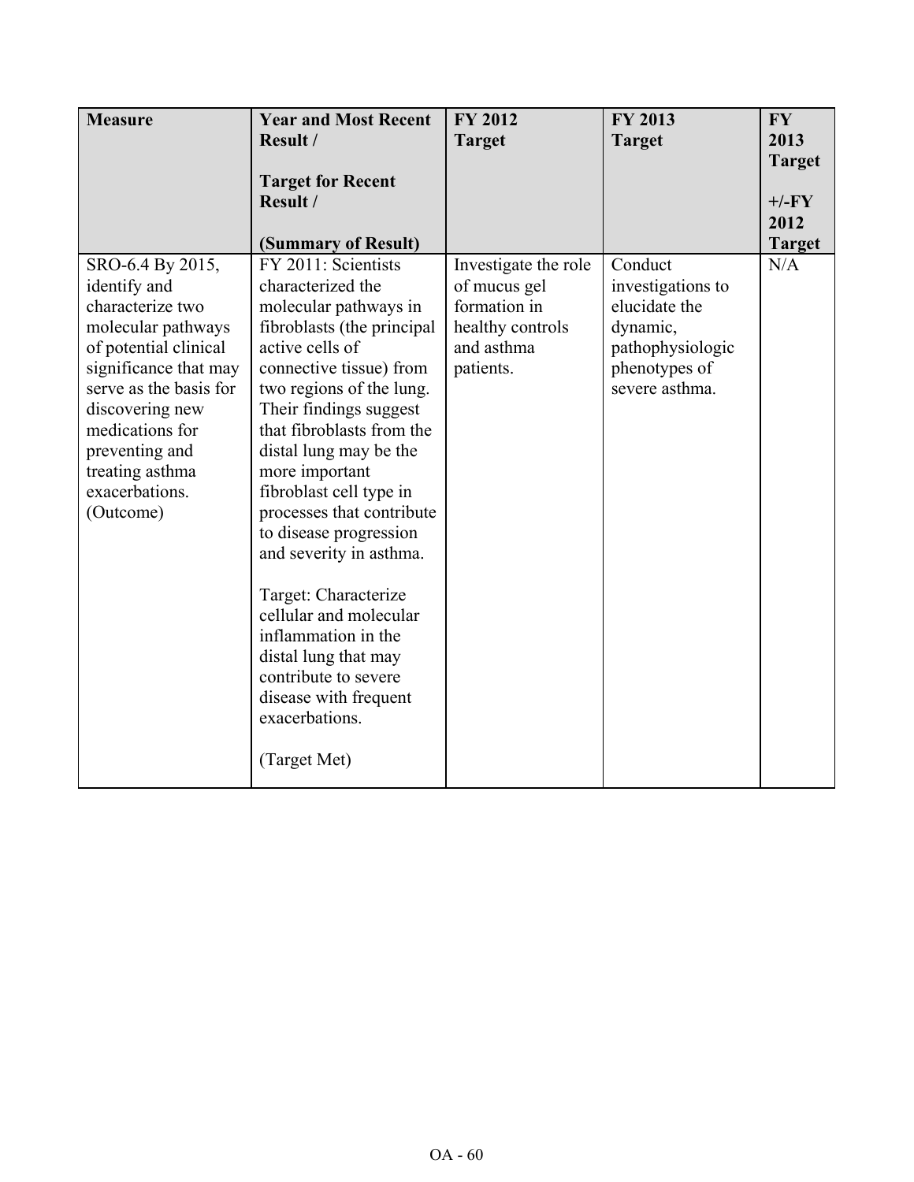| Measure | Year and Most Recent Result / Target for Recent Result / (Summary of Result) | FY 2012 Target | FY 2013 Target | FY 2013 Target +/-FY 2012 Target |
|---|---|---|---|---|
| SRO-6.4 By 2015, identify and characterize two molecular pathways of potential clinical significance that may serve as the basis for discovering new medications for preventing and treating asthma exacerbations. (Outcome) | FY 2011: Scientists characterized the molecular pathways in fibroblasts (the principal active cells of connective tissue) from two regions of the lung. Their findings suggest that fibroblasts from the distal lung may be the more important fibroblast cell type in processes that contribute to disease progression and severity in asthma.<br><br>Target: Characterize cellular and molecular inflammation in the distal lung that may contribute to severe disease with frequent exacerbations.<br><br>(Target Met) | Investigate the role of mucus gel formation in healthy controls and asthma patients. | Conduct investigations to elucidate the dynamic, pathophysiologic phenotypes of severe asthma. | N/A |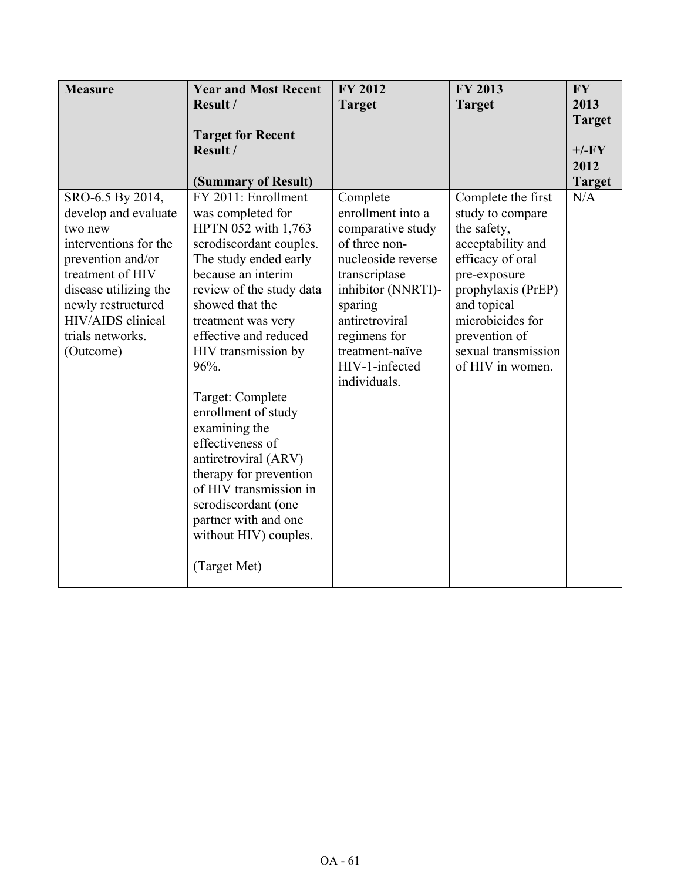| Measure | Year and Most Recent Result / Target for Recent Result / (Summary of Result) | FY 2012 Target | FY 2013 Target | FY 2013 Target +/-FY 2012 Target |
| --- | --- | --- | --- | --- |
| SRO-6.5 By 2014, develop and evaluate two new interventions for the prevention and/or treatment of HIV disease utilizing the newly restructured HIV/AIDS clinical trials networks. (Outcome) | FY 2011: Enrollment was completed for HPTN 052 with 1,763 serodiscordant couples. The study ended early because an interim review of the study data showed that the treatment was very effective and reduced HIV transmission by 96%.<br><br>Target: Complete enrollment of study examining the effectiveness of antiretroviral (ARV) therapy for prevention of HIV transmission in serodiscordant (one partner with and one without HIV) couples.<br><br>(Target Met) | Complete enrollment into a comparative study of three non-nucleoside reverse transcriptase inhibitor (NNRTI)-sparing antiretroviral regimens for treatment-naïve HIV-1-infected individuals. | Complete the first study to compare the safety, acceptability and efficacy of oral pre-exposure prophylaxis (PrEP) and topical microbicides for prevention of sexual transmission of HIV in women. | N/A |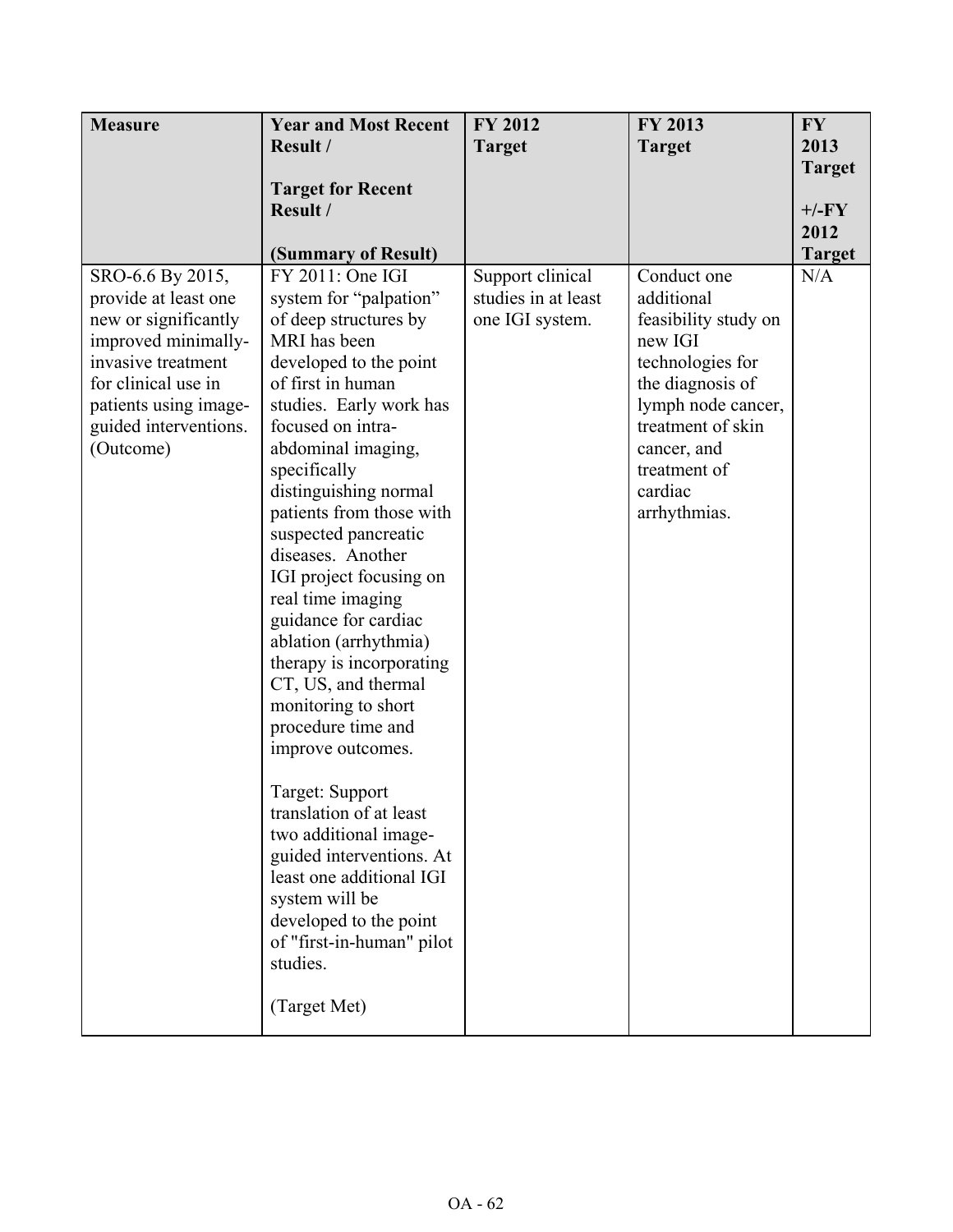| Measure | Year and Most Recent Result / Target for Recent Result / (Summary of Result) | FY 2012 Target | FY 2013 Target | FY 2013 Target +/-FY 2012 Target |
|---|---|---|---|---|
| SRO-6.6 By 2015, provide at least one new or significantly improved minimally-invasive treatment for clinical use in patients using image-guided interventions. (Outcome) | FY 2011: One IGI system for "palpation" of deep structures by MRI has been developed to the point of first in human studies. Early work has focused on intra-abdominal imaging, specifically distinguishing normal patients from those with suspected pancreatic diseases. Another IGI project focusing on real time imaging guidance for cardiac ablation (arrhythmia) therapy is incorporating CT, US, and thermal monitoring to short procedure time and improve outcomes.<br><br>Target: Support translation of at least two additional image-guided interventions. At least one additional IGI system will be developed to the point of "first-in-human" pilot studies.<br><br>(Target Met) | Support clinical studies in at least one IGI system. | Conduct one additional feasibility study on new IGI technologies for the diagnosis of lymph node cancer, treatment of skin cancer, and treatment of cardiac arrhythmias. | N/A |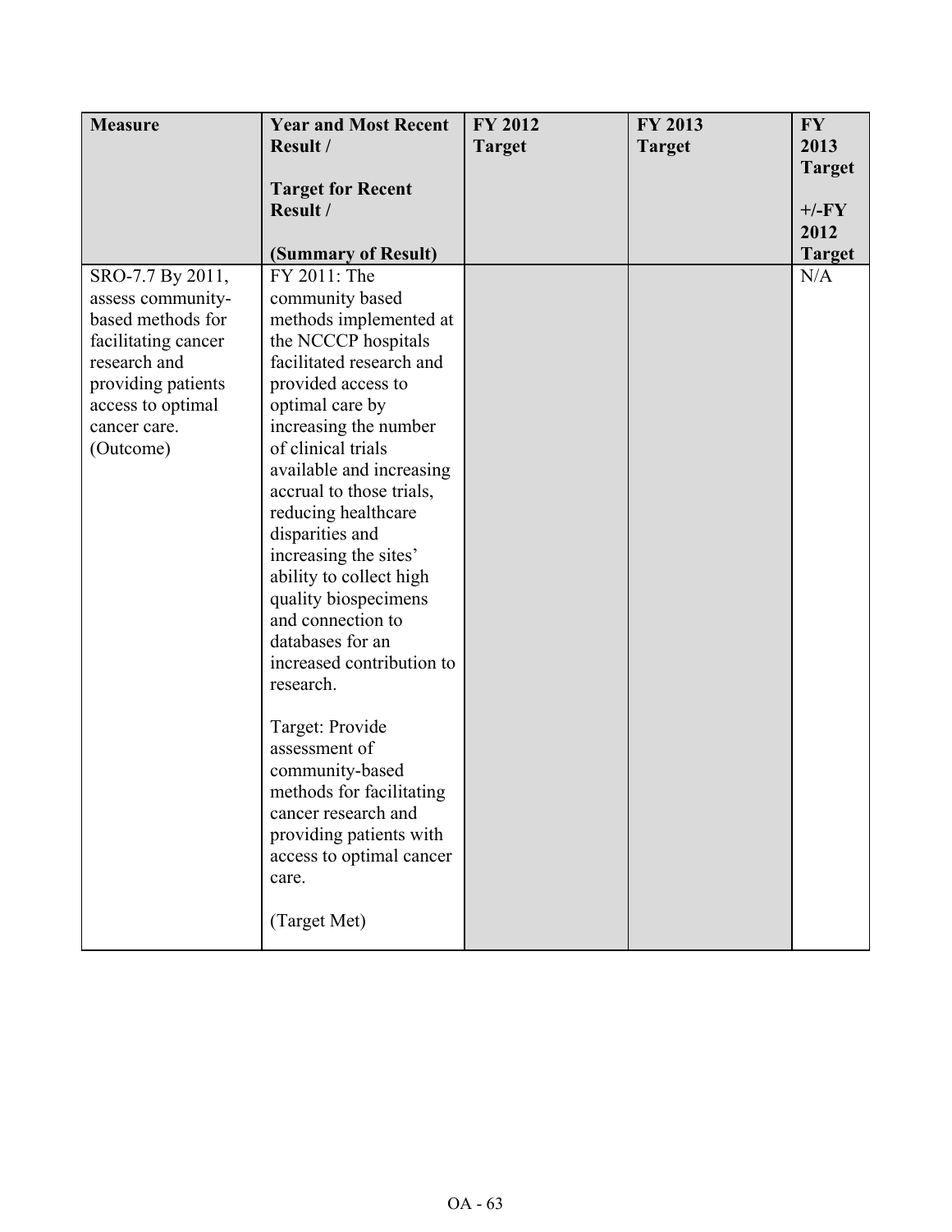| Measure | Year and Most Recent Result / Target for Recent Result / (Summary of Result) | FY 2012 Target | FY 2013 Target | FY 2013 Target +/-FY 2012 Target |
|---|---|---|---|---|
| SRO-7.7 By 2011, assess community-based methods for facilitating cancer research and providing patients access to optimal cancer care. (Outcome) | FY 2011: The community based methods implemented at the NCCCP hospitals facilitated research and provided access to optimal care by increasing the number of clinical trials available and increasing accrual to those trials, reducing healthcare disparities and increasing the sites' ability to collect high quality biospecimens and connection to databases for an increased contribution to research.<br><br>Target: Provide assessment of community-based methods for facilitating cancer research and providing patients with access to optimal cancer care.<br><br>(Target Met) | | | N/A |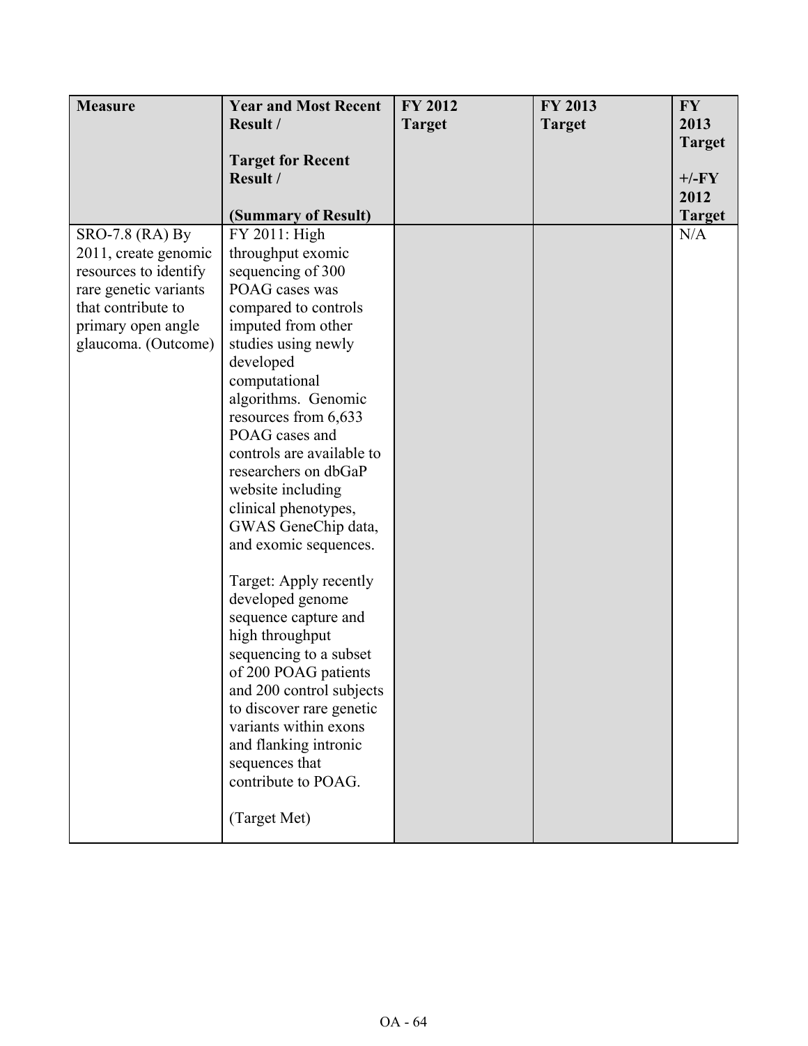| Measure | Year and Most Recent Result / Target for Recent Result / (Summary of Result) | FY 2012 Target | FY 2013 Target | FY 2013 Target +/-FY 2012 Target |
|---|---|---|---|---|
| SRO-7.8 (RA) By 2011, create genomic resources to identify rare genetic variants that contribute to primary open angle glaucoma. (Outcome) | FY 2011: High throughput exomic sequencing of 300 POAG cases was compared to controls imputed from other studies using newly developed computational algorithms. Genomic resources from 6,633 POAG cases and controls are available to researchers on dbGaP website including clinical phenotypes, GWAS GeneChip data, and exomic sequences.<br><br>Target: Apply recently developed genome sequence capture and high throughput sequencing to a subset of 200 POAG patients and 200 control subjects to discover rare genetic variants within exons and flanking intronic sequences that contribute to POAG.<br><br>(Target Met) | | | N/A |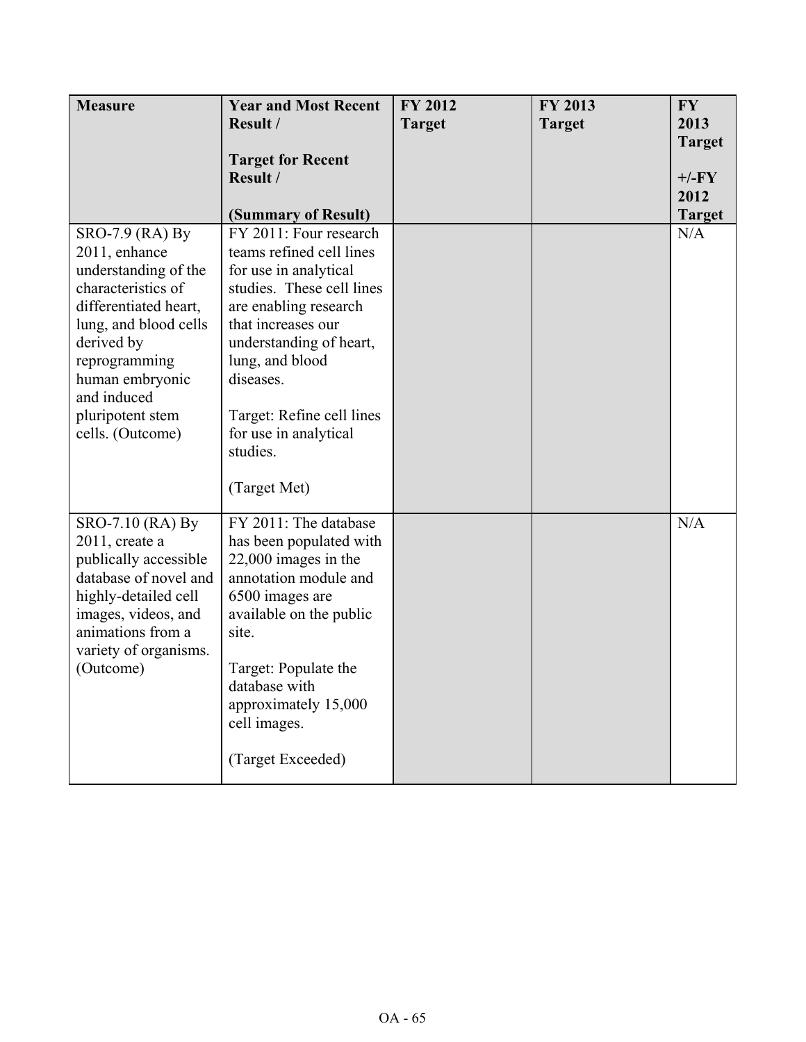| Measure | Year and Most Recent Result / Target for Recent Result / (Summary of Result) | FY 2012 Target | FY 2013 Target | FY 2013 Target +/-FY 2012 Target |
|---|---|---|---|---|
| SRO-7.9 (RA) By 2011, enhance understanding of the characteristics of differentiated heart, lung, and blood cells derived by reprogramming human embryonic and induced pluripotent stem cells. (Outcome) | FY 2011: Four research teams refined cell lines for use in analytical studies. These cell lines are enabling research that increases our understanding of heart, lung, and blood diseases.<br><br>Target: Refine cell lines for use in analytical studies.<br><br>(Target Met) | | | N/A |
| SRO-7.10 (RA) By 2011, create a publically accessible database of novel and highly-detailed cell images, videos, and animations from a variety of organisms. (Outcome) | FY 2011: The database has been populated with 22,000 images in the annotation module and 6500 images are available on the public site.<br><br>Target: Populate the database with approximately 15,000 cell images.<br><br>(Target Exceeded) | | | N/A |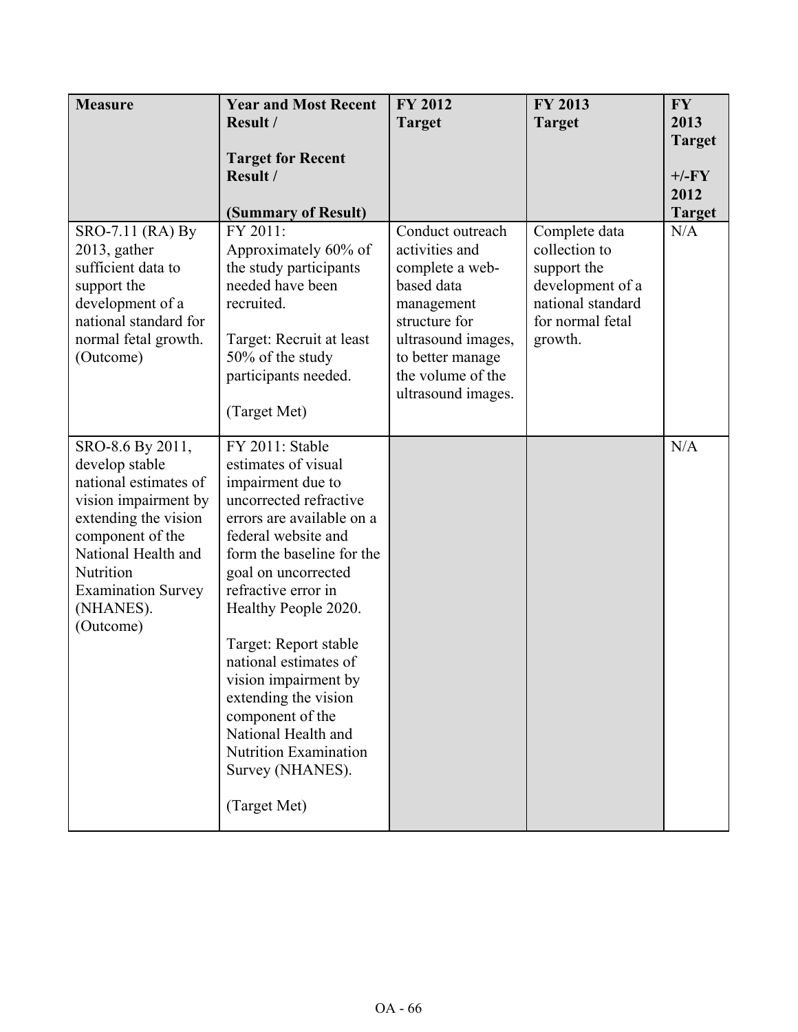| Measure | Year and Most Recent Result / Target for Recent Result / (Summary of Result) | FY 2012 Target | FY 2013 Target | FY 2013 Target +/-FY 2012 Target |
|---|---|---|---|---|
| SRO-7.11 (RA) By 2013, gather sufficient data to support the development of a national standard for normal fetal growth. (Outcome) | FY 2011: Approximately 60% of the study participants needed have been recruited.<br><br>Target: Recruit at least 50% of the study participants needed.<br><br>(Target Met) | Conduct outreach activities and complete a web-based data management structure for ultrasound images, to better manage the volume of the ultrasound images. | Complete data collection to support the development of a national standard for normal fetal growth. | N/A |
| SRO-8.6 By 2011, develop stable national estimates of vision impairment by extending the vision component of the National Health and Nutrition Examination Survey (NHANES). (Outcome) | FY 2011: Stable estimates of visual impairment due to uncorrected refractive errors are available on a federal website and form the baseline for the goal on uncorrected refractive error in Healthy People 2020.<br><br>Target: Report stable national estimates of vision impairment by extending the vision component of the National Health and Nutrition Examination Survey (NHANES).<br><br>(Target Met) | | | N/A |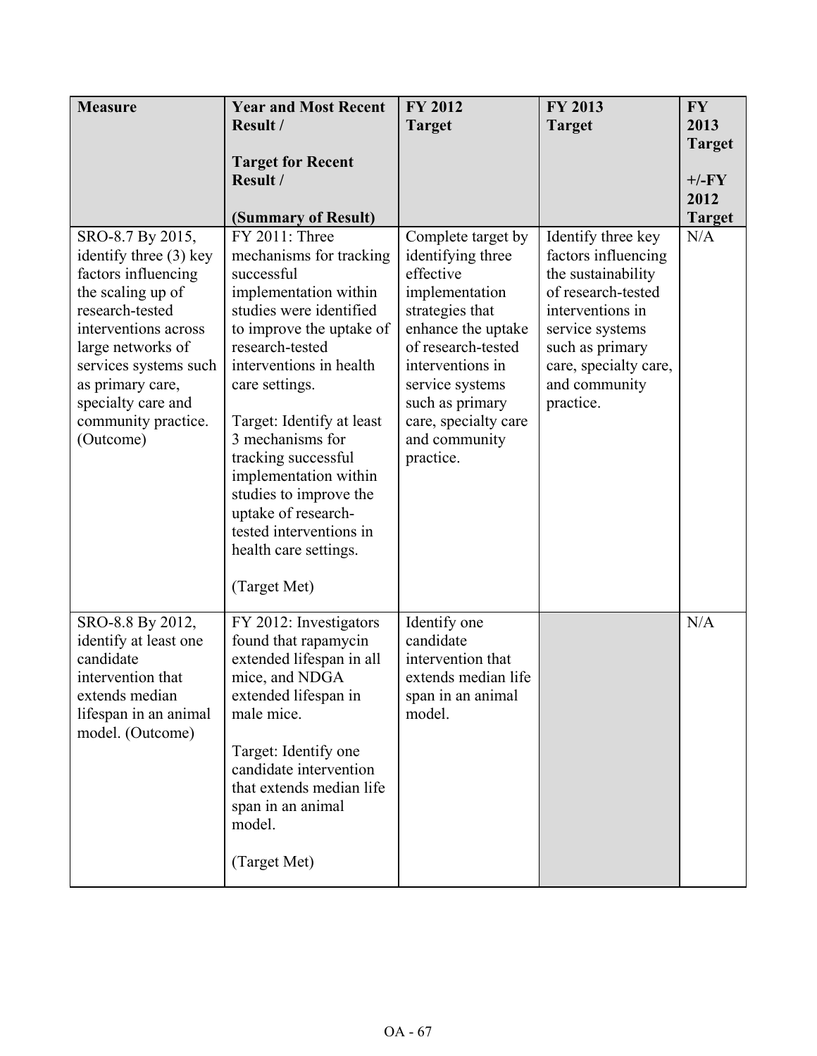| Measure | Year and Most Recent Result / Target for Recent Result / (Summary of Result) | FY 2012 Target | FY 2013 Target | FY 2013 Target +/-FY 2012 Target |
|---|---|---|---|---|
| SRO-8.7 By 2015, identify three (3) key factors influencing the scaling up of research-tested interventions across large networks of services systems such as primary care, specialty care and community practice. (Outcome) | FY 2011: Three mechanisms for tracking successful implementation within studies were identified to improve the uptake of research-tested interventions in health care settings. Target: Identify at least 3 mechanisms for tracking successful implementation within studies to improve the uptake of research-tested interventions in health care settings. (Target Met) | Complete target by identifying three effective implementation strategies that enhance the uptake of research-tested interventions in service systems such as primary care, specialty care and community practice. | Identify three key factors influencing the sustainability of research-tested interventions in service systems such as primary care, specialty care, and community practice. | N/A |
| SRO-8.8 By 2012, identify at least one candidate intervention that extends median lifespan in an animal model. (Outcome) | FY 2012: Investigators found that rapamycin extended lifespan in all mice, and NDGA extended lifespan in male mice. Target: Identify one candidate intervention that extends median life span in an animal model. (Target Met) | Identify one candidate intervention that extends median life span in an animal model. | | N/A |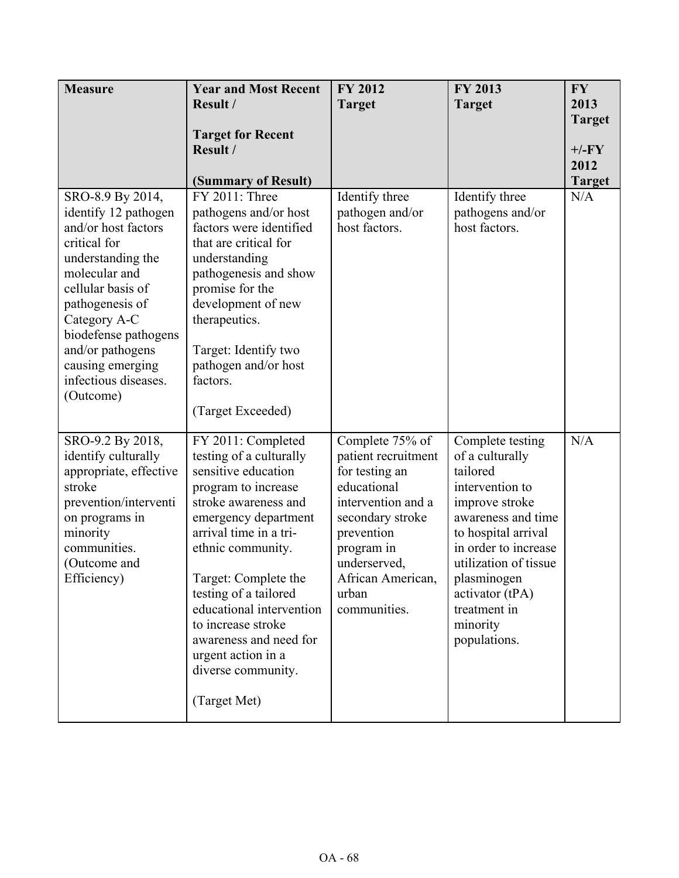| Measure | Year and Most Recent Result / Target for Recent Result / (Summary of Result) | FY 2012 Target | FY 2013 Target | FY 2013 Target +/-FY 2012 Target |
| --- | --- | --- | --- | --- |
| SRO-8.9 By 2014, identify 12 pathogen and/or host factors critical for understanding the molecular and cellular basis of pathogenesis of Category A-C biodefense pathogens and/or pathogens causing emerging infectious diseases. (Outcome) | FY 2011: Three pathogens and/or host factors were identified that are critical for understanding pathogenesis and show promise for the development of new therapeutics.<br><br>Target: Identify two pathogen and/or host factors.<br><br>(Target Exceeded) | Identify three pathogen and/or host factors. | Identify three pathogens and/or host factors. | N/A |
| SRO-9.2 By 2018, identify culturally appropriate, effective stroke prevention/intervention programs in minority communities. (Outcome and Efficiency) | FY 2011: Completed testing of a culturally sensitive education program to increase stroke awareness and emergency department arrival time in a tri-ethnic community.<br><br>Target: Complete the testing of a tailored educational intervention to increase stroke awareness and need for urgent action in a diverse community.<br><br>(Target Met) | Complete 75% of patient recruitment for testing an educational intervention and a secondary stroke prevention program in underserved, African American, urban communities. | Complete testing of a culturally tailored intervention to improve stroke awareness and time to hospital arrival in order to increase utilization of tissue plasminogen activator (tPA) treatment in minority populations. | N/A |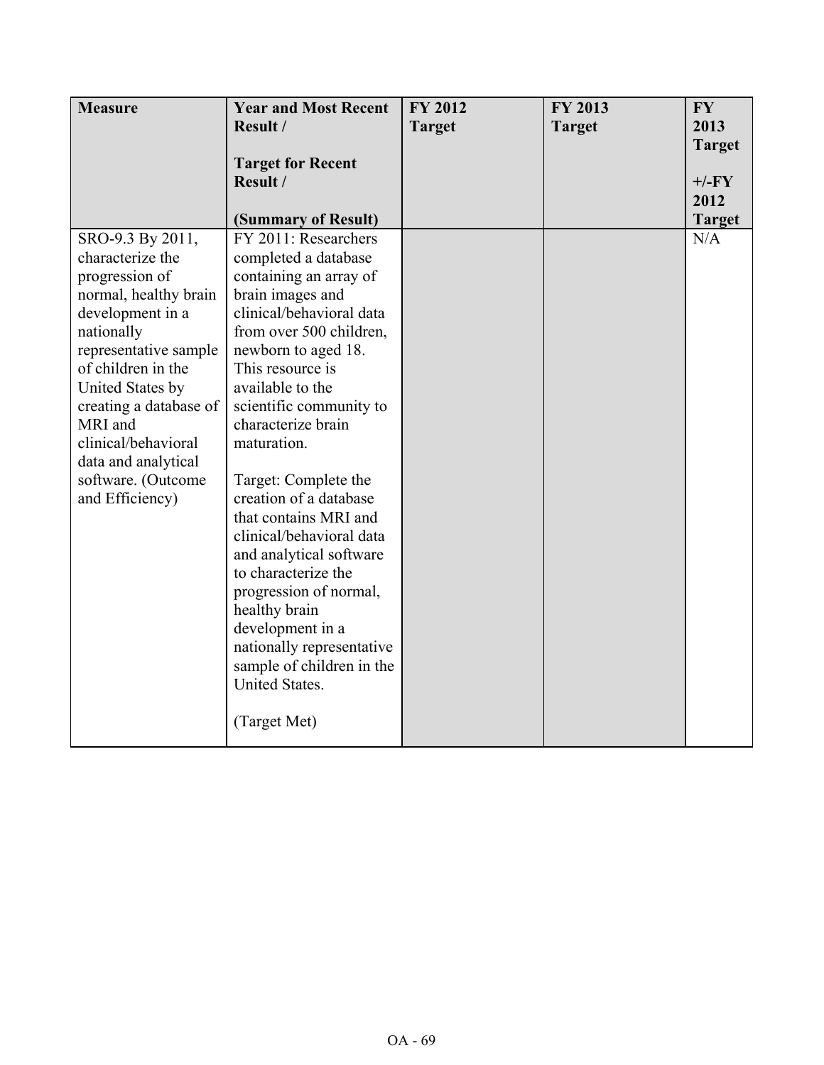| Measure | Year and Most Recent Result / Target for Recent Result / (Summary of Result) | FY 2012 Target | FY 2013 Target | FY 2013 Target +/-FY 2012 Target |
|---|---|---|---|---|
| SRO-9.3 By 2011, characterize the progression of normal, healthy brain development in a nationally representative sample of children in the United States by creating a database of MRI and clinical/behavioral data and analytical software. (Outcome and Efficiency) | FY 2011: Researchers completed a database containing an array of brain images and clinical/behavioral data from over 500 children, newborn to aged 18. This resource is available to the scientific community to characterize brain maturation.<br><br>Target: Complete the creation of a database that contains MRI and clinical/behavioral data and analytical software to characterize the progression of normal, healthy brain development in a nationally representative sample of children in the United States.<br><br>(Target Met) | | | N/A |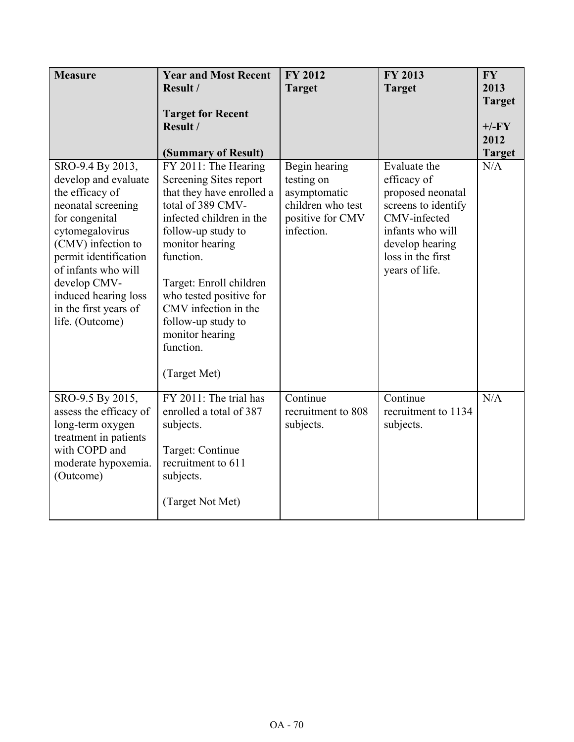| Measure | Year and Most Recent Result / Target for Recent Result / (Summary of Result) | FY 2012 Target | FY 2013 Target | FY 2013 Target +/-FY 2012 Target |
|---|---|---|---|---|
| SRO-9.4 By 2013, develop and evaluate the efficacy of neonatal screening for congenital cytomegalovirus (CMV) infection to permit identification of infants who will develop CMV-induced hearing loss in the first years of life. (Outcome) | FY 2011: The Hearing Screening Sites report that they have enrolled a total of 389 CMV-infected children in the follow-up study to monitor hearing function.<br><br>Target: Enroll children who tested positive for CMV infection in the follow-up study to monitor hearing function.<br><br>(Target Met) | Begin hearing testing on asymptomatic children who test positive for CMV infection. | Evaluate the efficacy of proposed neonatal screens to identify CMV-infected infants who will develop hearing loss in the first years of life. | N/A |
| SRO-9.5 By 2015, assess the efficacy of long-term oxygen treatment in patients with COPD and moderate hypoxemia. (Outcome) | FY 2011: The trial has enrolled a total of 387 subjects.<br><br>Target: Continue recruitment to 611 subjects.<br><br>(Target Not Met) | Continue recruitment to 808 subjects. | Continue recruitment to 1134 subjects. | N/A |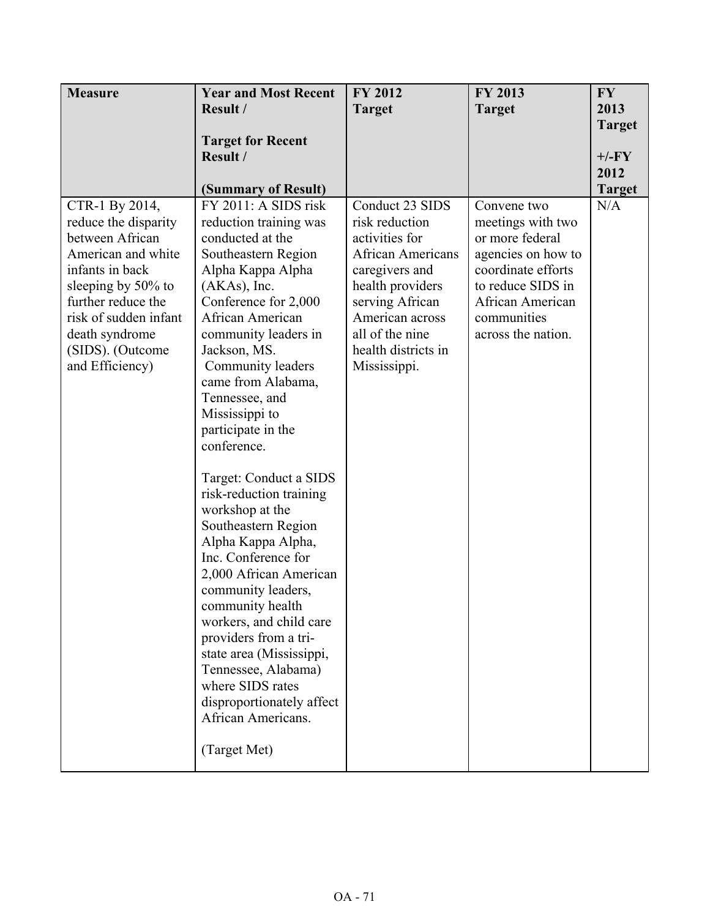| Measure | Year and Most Recent Result / Target for Recent Result / (Summary of Result) | FY 2012 Target | FY 2013 Target | FY 2013 Target +/-FY 2012 Target |
|---|---|---|---|---|
| CTR-1 By 2014, reduce the disparity between African American and white infants in back sleeping by 50% to further reduce the risk of sudden infant death syndrome (SIDS). (Outcome and Efficiency) | FY 2011: A SIDS risk reduction training was conducted at the Southeastern Region Alpha Kappa Alpha (AKAs), Inc. Conference for 2,000 African American community leaders in Jackson, MS. Community leaders came from Alabama, Tennessee, and Mississippi to participate in the conference. <br><br> Target: Conduct a SIDS risk-reduction training workshop at the Southeastern Region Alpha Kappa Alpha, Inc. Conference for 2,000 African American community leaders, community health workers, and child care providers from a tri-state area (Mississippi, Tennessee, Alabama) where SIDS rates disproportionately affect African Americans. <br><br> (Target Met) | Conduct 23 SIDS risk reduction activities for African Americans caregivers and health providers serving African American across all of the nine health districts in Mississippi. | Convene two meetings with two or more federal agencies on how to coordinate efforts to reduce SIDS in African American communities across the nation. | N/A |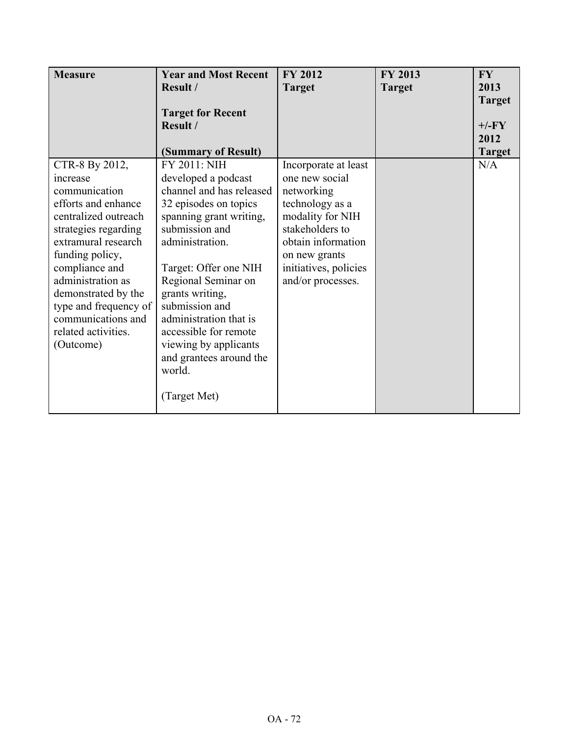| Measure | Year and Most Recent Result / Target for Recent Result / (Summary of Result) | FY 2012 Target | FY 2013 Target | FY 2013 Target +/-FY 2012 Target |
|---|---|---|---|---|
| CTR-8 By 2012, increase communication efforts and enhance centralized outreach strategies regarding extramural research funding policy, compliance and administration as demonstrated by the type and frequency of communications and related activities. (Outcome) | FY 2011: NIH developed a podcast channel and has released 32 episodes on topics spanning grant writing, submission and administration. Target: Offer one NIH Regional Seminar on grants writing, submission and administration that is accessible for remote viewing by applicants and grantees around the world. (Target Met) | Incorporate at least one new social networking technology as a modality for NIH stakeholders to obtain information on new grants initiatives, policies and/or processes. | | N/A |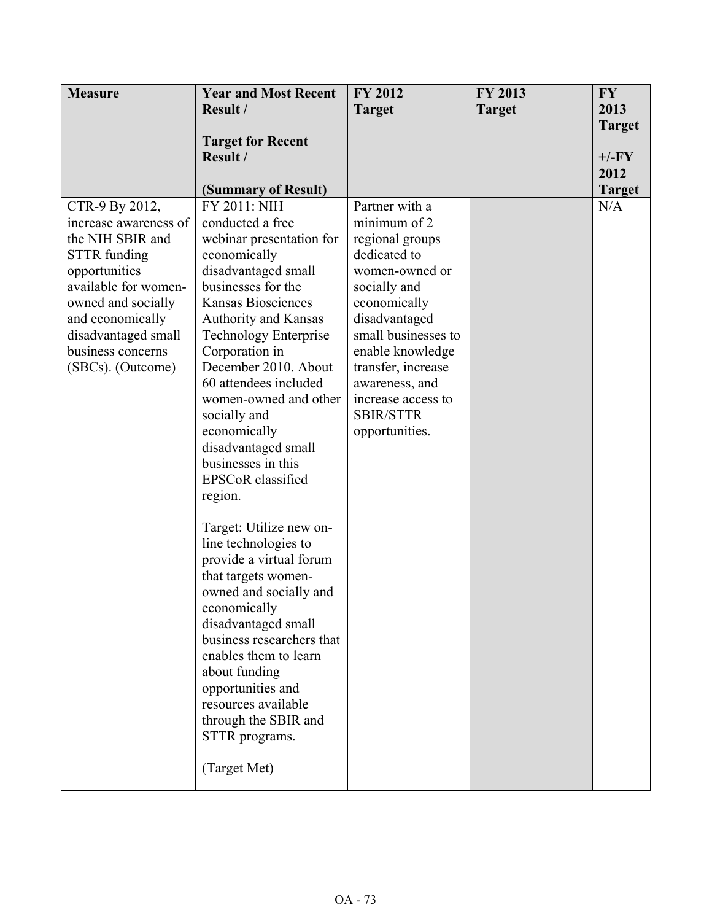| Measure | Year and Most Recent Result / Target for Recent Result / (Summary of Result) | FY 2012 Target | FY 2013 Target | FY 2013 Target +/-FY 2012 Target |
|---|---|---|---|---|
| CTR-9 By 2012, increase awareness of the NIH SBIR and STTR funding opportunities available for women-owned and socially and economically disadvantaged small business concerns (SBCs). (Outcome) | FY 2011: NIH conducted a free webinar presentation for economically disadvantaged small businesses for the Kansas Biosciences Authority and Kansas Technology Enterprise Corporation in December 2010. About 60 attendees included women-owned and other socially and economically disadvantaged small businesses in this EPSCoR classified region.<br><br>Target: Utilize new on-line technologies to provide a virtual forum that targets women-owned and socially and economically disadvantaged small business researchers that enables them to learn about funding opportunities and resources available through the SBIR and STTR programs.<br><br>(Target Met) | Partner with a minimum of 2 regional groups dedicated to women-owned or socially and economically disadvantaged small businesses to enable knowledge transfer, increase awareness, and increase access to SBIR/STTR opportunities. | | N/A |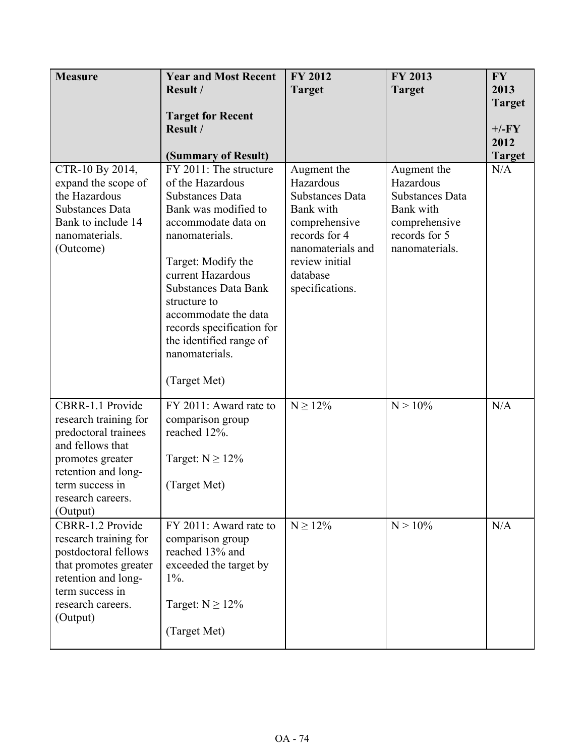| Measure | Year and Most Recent Result /<br><br>Target for Recent Result /<br><br>(Summary of Result) | FY 2012 Target | FY 2013 Target | FY 2013 Target<br><br>+/-FY 2012 Target |
|---|---|---|---|---|
| CTR-10 By 2014, expand the scope of the Hazardous Substances Data Bank to include 14 nanomaterials. (Outcome) | FY 2011: The structure of the Hazardous Substances Data Bank was modified to accommodate data on nanomaterials.<br><br>Target: Modify the current Hazardous Substances Data Bank structure to accommodate the data records specification for the identified range of nanomaterials.<br><br>(Target Met) | Augment the Hazardous Substances Data Bank with comprehensive records for 4 nanomaterials and review initial database specifications. | Augment the Hazardous Substances Data Bank with comprehensive records for 5 nanomaterials. | N/A |
| CBRR-1.1 Provide research training for predoctoral trainees and fellows that promotes greater retention and long-term success in research careers. (Output) | FY 2011: Award rate to comparison group reached 12%.<br><br>Target: $N \geq 12\%$<br><br>(Target Met) | $N \geq 12\%$ | $N > 10\%$ | N/A |
| CBRR-1.2 Provide research training for postdoctoral fellows that promotes greater retention and long-term success in research careers. (Output) | FY 2011: Award rate to comparison group reached 13% and exceeded the target by 1%.<br><br>Target: $N \geq 12\%$<br><br>(Target Met) | $N \geq 12\%$ | $N > 10\%$ | N/A |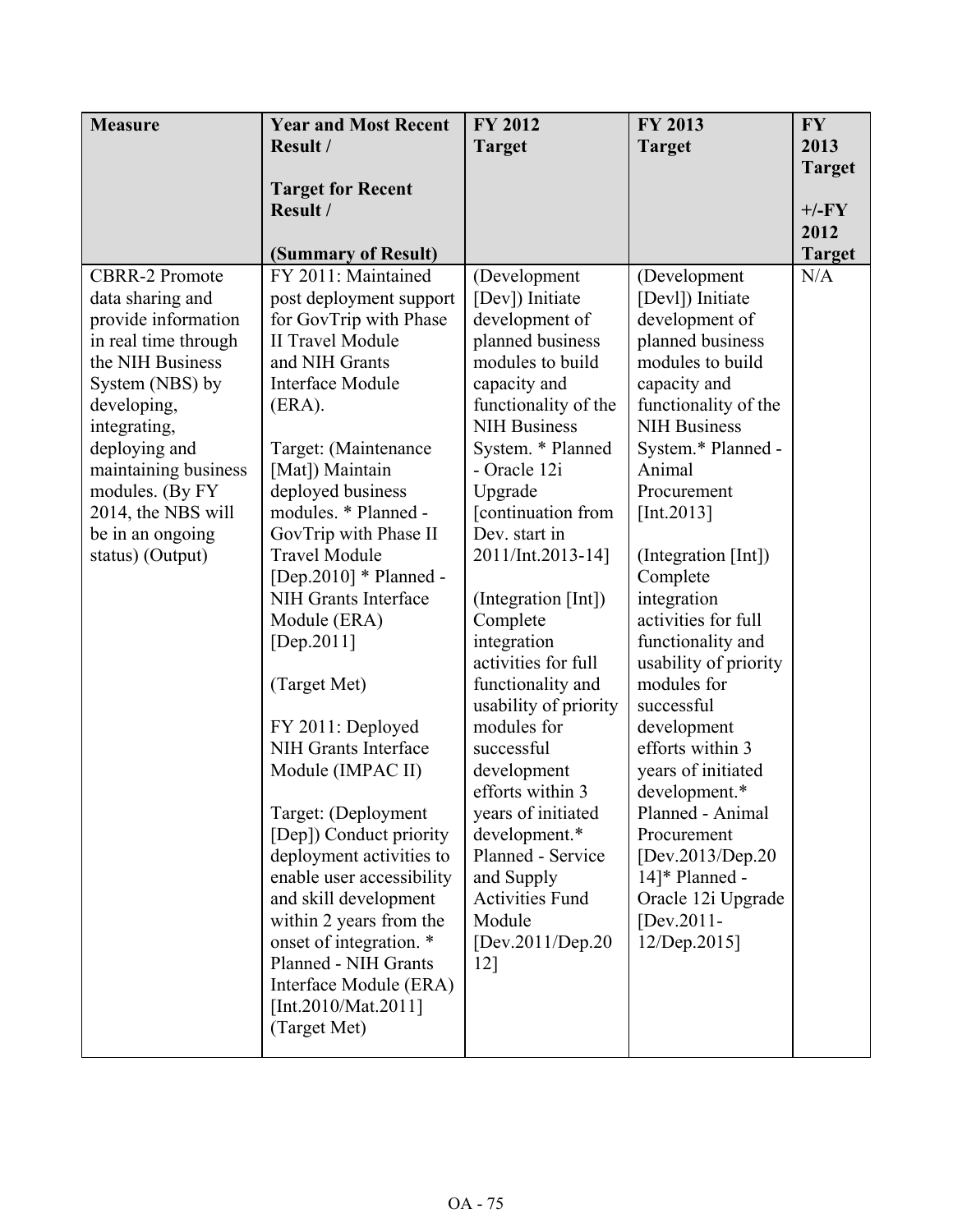| Measure | Year and Most Recent Result / <br><br> Target for Recent Result / <br><br> (Summary of Result) | FY 2012 Target | FY 2013 Target | FY 2013 Target <br><br> +/-FY 2012 Target |
|---|---|---|---|---|
| CBRR-2 Promote data sharing and provide information in real time through the NIH Business System (NBS) by developing, integrating, deploying and maintaining business modules. (By FY 2014, the NBS will be in an ongoing status) (Output) | FY 2011: Maintained post deployment support for GovTrip with Phase II Travel Module and NIH Grants Interface Module (ERA). <br><br> Target: (Maintenance [Mat]) Maintain deployed business modules. * Planned - GovTrip with Phase II Travel Module [Dep.2010] * Planned - NIH Grants Interface Module (ERA) [Dep.2011] <br><br> (Target Met) <br><br> FY 2011: Deployed NIH Grants Interface Module (IMPAC II) <br><br> Target: (Deployment [Dep]) Conduct priority deployment activities to enable user accessibility and skill development within 2 years from the onset of integration. * Planned - NIH Grants Interface Module (ERA) [Int.2010/Mat.2011] (Target Met) | (Development [Dev]) Initiate development of planned business modules to build capacity and functionality of the NIH Business System. * Planned - Oracle 12i Upgrade [continuation from Dev. start in 2011/Int.2013-14] <br><br> (Integration [Int]) Complete integration activities for full functionality and usability of priority modules for successful development efforts within 3 years of initiated development.* Planned - Service and Supply Activities Fund Module [Dev.2011/Dep.2012] | (Development [Devl]) Initiate development of planned business modules to build capacity and functionality of the NIH Business System.* Planned - Animal Procurement [Int.2013] <br><br> (Integration [Int]) Complete integration activities for full functionality and usability of priority modules for successful development efforts within 3 years of initiated development.* Planned - Animal Procurement [Dev.2013/Dep.2014]* Planned - Oracle 12i Upgrade [Dev.2011-12/Dep.2015] | N/A |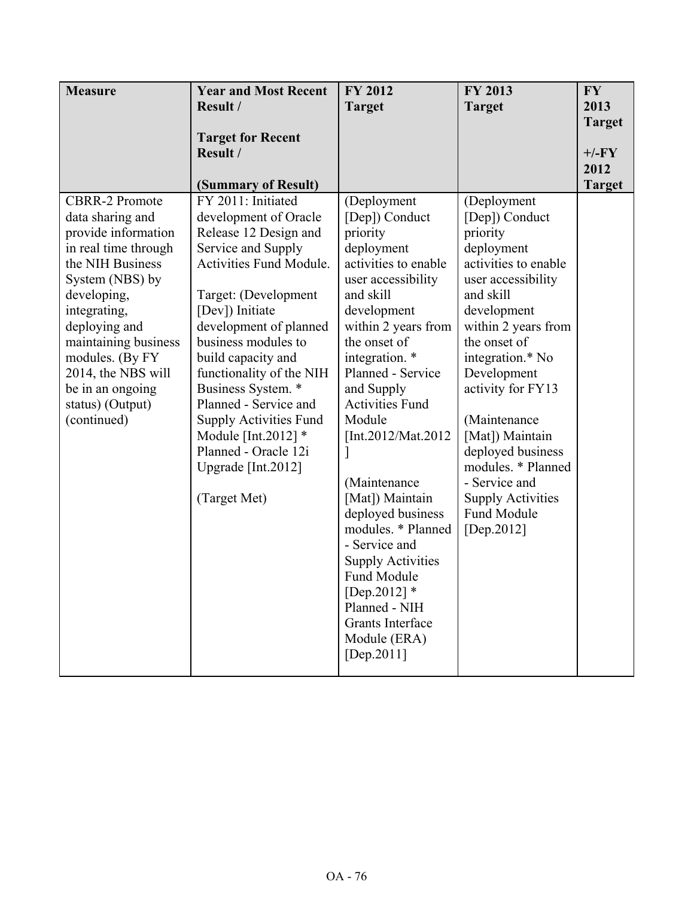| Measure | Year and Most Recent Result / <br><br> Target for Recent Result / <br><br> (Summary of Result) | FY 2012 Target | FY 2013 Target | FY 2013 Target +/-FY 2012 Target |
|---|---|---|---|---|
| CBRR-2 Promote data sharing and provide information in real time through the NIH Business System (NBS) by developing, integrating, deploying and maintaining business modules. (By FY 2014, the NBS will be in an ongoing status) (Output) (continued) | FY 2011: Initiated development of Oracle Release 12 Design and Service and Supply Activities Fund Module. <br><br> Target: (Development [Dev]) Initiate development of planned business modules to build capacity and functionality of the NIH Business System. * Planned - Service and Supply Activities Fund Module [Int.2012] * Planned - Oracle 12i Upgrade [Int.2012] <br><br> (Target Met) | (Deployment [Dep]) Conduct priority deployment activities to enable user accessibility and skill development within 2 years from the onset of integration. * Planned - Service and Supply Activities Fund Module [Int.2012/Mat.2012] <br><br> (Maintenance [Mat]) Maintain deployed business modules. * Planned - Service and Supply Activities Fund Module [Dep.2012] * Planned - NIH Grants Interface Module (ERA) [Dep.2011] | (Deployment [Dep]) Conduct priority deployment activities to enable user accessibility and skill development within 2 years from the onset of integration.* No Development activity for FY13 <br><br> (Maintenance [Mat]) Maintain deployed business modules. * Planned - Service and Supply Activities Fund Module [Dep.2012] | |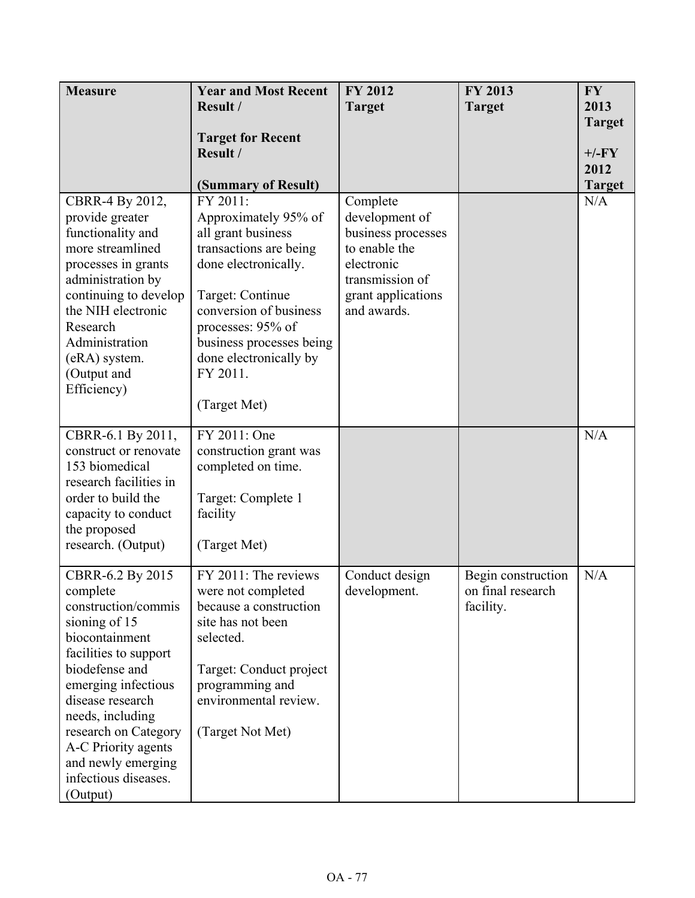| Measure | Year and Most Recent Result / Target for Recent Result / (Summary of Result) | FY 2012 Target | FY 2013 Target | FY 2013 Target +/-FY 2012 Target |
|---|---|---|---|---|
| CBRR-4 By 2012, provide greater functionality and more streamlined processes in grants administration by continuing to develop the NIH electronic Research Administration (eRA) system. (Output and Efficiency) | FY 2011: Approximately 95% of all grant business transactions are being done electronically. Target: Continue conversion of business processes: 95% of business processes being done electronically by FY 2011. (Target Met) | Complete development of business processes to enable the electronic transmission of grant applications and awards. | | N/A |
| CBRR-6.1 By 2011, construct or renovate 153 biomedical research facilities in order to build the capacity to conduct the proposed research. (Output) | FY 2011: One construction grant was completed on time. Target: Complete 1 facility (Target Met) | | | N/A |
| CBRR-6.2 By 2015 complete construction/commissioning of 15 biocontainment facilities to support biodefense and emerging infectious disease research needs, including research on Category A-C Priority agents and newly emerging infectious diseases. (Output) | FY 2011: The reviews were not completed because a construction site has not been selected. Target: Conduct project programming and environmental review. (Target Not Met) | Conduct design development. | Begin construction on final research facility. | N/A |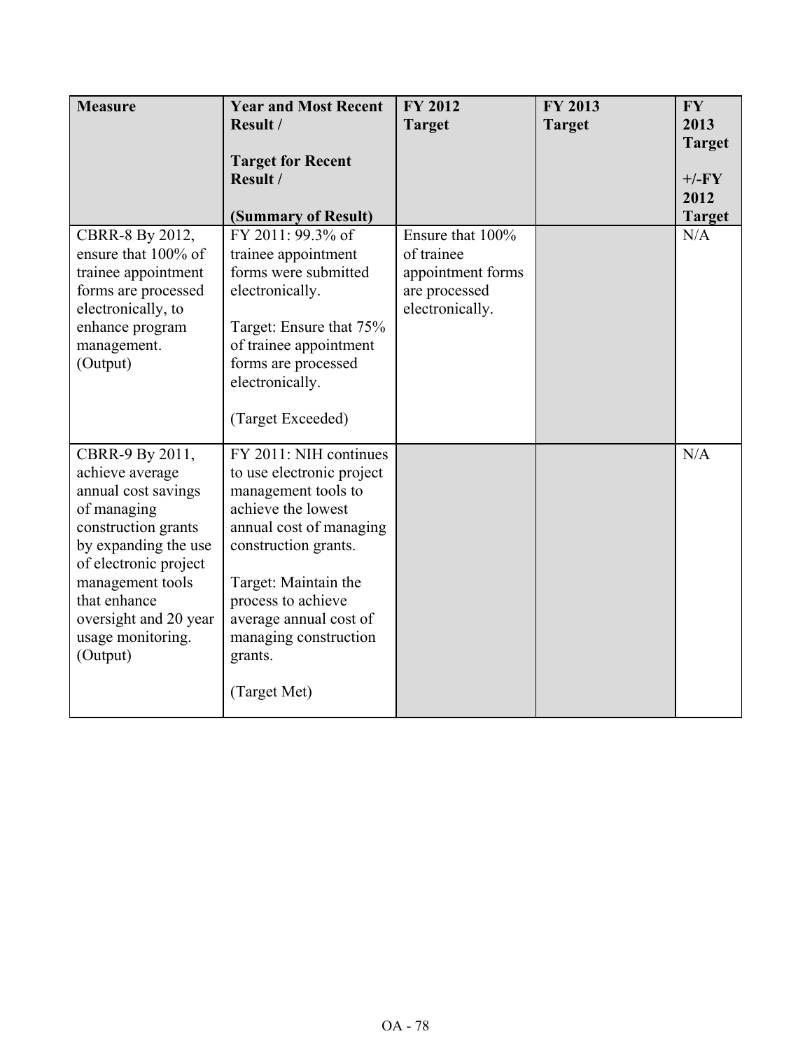| Measure | Year and Most Recent Result / <br><br> Target for Recent Result / <br><br> (Summary of Result) | FY 2012 Target | FY 2013 Target | FY 2013 Target +/-FY 2012 Target |
|---|---|---|---|---|
| CBRR-8 By 2012, ensure that 100% of trainee appointment forms are processed electronically, to enhance program management. (Output) | FY 2011: 99.3% of trainee appointment forms were submitted electronically. <br><br> Target: Ensure that 75% of trainee appointment forms are processed electronically. <br><br> (Target Exceeded) | Ensure that 100% of trainee appointment forms are processed electronically. | | N/A |
| CBRR-9 By 2011, achieve average annual cost savings of managing construction grants by expanding the use of electronic project management tools that enhance oversight and 20 year usage monitoring. (Output) | FY 2011: NIH continues to use electronic project management tools to achieve the lowest annual cost of managing construction grants. <br><br> Target: Maintain the process to achieve average annual cost of managing construction grants. <br><br> (Target Met) | | | N/A |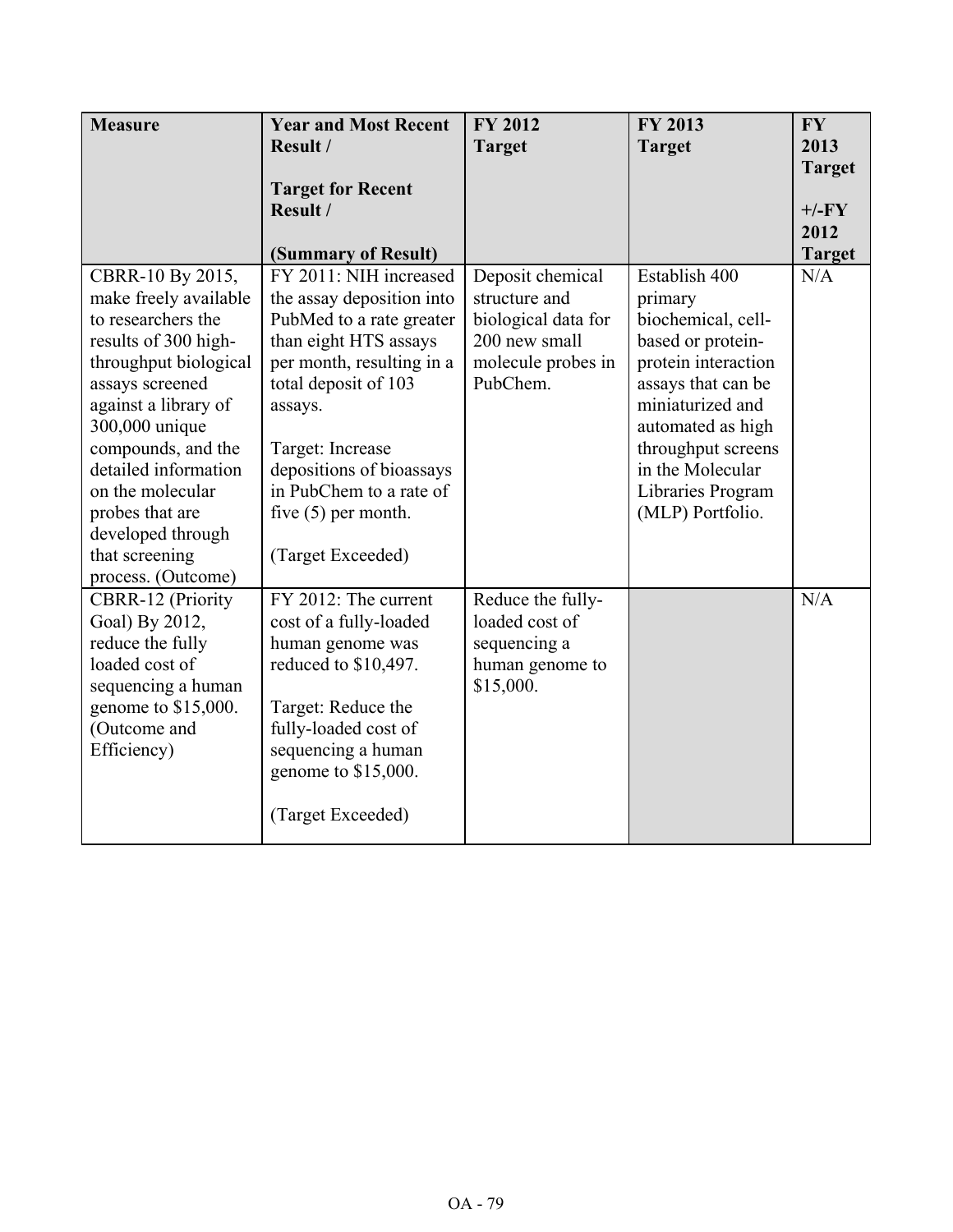| Measure | Year and Most Recent Result / Target for Recent Result / (Summary of Result) | FY 2012 Target | FY 2013 Target | FY 2013 Target +/-FY 2012 Target |
|---|---|---|---|---|
| CBRR-10 By 2015, make freely available to researchers the results of 300 high-throughput biological assays screened against a library of 300,000 unique compounds, and the detailed information on the molecular probes that are developed through that screening process. (Outcome) | FY 2011: NIH increased the assay deposition into PubMed to a rate greater than eight HTS assays per month, resulting in a total deposit of 103 assays. Target: Increase depositions of bioassays in PubChem to a rate of five (5) per month. (Target Exceeded) | Deposit chemical structure and biological data for 200 new small molecule probes in PubChem. | Establish 400 primary biochemical, cell-based or protein-protein interaction assays that can be miniaturized and automated as high throughput screens in the Molecular Libraries Program (MLP) Portfolio. | N/A |
| CBRR-12 (Priority Goal) By 2012, reduce the fully loaded cost of sequencing a human genome to $15,000. (Outcome and Efficiency) | FY 2012: The current cost of a fully-loaded human genome was reduced to $10,497. Target: Reduce the fully-loaded cost of sequencing a human genome to $15,000. (Target Exceeded) | Reduce the fully-loaded cost of sequencing a human genome to $15,000. | | N/A |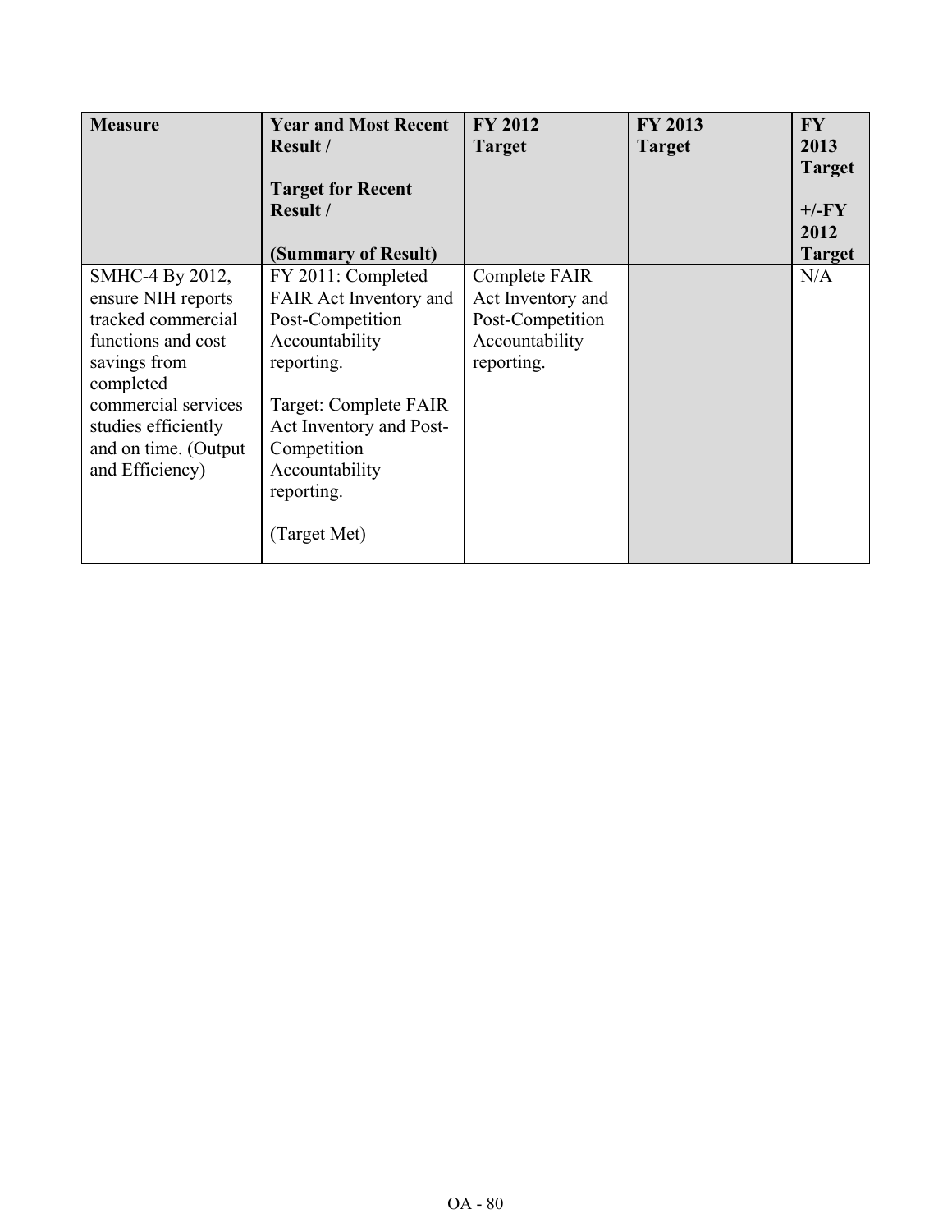| Measure | Year and Most Recent Result / <br><br> Target for Recent Result / <br><br> (Summary of Result) | FY 2012 Target | FY 2013 Target | FY 2013 Target <br><br> +/-FY 2012 Target |
|---|---|---|---|---|
| SMHC-4 By 2012, ensure NIH reports tracked commercial functions and cost savings from completed commercial services studies efficiently and on time. (Output and Efficiency) | FY 2011: Completed FAIR Act Inventory and Post-Competition Accountability reporting. <br><br> Target: Complete FAIR Act Inventory and Post-Competition Accountability reporting. <br><br> (Target Met) | Complete FAIR Act Inventory and Post-Competition Accountability reporting. | | N/A |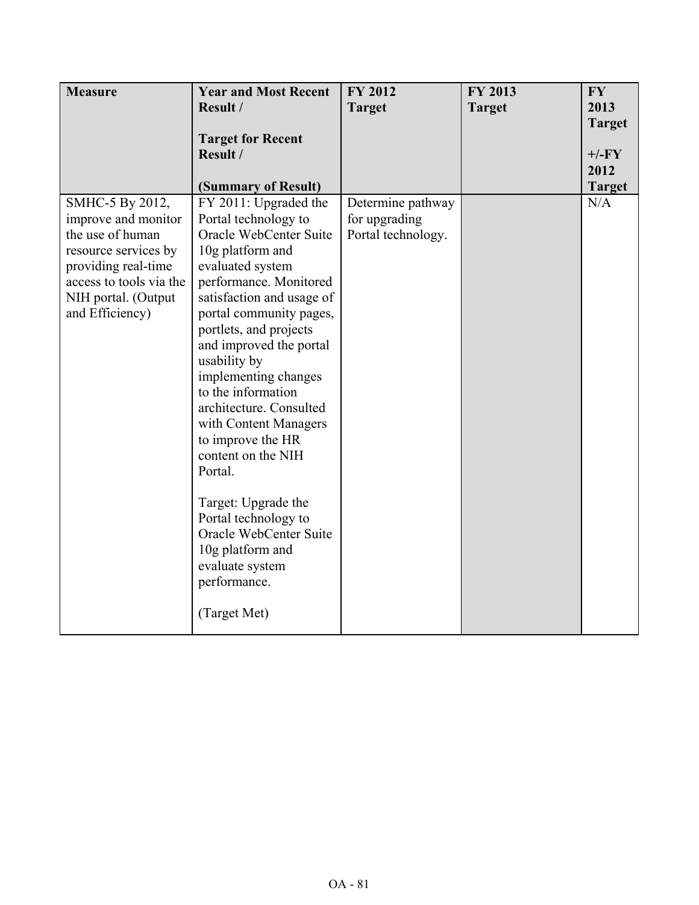| Measure | Year and Most Recent Result / <br><br> Target for Recent Result / <br><br> (Summary of Result) | FY 2012 Target | FY 2013 Target | FY 2013 Target +/-FY 2012 Target |
|---|---|---|---|---|
| SMHC-5 By 2012, improve and monitor the use of human resource services by providing real-time access to tools via the NIH portal. (Output and Efficiency) | FY 2011: Upgraded the Portal technology to Oracle WebCenter Suite 10g platform and evaluated system performance. Monitored satisfaction and usage of portal community pages, portlets, and projects and improved the portal usability by implementing changes to the information architecture. Consulted with Content Managers to improve the HR content on the NIH Portal. <br><br> Target: Upgrade the Portal technology to Oracle WebCenter Suite 10g platform and evaluate system performance. <br><br> (Target Met) | Determine pathway for upgrading Portal technology. | | N/A |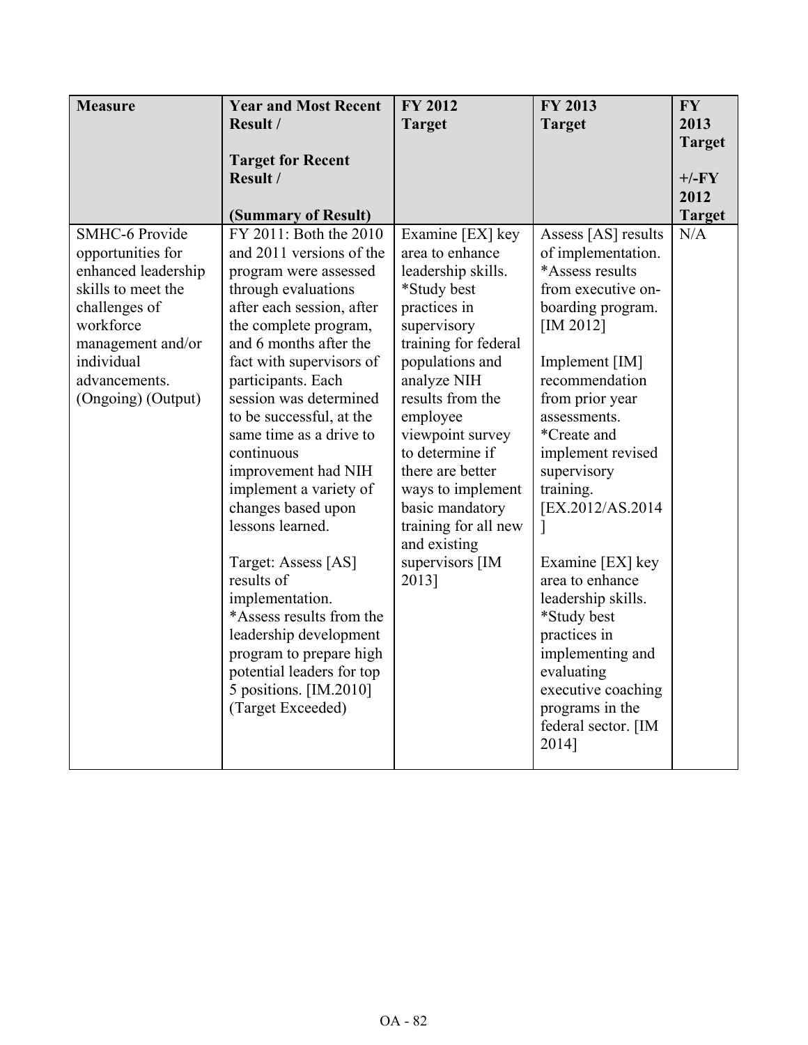| Measure | Year and Most Recent Result / Target for Recent Result / (Summary of Result) | FY 2012 Target | FY 2013 Target | FY 2013 Target +/-FY 2012 Target |
|---|---|---|---|---|
| SMHC-6 Provide opportunities for enhanced leadership skills to meet the challenges of workforce management and/or individual advancements. (Ongoing) (Output) | FY 2011: Both the 2010 and 2011 versions of the program were assessed through evaluations after each session, after the complete program, and 6 months after the fact with supervisors of participants. Each session was determined to be successful, at the same time as a drive to continuous improvement had NIH implement a variety of changes based upon lessons learned.<br><br>Target: Assess [AS] results of implementation. *Assess results from the leadership development program to prepare high potential leaders for top 5 positions. [IM.2010]<br>(Target Exceeded) | Examine [EX] key area to enhance leadership skills. *Study best practices in supervisory training for federal populations and analyze NIH results from the employee viewpoint survey to determine if there are better ways to implement basic mandatory training for all new and existing supervisors [IM 2013] | Assess [AS] results of implementation. *Assess results from executive on-boarding program. [IM 2012]<br><br>Implement [IM] recommendation from prior year assessments. *Create and implement revised supervisory training. [EX.2012/AS.2014 ]<br><br>Examine [EX] key area to enhance leadership skills. *Study best practices in implementing and evaluating executive coaching programs in the federal sector. [IM 2014] | N/A |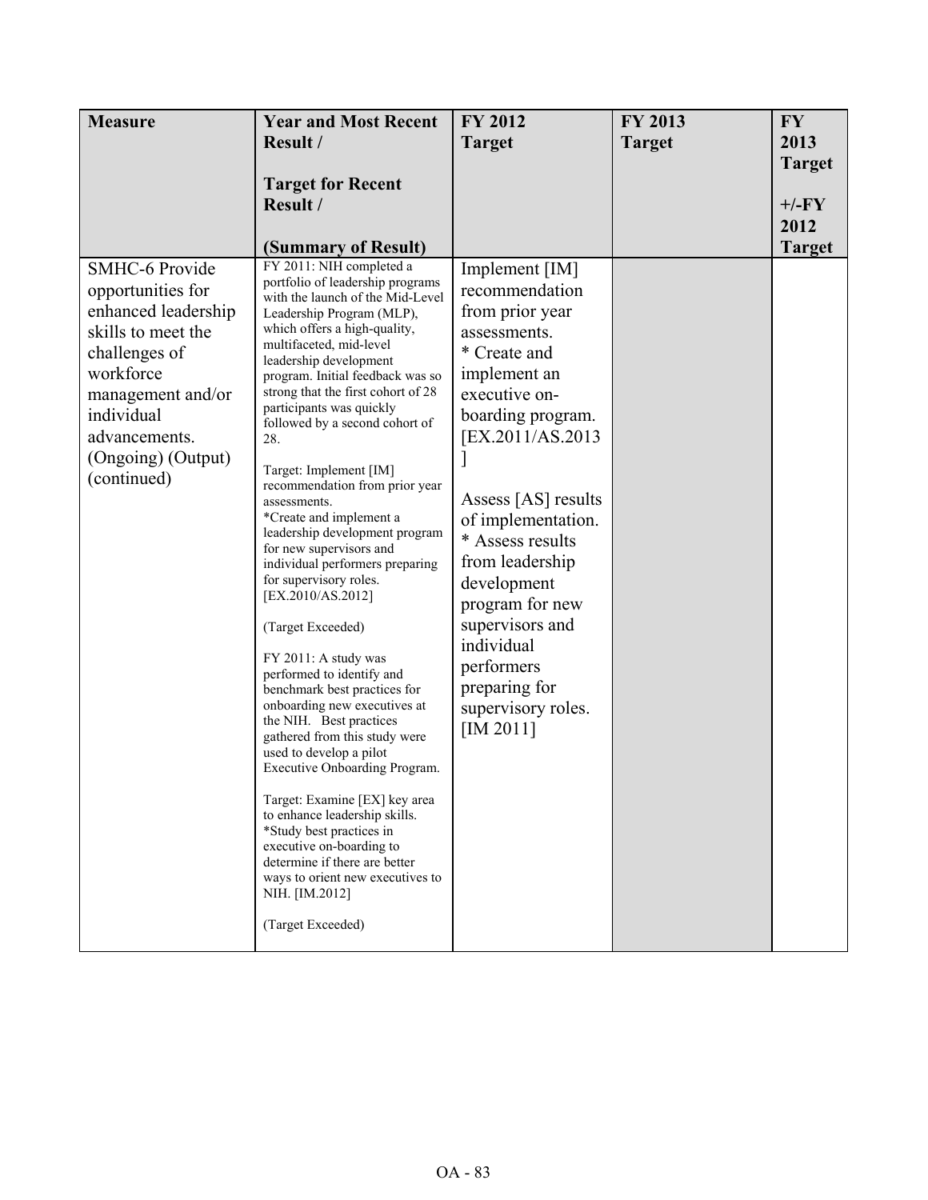| Measure | Year and Most Recent Result / Target for Recent Result / (Summary of Result) | FY 2012 Target | FY 2013 Target | FY 2013 Target +/-FY 2012 Target |
|---|---|---|---|---|
| SMHC-6 Provide opportunities for enhanced leadership skills to meet the challenges of workforce management and/or individual advancements. (Ongoing) (Output) (continued) | FY 2011: NIH completed a portfolio of leadership programs with the launch of the Mid-Level Leadership Program (MLP), which offers a high-quality, multifaceted, mid-level leadership development program. Initial feedback was so strong that the first cohort of 28 participants was quickly followed by a second cohort of 28.<br><br>Target: Implement [IM] recommendation from prior year assessments.<br>*Create and implement a leadership development program for new supervisors and individual performers preparing for supervisory roles. [EX.2010/AS.2012]<br><br>(Target Exceeded)<br><br>FY 2011: A study was performed to identify and benchmark best practices for onboarding new executives at the NIH. Best practices gathered from this study were used to develop a pilot Executive Onboarding Program.<br><br>Target: Examine [EX] key area to enhance leadership skills.<br>*Study best practices in executive on-boarding to determine if there are better ways to orient new executives to NIH. [IM.2012]<br><br>(Target Exceeded) | Implement [IM] recommendation from prior year assessments.<br>* Create and implement an executive on-boarding program. [EX.2011/AS.2013]<br><br>Assess [AS] results of implementation.<br>* Assess results from leadership development program for new supervisors and individual performers preparing for supervisory roles. [IM 2011] | | |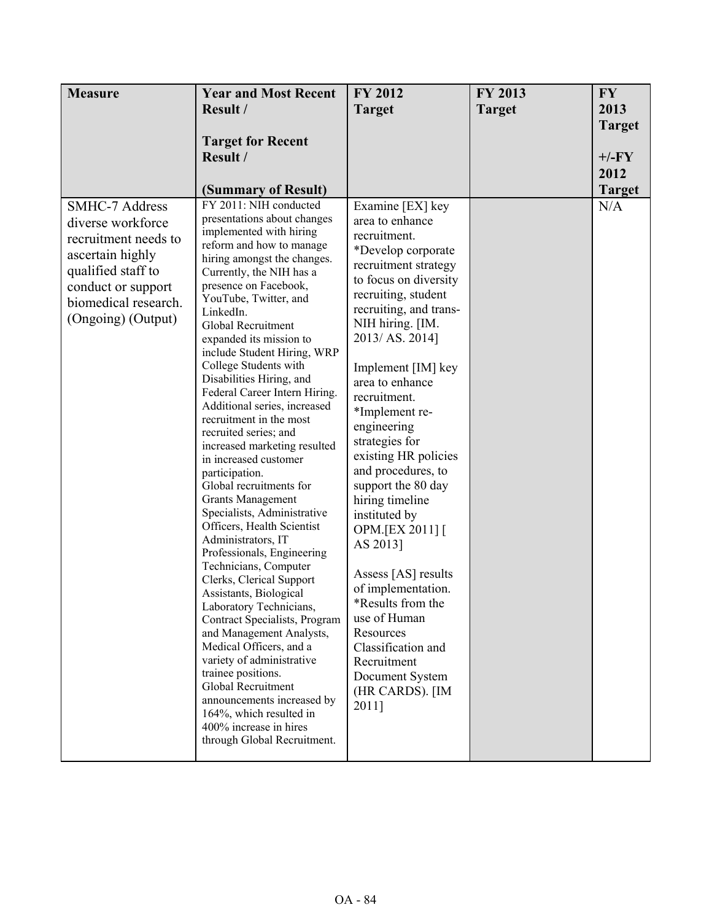| Measure | Year and Most Recent Result / Target for Recent Result / (Summary of Result) | FY 2012 Target | FY 2013 Target | FY 2013 Target +/-FY 2012 Target |
|---|---|---|---|---|
| SMHC-7 Address diverse workforce recruitment needs to ascertain highly qualified staff to conduct or support biomedical research. (Ongoing) (Output) | FY 2011: NIH conducted presentations about changes implemented with hiring reform and how to manage hiring amongst the changes. Currently, the NIH has a presence on Facebook, YouTube, Twitter, and LinkedIn. Global Recruitment expanded its mission to include Student Hiring, WRP College Students with Disabilities Hiring, and Federal Career Intern Hiring. Additional series, increased recruitment in the most recruited series; and increased marketing resulted in increased customer participation. Global recruitments for Grants Management Specialists, Administrative Officers, Health Scientist Administrators, IT Professionals, Engineering Technicians, Computer Clerks, Clerical Support Assistants, Biological Laboratory Technicians, Contract Specialists, Program and Management Analysts, Medical Officers, and a variety of administrative trainee positions. Global Recruitment announcements increased by 164%, which resulted in 400% increase in hires through Global Recruitment. | Examine [EX] key area to enhance recruitment. *Develop corporate recruitment strategy to focus on diversity recruiting, student recruiting, and trans-NIH hiring. [IM. 2013/ AS. 2014] Implement [IM] key area to enhance recruitment. *Implement re-engineering strategies for existing HR policies and procedures, to support the 80 day hiring timeline instituted by OPM.[EX 2011] [ AS 2013] Assess [AS] results of implementation. *Results from the use of Human Resources Classification and Recruitment Document System (HR CARDS). [IM 2011] | | N/A |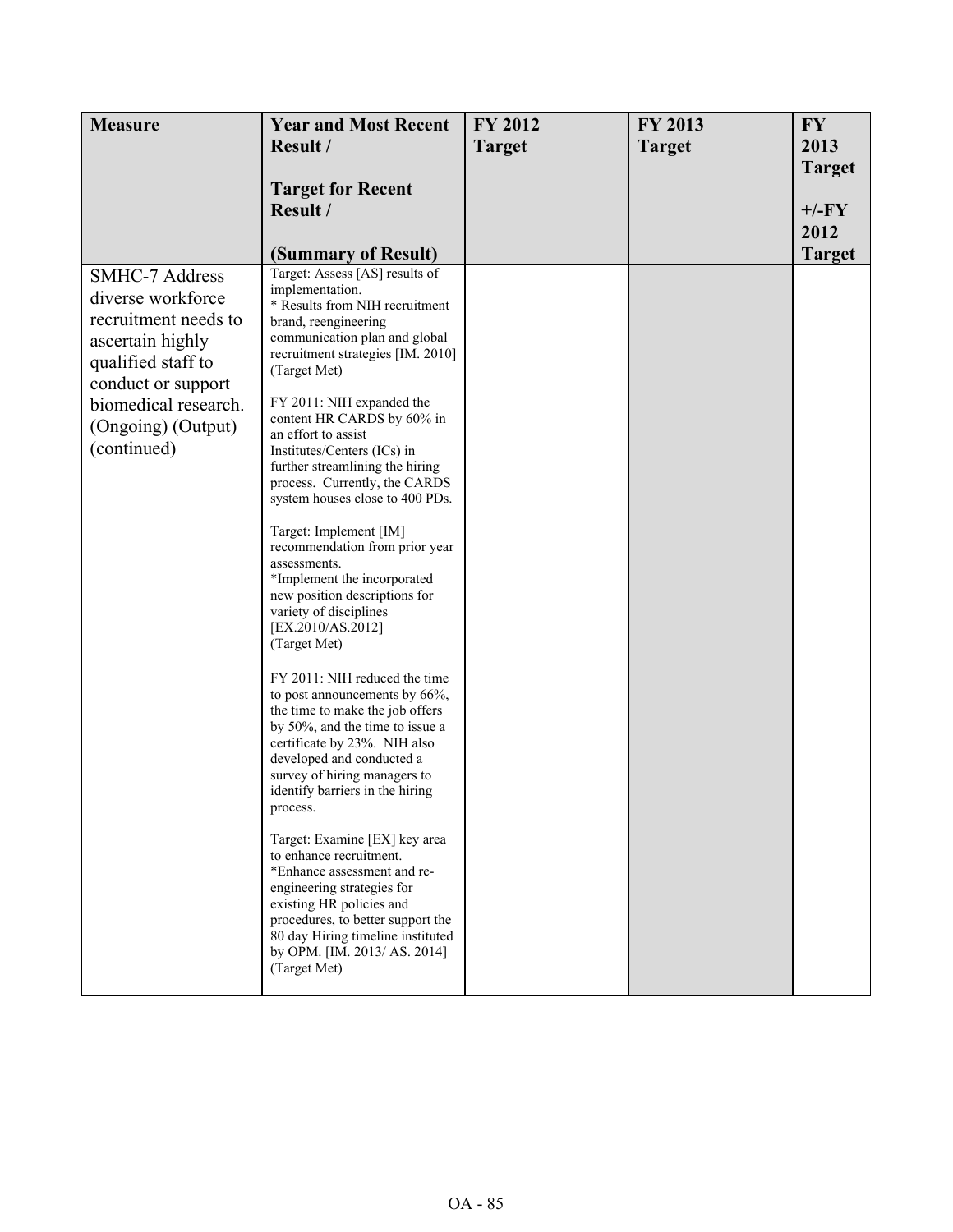| Measure | Year and Most Recent Result / <br><br> Target for Recent Result / <br><br> (Summary of Result) | FY 2012 Target | FY 2013 Target | FY 2013 Target +/-FY 2012 Target |
|---|---|---|---|---|
| SMHC-7 Address diverse workforce recruitment needs to ascertain highly qualified staff to conduct or support biomedical research. (Ongoing) (Output) (continued) | Target: Assess [AS] results of implementation. <br>* Results from NIH recruitment brand, reengineering communication plan and global recruitment strategies [IM. 2010] <br>(Target Met) <br><br> FY 2011: NIH expanded the content HR CARDS by 60% in an effort to assist Institutes/Centers (ICs) in further streamlining the hiring process. Currently, the CARDS system houses close to 400 PDs. <br><br> Target: Implement [IM] recommendation from prior year assessments. <br>*Implement the incorporated new position descriptions for variety of disciplines [EX.2010/AS.2012] <br>(Target Met) <br><br> FY 2011: NIH reduced the time to post announcements by 66%, the time to make the job offers by 50%, and the time to issue a certificate by 23%. NIH also developed and conducted a survey of hiring managers to identify barriers in the hiring process. <br><br> Target: Examine [EX] key area to enhance recruitment. <br>*Enhance assessment and re-engineering strategies for existing HR policies and procedures, to better support the 80 day Hiring timeline instituted by OPM. [IM. 2013/ AS. 2014] <br>(Target Met) | | | |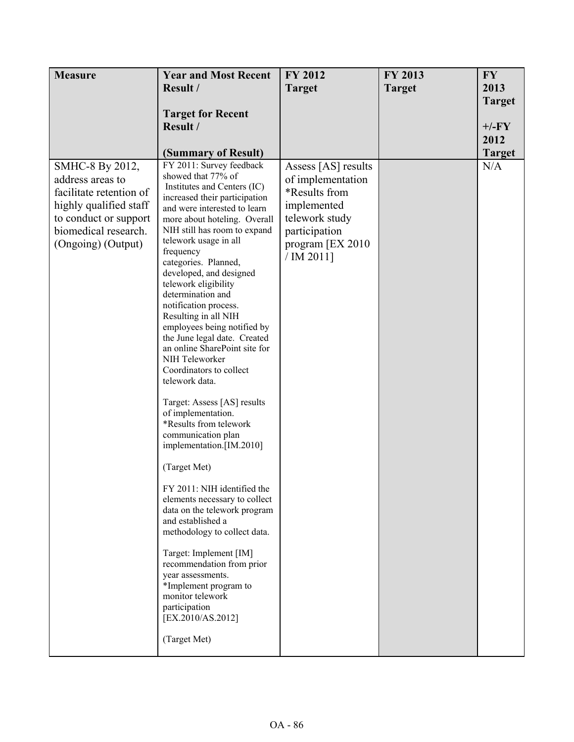| Measure | Year and Most Recent Result / Target for Recent Result / (Summary of Result) | FY 2012 Target | FY 2013 Target | FY 2013 Target +/-FY 2012 Target |
|---|---|---|---|---|
| SMHC-8 By 2012, address areas to facilitate retention of highly qualified staff to conduct or support biomedical research. (Ongoing) (Output) | FY 2011: Survey feedback showed that 77% of Institutes and Centers (IC) increased their participation and were interested to learn more about hoteling. Overall NIH still has room to expand telework usage in all frequency categories. Planned, developed, and designed telework eligibility determination and notification process. Resulting in all NIH employees being notified by the June legal date. Created an online SharePoint site for NIH Teleworker Coordinators to collect telework data.<br><br>Target: Assess [AS] results of implementation. *Results from telework communication plan implementation.[IM.2010]<br><br>(Target Met)<br><br>FY 2011: NIH identified the elements necessary to collect data on the telework program and established a methodology to collect data.<br><br>Target: Implement [IM] recommendation from prior year assessments. *Implement program to monitor telework participation [EX.2010/AS.2012]<br><br>(Target Met) | Assess [AS] results of implementation *Results from implemented telework study participation program [EX 2010 / IM 2011] | | N/A |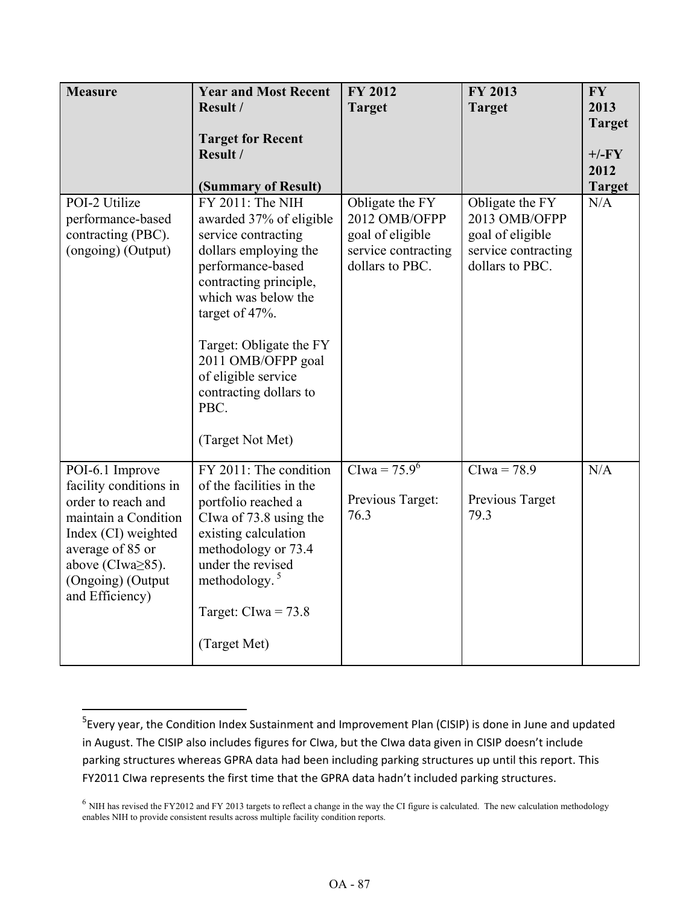| Measure | Year and Most Recent Result / Target for Recent Result / (Summary of Result) | FY 2012 Target | FY 2013 Target | FY 2013 Target +/-FY 2012 Target |
|---|---|---|---|---|
| POI-2 Utilize performance-based contracting (PBC). (ongoing) (Output) | FY 2011: The NIH awarded 37% of eligible service contracting dollars employing the performance-based contracting principle, which was below the target of 47%. Target: Obligate the FY 2011 OMB/OFPP goal of eligible service contracting dollars to PBC. (Target Not Met) | Obligate the FY 2012 OMB/OFPP goal of eligible service contracting dollars to PBC. | Obligate the FY 2013 OMB/OFPP goal of eligible service contracting dollars to PBC. | N/A |
| POI-6.1 Improve facility conditions in order to reach and maintain a Condition Index (CI) weighted average of 85 or above (CIwa≥85). (Ongoing) (Output and Efficiency) | FY 2011: The condition of the facilities in the portfolio reached a CIwa of 73.8 using the existing calculation methodology or 73.4 under the revised methodology. [5] Target: CIwa = 73.8 (Target Met) | CIwa = 75.9[6] Previous Target: 76.3 | CIwa = 78.9 Previous Target 79.3 | N/A |

[5] Every year, the Condition Index Sustainment and Improvement Plan (CISIP) is done in June and updated in August. The CISIP also includes figures for CIwa, but the CIwa data given in CISIP doesn't include parking structures whereas GPRA data had been including parking structures up until this report. This FY2011 CIwa represents the first time that the GPRA data hadn't included parking structures.

[6] NIH has revised the FY2012 and FY 2013 targets to reflect a change in the way the CI figure is calculated. The new calculation methodology enables NIH to provide consistent results across multiple facility condition reports.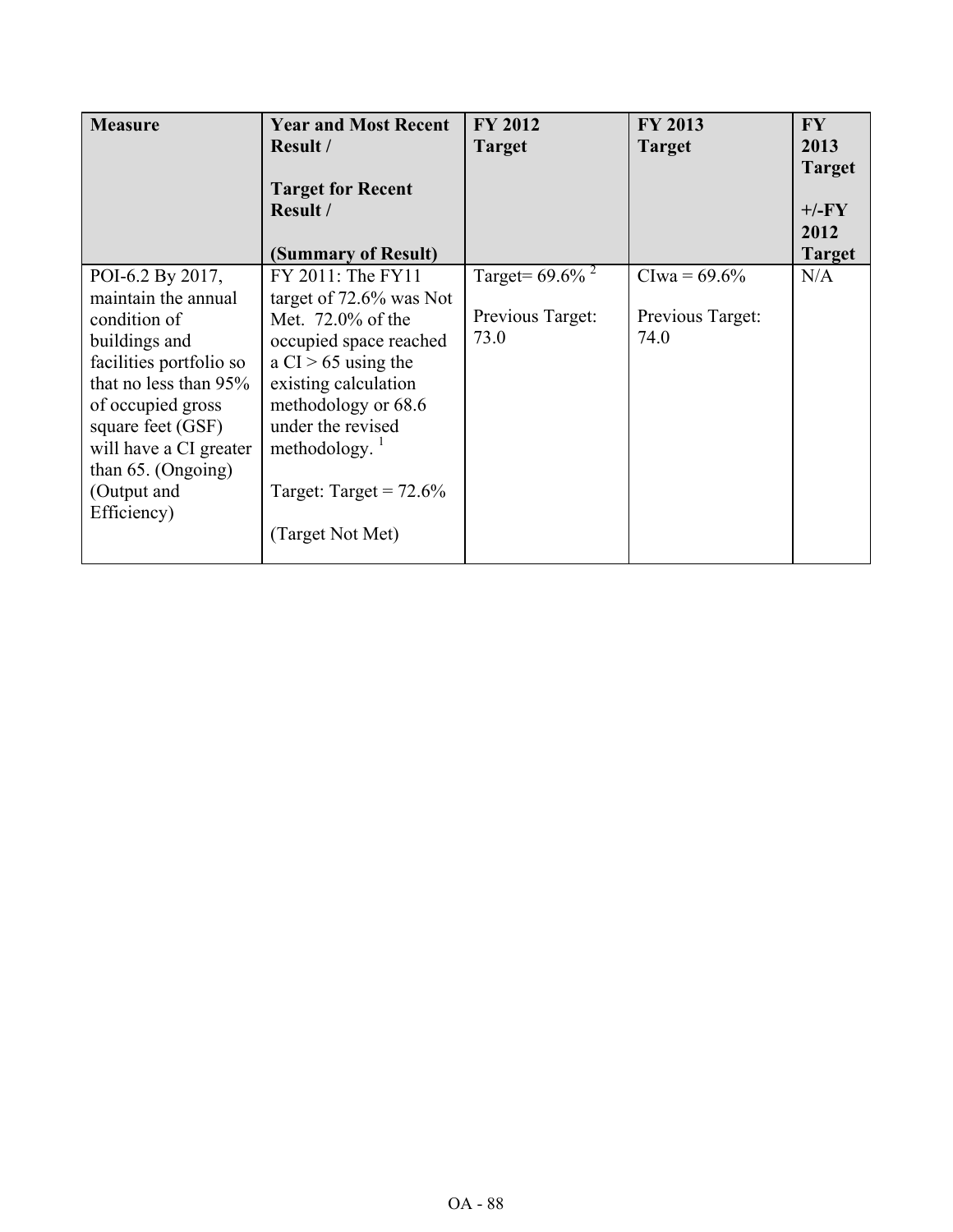| Measure | Year and Most Recent Result / Target for Recent Result / (Summary of Result) | FY 2012 Target | FY 2013 Target | FY 2013 Target +/-FY 2012 Target |
|---|---|---|---|---|
| POI-6.2 By 2017, maintain the annual condition of buildings and facilities portfolio so that no less than 95% of occupied gross square feet (GSF) will have a CI greater than 65. (Ongoing) (Output and Efficiency) | FY 2011: The FY11 target of 72.6% was Not Met. 72.0% of the occupied space reached a CI > 65 using the existing calculation methodology or 68.6 under the revised methodology. [1]<br><br>Target: Target = 72.6%<br><br>(Target Not Met) | Target= 69.6% [2]<br><br>Previous Target: 73.0 | CIwa = 69.6%<br><br>Previous Target: 74.0 | N/A |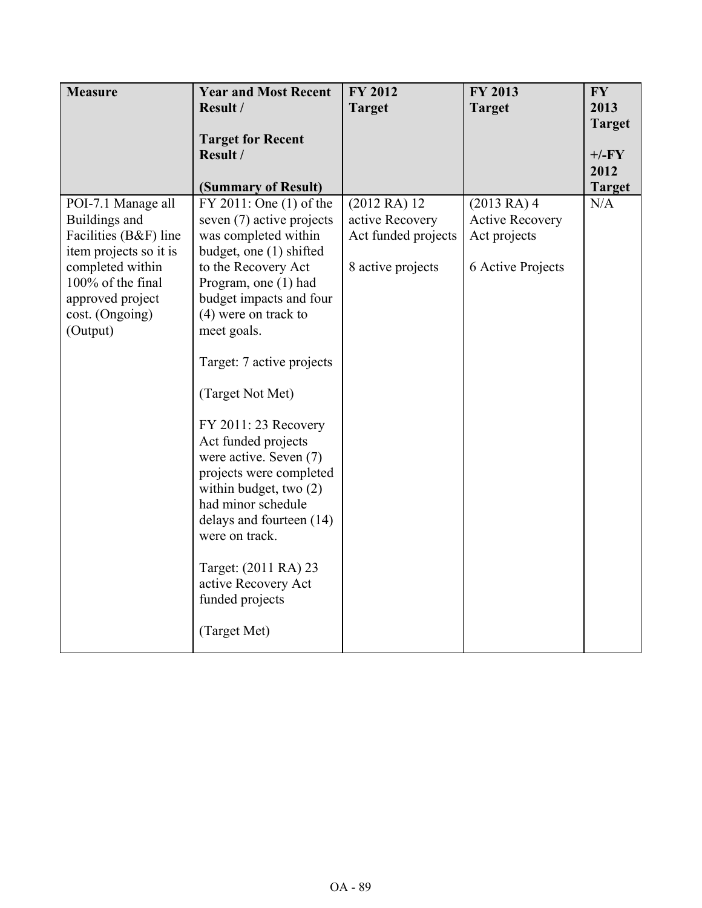| Measure | Year and Most Recent Result / Target for Recent Result / (Summary of Result) | FY 2012 Target | FY 2013 Target | FY 2013 Target +/-FY 2012 Target |
|---|---|---|---|---|
| POI-7.1 Manage all Buildings and Facilities (B&F) line item projects so it is completed within 100% of the final approved project cost. (Ongoing) (Output) | FY 2011: One (1) of the seven (7) active projects was completed within budget, one (1) shifted to the Recovery Act Program, one (1) had budget impacts and four (4) were on track to meet goals.<br><br>Target: 7 active projects<br><br>(Target Not Met)<br><br>FY 2011: 23 Recovery Act funded projects were active. Seven (7) projects were completed within budget, two (2) had minor schedule delays and fourteen (14) were on track.<br><br>Target: (2011 RA) 23 active Recovery Act funded projects<br><br>(Target Met) | (2012 RA) 12 active Recovery Act funded projects<br><br>8 active projects | (2013 RA) 4 Active Recovery Act projects<br><br>6 Active Projects | N/A |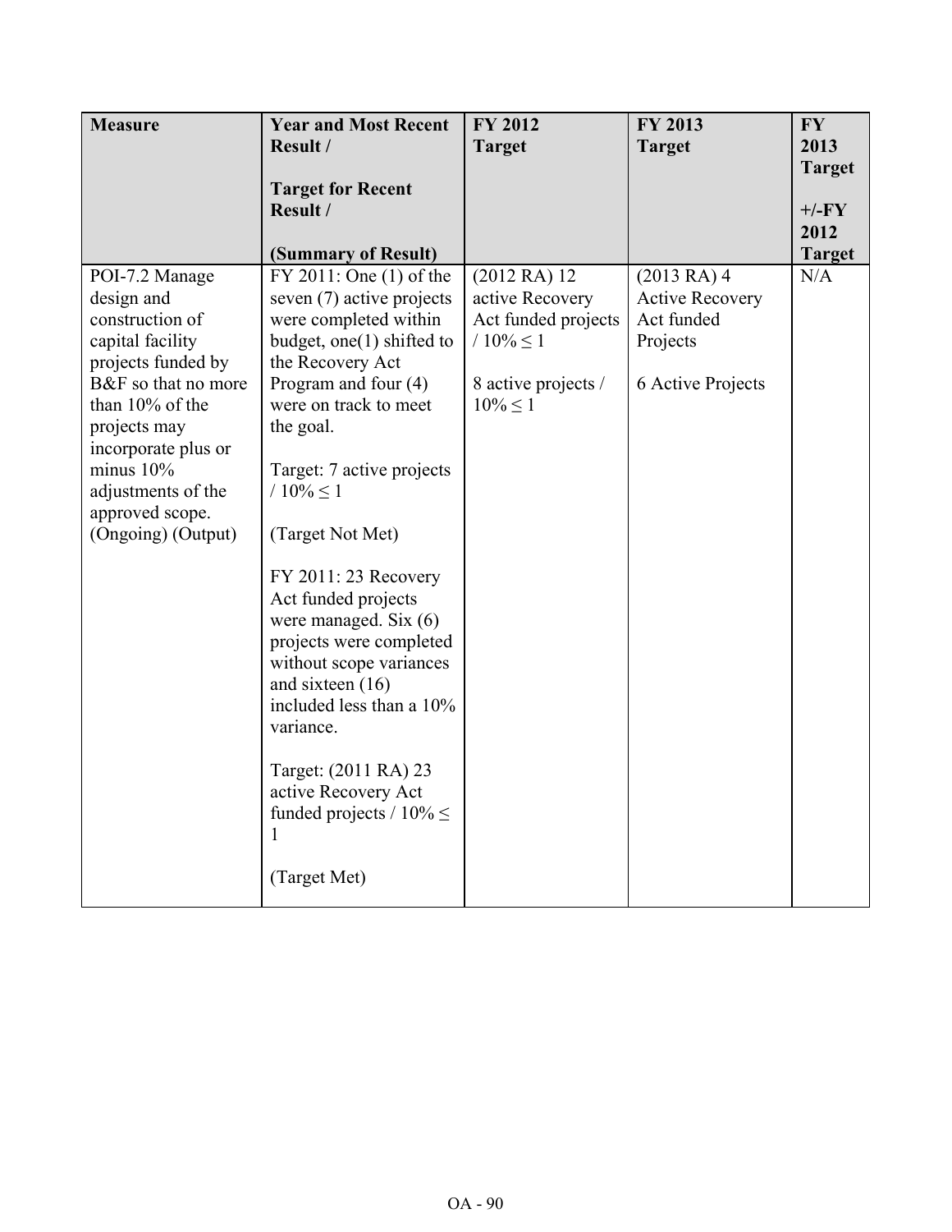| Measure | Year and Most Recent Result / <br><br> Target for Recent Result / <br><br> (Summary of Result) | FY 2012 Target | FY 2013 Target | FY 2013 Target <br><br> +/-FY 2012 Target |
|---|---|---|---|---|
| POI-7.2 Manage design and construction of capital facility projects funded by B&F so that no more than 10% of the projects may incorporate plus or minus 10% adjustments of the approved scope. (Ongoing) (Output) | FY 2011: One (1) of the seven (7) active projects were completed within budget, one(1) shifted to the Recovery Act Program and four (4) were on track to meet the goal. <br><br> Target: 7 active projects / 10% ≤ 1 <br><br> (Target Not Met) <br><br> FY 2011: 23 Recovery Act funded projects were managed. Six (6) projects were completed without scope variances and sixteen (16) included less than a 10% variance. <br><br> Target: (2011 RA) 23 active Recovery Act funded projects / 10% ≤ 1 <br><br> (Target Met) | (2012 RA) 12 active Recovery Act funded projects / 10% ≤ 1 <br><br> 8 active projects / 10% ≤ 1 | (2013 RA) 4 Active Recovery Act funded Projects <br><br> 6 Active Projects | N/A |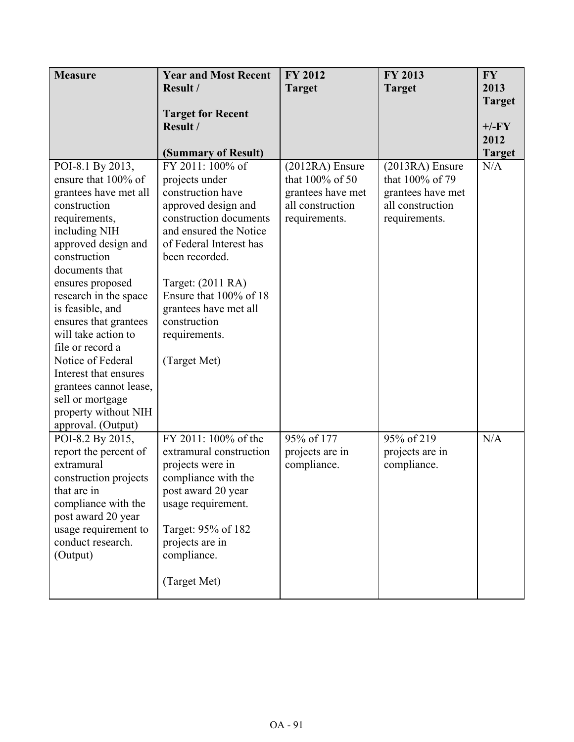| Measure | Year and Most Recent Result / <br><br> Target for Recent Result / <br><br> (Summary of Result) | FY 2012 Target | FY 2013 Target | FY 2013 Target +/-FY 2012 Target |
|---|---|---|---|---|
| POI-8.1 By 2013, ensure that 100% of grantees have met all construction requirements, including NIH approved design and construction documents that ensures proposed research in the space is feasible, and ensures that grantees will take action to file or record a Notice of Federal Interest that ensures grantees cannot lease, sell or mortgage property without NIH approval. (Output) | FY 2011: 100% of projects under construction have approved design and construction documents and ensured the Notice of Federal Interest has been recorded. <br><br> Target: (2011 RA) Ensure that 100% of 18 grantees have met all construction requirements. <br><br> (Target Met) | (2012RA) Ensure that 100% of 50 grantees have met all construction requirements. | (2013RA) Ensure that 100% of 79 grantees have met all construction requirements. | N/A |
| POI-8.2 By 2015, report the percent of extramural construction projects that are in compliance with the post award 20 year usage requirement to conduct research. (Output) | FY 2011: 100% of the extramural construction projects were in compliance with the post award 20 year usage requirement. <br><br> Target: 95% of 182 projects are in compliance. <br><br> (Target Met) | 95% of 177 projects are in compliance. | 95% of 219 projects are in compliance. | N/A |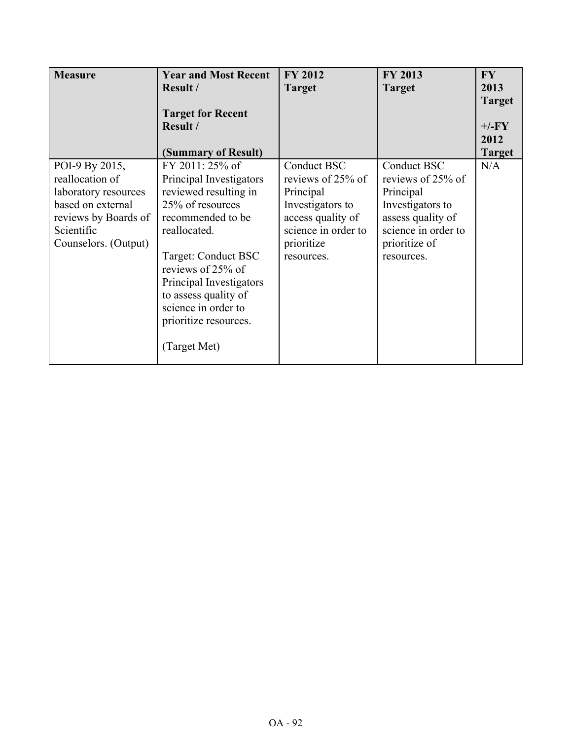| Measure | Year and Most Recent Result / <br><br> Target for Recent Result / <br><br> (Summary of Result) | FY 2012 Target | FY 2013 Target | FY 2013 Target <br><br> +/-FY 2012 Target |
|---|---|---|---|---|
| POI-9 By 2015, reallocation of laboratory resources based on external reviews by Boards of Scientific Counselors. (Output) | FY 2011: 25% of Principal Investigators reviewed resulting in 25% of resources recommended to be reallocated. <br><br> Target: Conduct BSC reviews of 25% of Principal Investigators to assess quality of science in order to prioritize resources. <br><br> (Target Met) | Conduct BSC reviews of 25% of Principal Investigators to access quality of science in order to prioritize resources. | Conduct BSC reviews of 25% of Principal Investigators to assess quality of science in order to prioritize of resources. | N/A |